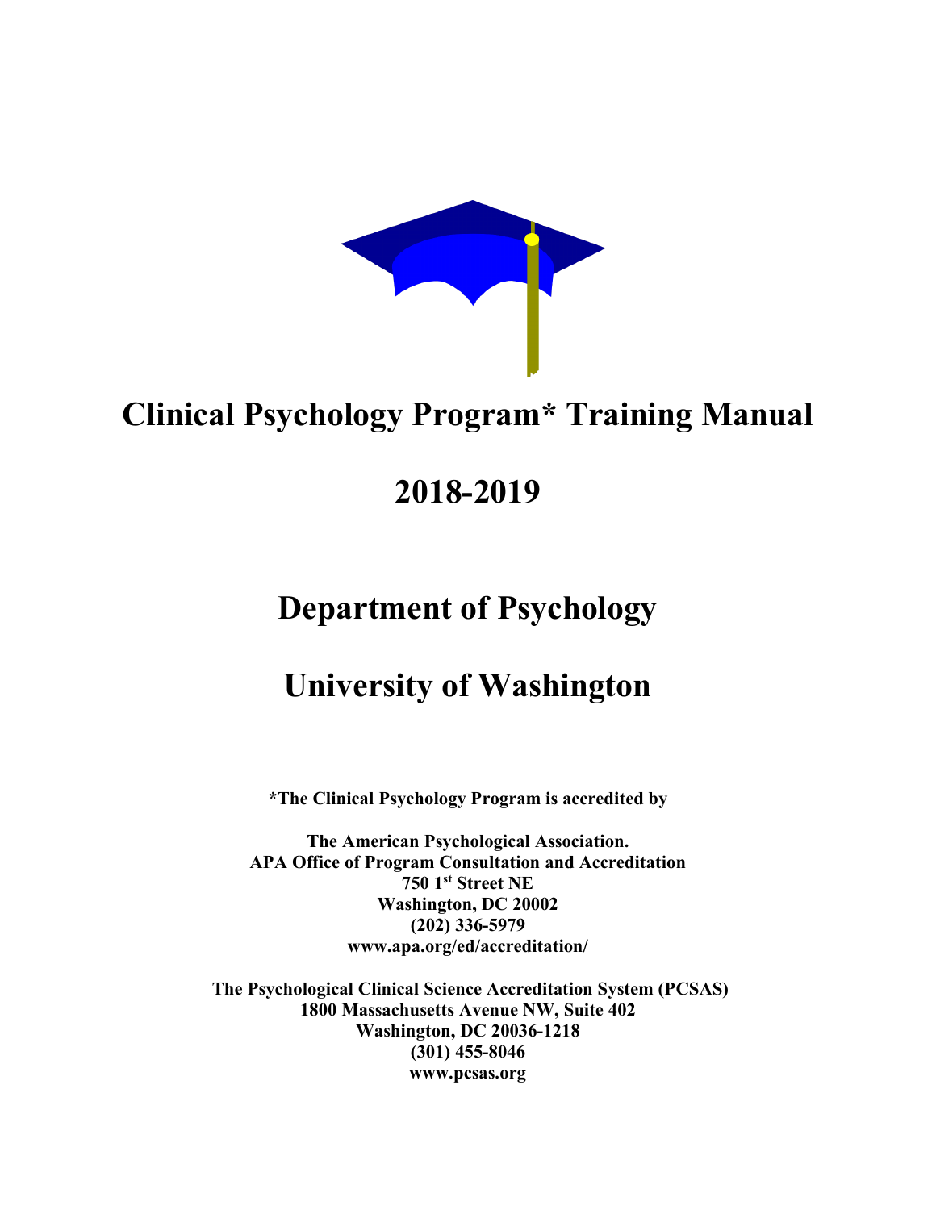# Clinical Psychology Program* Training Manual

# 2018-2019

# Department of Psychology

# University of Washington

**\*The Clinical Psychology Program is accredited by**

**The American Psychological Association.**
**APA Office of Program Consultation and Accreditation**
**750 1st Street NE**
**Washington, DC 20002**
**(202) 336-5979**
**www.apa.org/ed/accreditation/**

**The Psychological Clinical Science Accreditation System (PCSAS)**
**1800 Massachusetts Avenue NW, Suite 402**
**Washington, DC 20036-1218**
**(301) 455-8046**
**www.pcsas.org**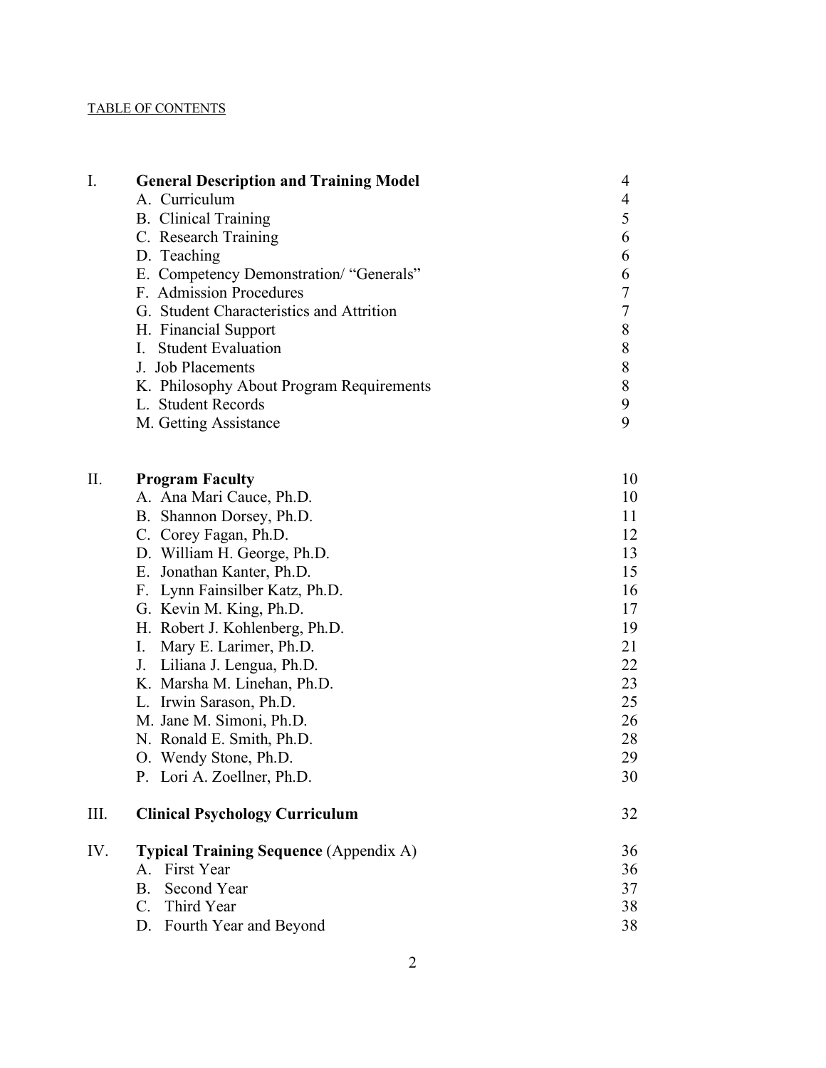TABLE OF CONTENTS

| | | |
|---|---|---|
| I. | **General Description and Training Model** | 4 |
| | A. Curriculum | 4 |
| | B. Clinical Training | 5 |
| | C. Research Training | 6 |
| | D. Teaching | 6 |
| | E. Competency Demonstration/ "Generals" | 6 |
| | F. Admission Procedures | 7 |
| | G. Student Characteristics and Attrition | 7 |
| | H. Financial Support | 8 |
| | I. Student Evaluation | 8 |
| | J. Job Placements | 8 |
| | K. Philosophy About Program Requirements | 8 |
| | L. Student Records | 9 |
| | M. Getting Assistance | 9 |
| II. | **Program Faculty** | 10 |
| | A. Ana Mari Cauce, Ph.D. | 10 |
| | B. Shannon Dorsey, Ph.D. | 11 |
| | C. Corey Fagan, Ph.D. | 12 |
| | D. William H. George, Ph.D. | 13 |
| | E. Jonathan Kanter, Ph.D. | 15 |
| | F. Lynn Fainsilber Katz, Ph.D. | 16 |
| | G. Kevin M. King, Ph.D. | 17 |
| | H. Robert J. Kohlenberg, Ph.D. | 19 |
| | I. Mary E. Larimer, Ph.D. | 21 |
| | J. Liliana J. Lengua, Ph.D. | 22 |
| | K. Marsha M. Linehan, Ph.D. | 23 |
| | L. Irwin Sarason, Ph.D. | 25 |
| | M. Jane M. Simoni, Ph.D. | 26 |
| | N. Ronald E. Smith, Ph.D. | 28 |
| | O. Wendy Stone, Ph.D. | 29 |
| | P. Lori A. Zoellner, Ph.D. | 30 |
| III. | **Clinical Psychology Curriculum** | 32 |
| IV. | **Typical Training Sequence** (Appendix A) | 36 |
| | A. First Year | 36 |
| | B. Second Year | 37 |
| | C. Third Year | 38 |
| | D. Fourth Year and Beyond | 38 |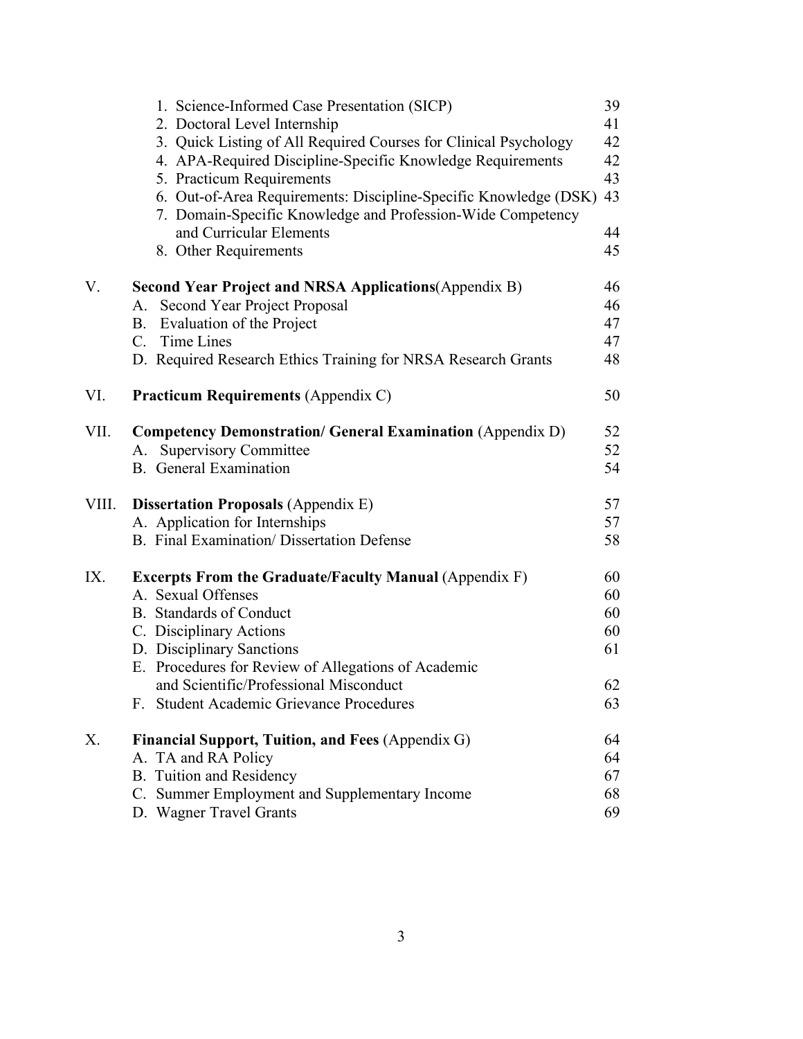| | | |
|---|---|---|
| | 1. Science-Informed Case Presentation (SICP) | 39 |
| | 2. Doctoral Level Internship | 41 |
| | 3. Quick Listing of All Required Courses for Clinical Psychology | 42 |
| | 4. APA-Required Discipline-Specific Knowledge Requirements | 42 |
| | 5. Practicum Requirements | 43 |
| | 6. Out-of-Area Requirements: Discipline-Specific Knowledge (DSK) | 43 |
| | 7. Domain-Specific Knowledge and Profession-Wide Competency and Curricular Elements | 44 |
| | 8. Other Requirements | 45 |
| V. | **Second Year Project and NRSA Applications**(Appendix B) | 46 |
| | A. Second Year Project Proposal | 46 |
| | B. Evaluation of the Project | 47 |
| | C. Time Lines | 47 |
| | D. Required Research Ethics Training for NRSA Research Grants | 48 |
| VI. | **Practicum Requirements** (Appendix C) | 50 |
| VII. | **Competency Demonstration/ General Examination** (Appendix D) | 52 |
| | A. Supervisory Committee | 52 |
| | B. General Examination | 54 |
| VIII. | **Dissertation Proposals** (Appendix E) | 57 |
| | A. Application for Internships | 57 |
| | B. Final Examination/ Dissertation Defense | 58 |
| IX. | **Excerpts From the Graduate/Faculty Manual** (Appendix F) | 60 |
| | A. Sexual Offenses | 60 |
| | B. Standards of Conduct | 60 |
| | C. Disciplinary Actions | 60 |
| | D. Disciplinary Sanctions | 61 |
| | E. Procedures for Review of Allegations of Academic and Scientific/Professional Misconduct | 62 |
| | F. Student Academic Grievance Procedures | 63 |
| X. | **Financial Support, Tuition, and Fees** (Appendix G) | 64 |
| | A. TA and RA Policy | 64 |
| | B. Tuition and Residency | 67 |
| | C. Summer Employment and Supplementary Income | 68 |
| | D. Wagner Travel Grants | 69 |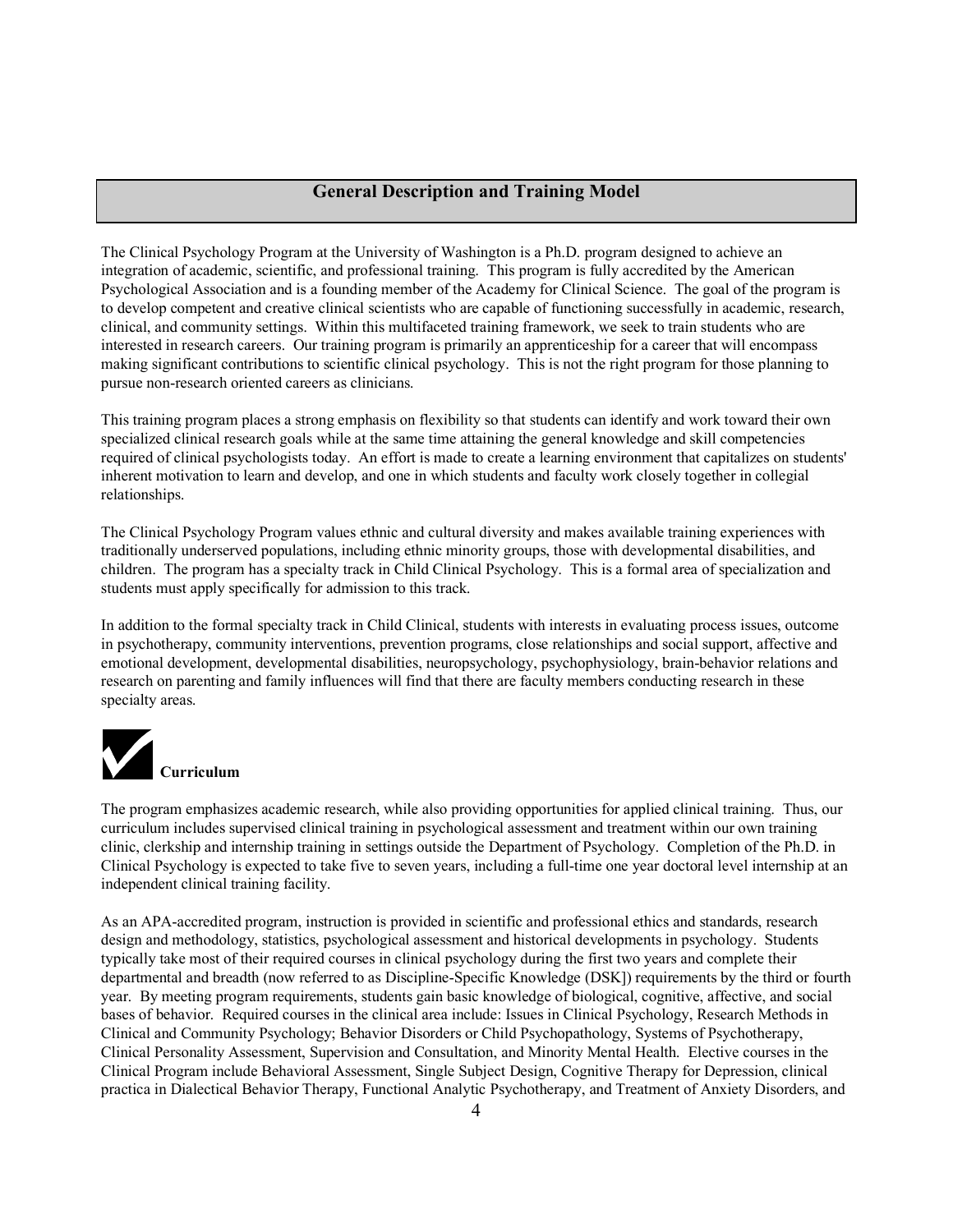## General Description and Training Model

The Clinical Psychology Program at the University of Washington is a Ph.D. program designed to achieve an integration of academic, scientific, and professional training. This program is fully accredited by the American Psychological Association and is a founding member of the Academy for Clinical Science. The goal of the program is to develop competent and creative clinical scientists who are capable of functioning successfully in academic, research, clinical, and community settings. Within this multifaceted training framework, we seek to train students who are interested in research careers. Our training program is primarily an apprenticeship for a career that will encompass making significant contributions to scientific clinical psychology. This is not the right program for those planning to pursue non-research oriented careers as clinicians.

This training program places a strong emphasis on flexibility so that students can identify and work toward their own specialized clinical research goals while at the same time attaining the general knowledge and skill competencies required of clinical psychologists today. An effort is made to create a learning environment that capitalizes on students' inherent motivation to learn and develop, and one in which students and faculty work closely together in collegial relationships.

The Clinical Psychology Program values ethnic and cultural diversity and makes available training experiences with traditionally underserved populations, including ethnic minority groups, those with developmental disabilities, and children. The program has a specialty track in Child Clinical Psychology. This is a formal area of specialization and students must apply specifically for admission to this track.

In addition to the formal specialty track in Child Clinical, students with interests in evaluating process issues, outcome in psychotherapy, community interventions, prevention programs, close relationships and social support, affective and emotional development, developmental disabilities, neuropsychology, psychophysiology, brain-behavior relations and research on parenting and family influences will find that there are faculty members conducting research in these specialty areas.

### Curriculum

The program emphasizes academic research, while also providing opportunities for applied clinical training. Thus, our curriculum includes supervised clinical training in psychological assessment and treatment within our own training clinic, clerkship and internship training in settings outside the Department of Psychology. Completion of the Ph.D. in Clinical Psychology is expected to take five to seven years, including a full-time one year doctoral level internship at an independent clinical training facility.

As an APA-accredited program, instruction is provided in scientific and professional ethics and standards, research design and methodology, statistics, psychological assessment and historical developments in psychology. Students typically take most of their required courses in clinical psychology during the first two years and complete their departmental and breadth (now referred to as Discipline-Specific Knowledge (DSK]) requirements by the third or fourth year. By meeting program requirements, students gain basic knowledge of biological, cognitive, affective, and social bases of behavior. Required courses in the clinical area include: Issues in Clinical Psychology, Research Methods in Clinical and Community Psychology; Behavior Disorders or Child Psychopathology, Systems of Psychotherapy, Clinical Personality Assessment, Supervision and Consultation, and Minority Mental Health. Elective courses in the Clinical Program include Behavioral Assessment, Single Subject Design, Cognitive Therapy for Depression, clinical practica in Dialectical Behavior Therapy, Functional Analytic Psychotherapy, and Treatment of Anxiety Disorders, and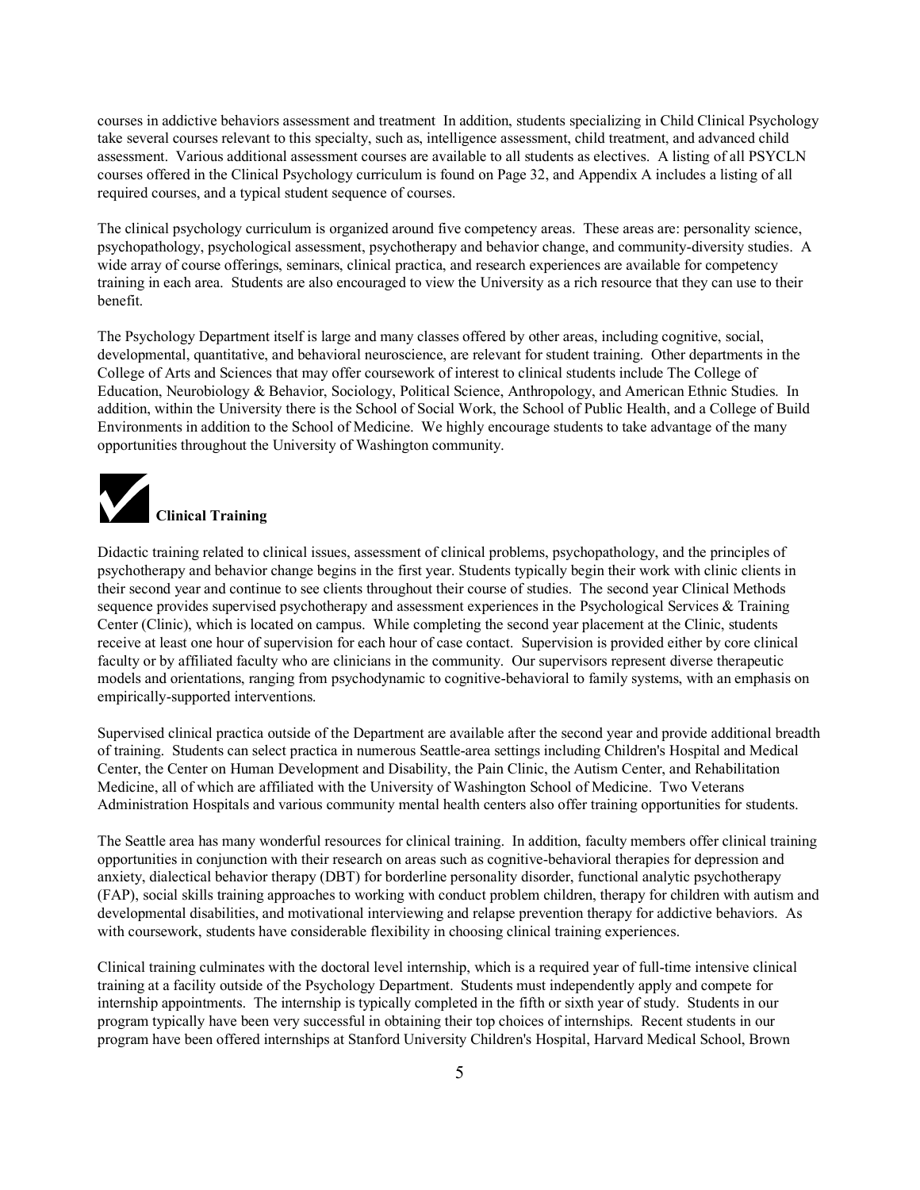courses in addictive behaviors assessment and treatment  In addition, students specializing in Child Clinical Psychology take several courses relevant to this specialty, such as, intelligence assessment, child treatment, and advanced child assessment.  Various additional assessment courses are available to all students as electives.  A listing of all PSYCLN courses offered in the Clinical Psychology curriculum is found on Page 32, and Appendix A includes a listing of all required courses, and a typical student sequence of courses.

The clinical psychology curriculum is organized around five competency areas.  These areas are: personality science, psychopathology, psychological assessment, psychotherapy and behavior change, and community-diversity studies.  A wide array of course offerings, seminars, clinical practica, and research experiences are available for competency training in each area.  Students are also encouraged to view the University as a rich resource that they can use to their benefit.

The Psychology Department itself is large and many classes offered by other areas, including cognitive, social, developmental, quantitative, and behavioral neuroscience, are relevant for student training.  Other departments in the College of Arts and Sciences that may offer coursework of interest to clinical students include The College of Education, Neurobiology & Behavior, Sociology, Political Science, Anthropology, and American Ethnic Studies.  In addition, within the University there is the School of Social Work, the School of Public Health, and a College of Build Environments in addition to the School of Medicine.  We highly encourage students to take advantage of the many opportunities throughout the University of Washington community.

## Clinical Training

Didactic training related to clinical issues, assessment of clinical problems, psychopathology, and the principles of psychotherapy and behavior change begins in the first year. Students typically begin their work with clinic clients in their second year and continue to see clients throughout their course of studies.  The second year Clinical Methods sequence provides supervised psychotherapy and assessment experiences in the Psychological Services & Training Center (Clinic), which is located on campus.  While completing the second year placement at the Clinic, students receive at least one hour of supervision for each hour of case contact.  Supervision is provided either by core clinical faculty or by affiliated faculty who are clinicians in the community.  Our supervisors represent diverse therapeutic models and orientations, ranging from psychodynamic to cognitive-behavioral to family systems, with an emphasis on empirically-supported interventions.

Supervised clinical practica outside of the Department are available after the second year and provide additional breadth of training.  Students can select practica in numerous Seattle-area settings including Children's Hospital and Medical Center, the Center on Human Development and Disability, the Pain Clinic, the Autism Center, and Rehabilitation Medicine, all of which are affiliated with the University of Washington School of Medicine.  Two Veterans Administration Hospitals and various community mental health centers also offer training opportunities for students.

The Seattle area has many wonderful resources for clinical training.  In addition, faculty members offer clinical training opportunities in conjunction with their research on areas such as cognitive-behavioral therapies for depression and anxiety, dialectical behavior therapy (DBT) for borderline personality disorder, functional analytic psychotherapy (FAP), social skills training approaches to working with conduct problem children, therapy for children with autism and developmental disabilities, and motivational interviewing and relapse prevention therapy for addictive behaviors.  As with coursework, students have considerable flexibility in choosing clinical training experiences.

Clinical training culminates with the doctoral level internship, which is a required year of full-time intensive clinical training at a facility outside of the Psychology Department.  Students must independently apply and compete for internship appointments.  The internship is typically completed in the fifth or sixth year of study.  Students in our program typically have been very successful in obtaining their top choices of internships.  Recent students in our program have been offered internships at Stanford University Children's Hospital, Harvard Medical School, Brown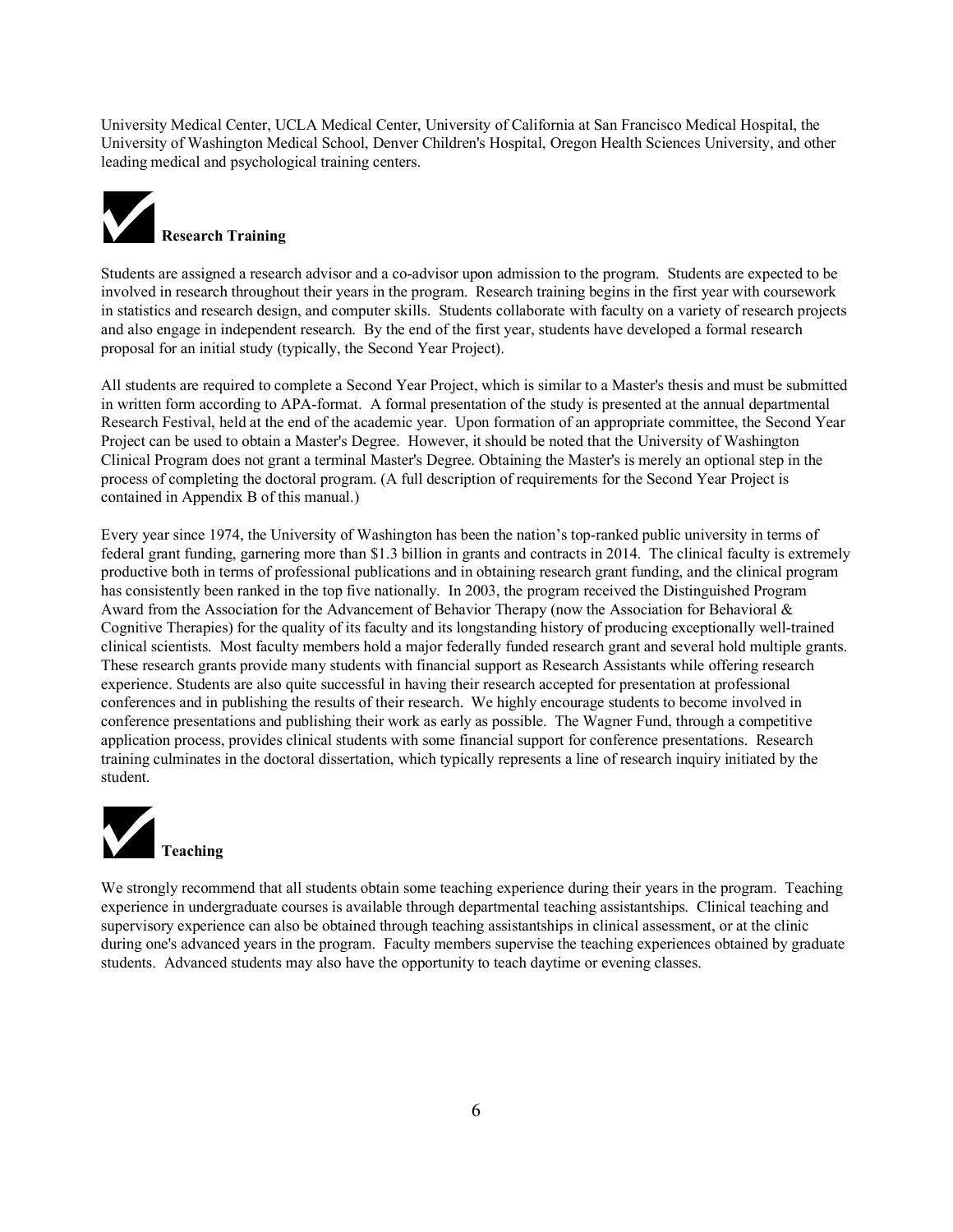University Medical Center, UCLA Medical Center, University of California at San Francisco Medical Hospital, the University of Washington Medical School, Denver Children's Hospital, Oregon Health Sciences University, and other leading medical and psychological training centers.

## Research Training

Students are assigned a research advisor and a co-advisor upon admission to the program. Students are expected to be involved in research throughout their years in the program. Research training begins in the first year with coursework in statistics and research design, and computer skills. Students collaborate with faculty on a variety of research projects and also engage in independent research. By the end of the first year, students have developed a formal research proposal for an initial study (typically, the Second Year Project).

All students are required to complete a Second Year Project, which is similar to a Master's thesis and must be submitted in written form according to APA-format. A formal presentation of the study is presented at the annual departmental Research Festival, held at the end of the academic year. Upon formation of an appropriate committee, the Second Year Project can be used to obtain a Master's Degree. However, it should be noted that the University of Washington Clinical Program does not grant a terminal Master's Degree. Obtaining the Master's is merely an optional step in the process of completing the doctoral program. (A full description of requirements for the Second Year Project is contained in Appendix B of this manual.)

Every year since 1974, the University of Washington has been the nation's top-ranked public university in terms of federal grant funding, garnering more than $1.3 billion in grants and contracts in 2014. The clinical faculty is extremely productive both in terms of professional publications and in obtaining research grant funding, and the clinical program has consistently been ranked in the top five nationally. In 2003, the program received the Distinguished Program Award from the Association for the Advancement of Behavior Therapy (now the Association for Behavioral & Cognitive Therapies) for the quality of its faculty and its longstanding history of producing exceptionally well-trained clinical scientists. Most faculty members hold a major federally funded research grant and several hold multiple grants. These research grants provide many students with financial support as Research Assistants while offering research experience. Students are also quite successful in having their research accepted for presentation at professional conferences and in publishing the results of their research. We highly encourage students to become involved in conference presentations and publishing their work as early as possible. The Wagner Fund, through a competitive application process, provides clinical students with some financial support for conference presentations. Research training culminates in the doctoral dissertation, which typically represents a line of research inquiry initiated by the student.

## Teaching

We strongly recommend that all students obtain some teaching experience during their years in the program. Teaching experience in undergraduate courses is available through departmental teaching assistantships. Clinical teaching and supervisory experience can also be obtained through teaching assistantships in clinical assessment, or at the clinic during one's advanced years in the program. Faculty members supervise the teaching experiences obtained by graduate students. Advanced students may also have the opportunity to teach daytime or evening classes.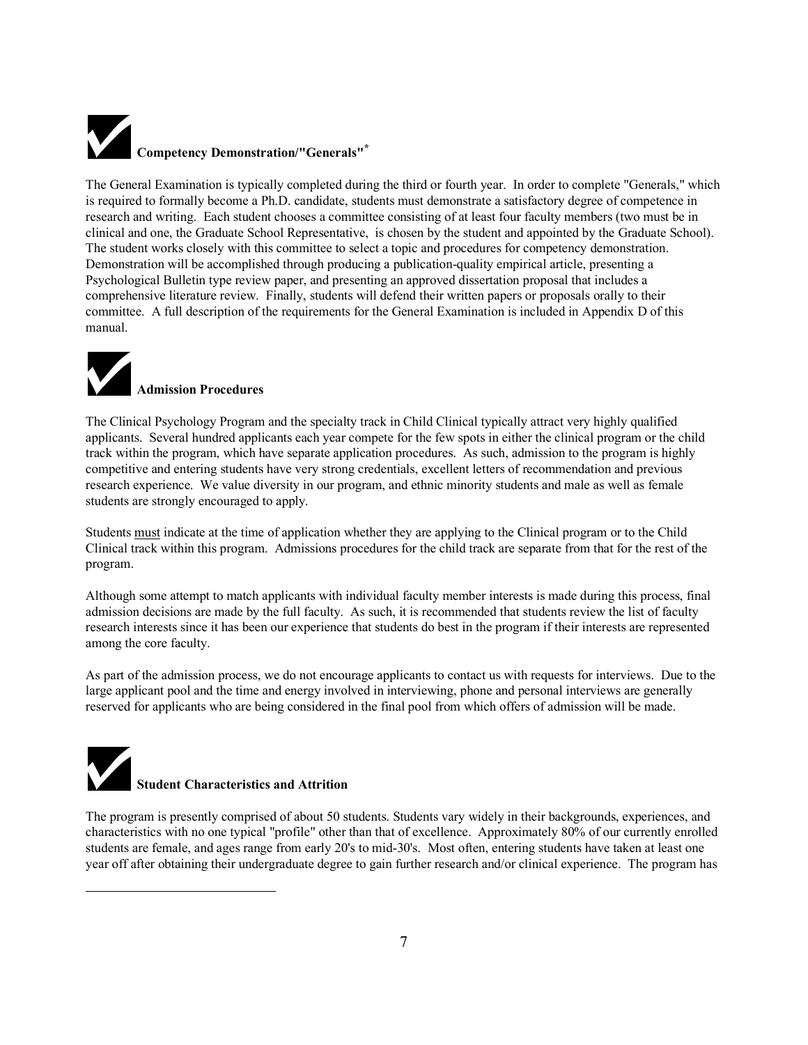## Competency Demonstration/"Generals"*

The General Examination is typically completed during the third or fourth year. In order to complete "Generals," which is required to formally become a Ph.D. candidate, students must demonstrate a satisfactory degree of competence in research and writing. Each student chooses a committee consisting of at least four faculty members (two must be in clinical and one, the Graduate School Representative, is chosen by the student and appointed by the Graduate School). The student works closely with this committee to select a topic and procedures for competency demonstration. Demonstration will be accomplished through producing a publication-quality empirical article, presenting a Psychological Bulletin type review paper, and presenting an approved dissertation proposal that includes a comprehensive literature review. Finally, students will defend their written papers or proposals orally to their committee. A full description of the requirements for the General Examination is included in Appendix D of this manual.

## Admission Procedures

The Clinical Psychology Program and the specialty track in Child Clinical typically attract very highly qualified applicants. Several hundred applicants each year compete for the few spots in either the clinical program or the child track within the program, which have separate application procedures. As such, admission to the program is highly competitive and entering students have very strong credentials, excellent letters of recommendation and previous research experience. We value diversity in our program, and ethnic minority students and male as well as female students are strongly encouraged to apply.

Students must indicate at the time of application whether they are applying to the Clinical program or to the Child Clinical track within this program. Admissions procedures for the child track are separate from that for the rest of the program.

Although some attempt to match applicants with individual faculty member interests is made during this process, final admission decisions are made by the full faculty. As such, it is recommended that students review the list of faculty research interests since it has been our experience that students do best in the program if their interests are represented among the core faculty.

As part of the admission process, we do not encourage applicants to contact us with requests for interviews. Due to the large applicant pool and the time and energy involved in interviewing, phone and personal interviews are generally reserved for applicants who are being considered in the final pool from which offers of admission will be made.

## Student Characteristics and Attrition

The program is presently comprised of about 50 students. Students vary widely in their backgrounds, experiences, and characteristics with no one typical "profile" other than that of excellence. Approximately 80% of our currently enrolled students are female, and ages range from early 20's to mid-30's. Most often, entering students have taken at least one year off after obtaining their undergraduate degree to gain further research and/or clinical experience. The program has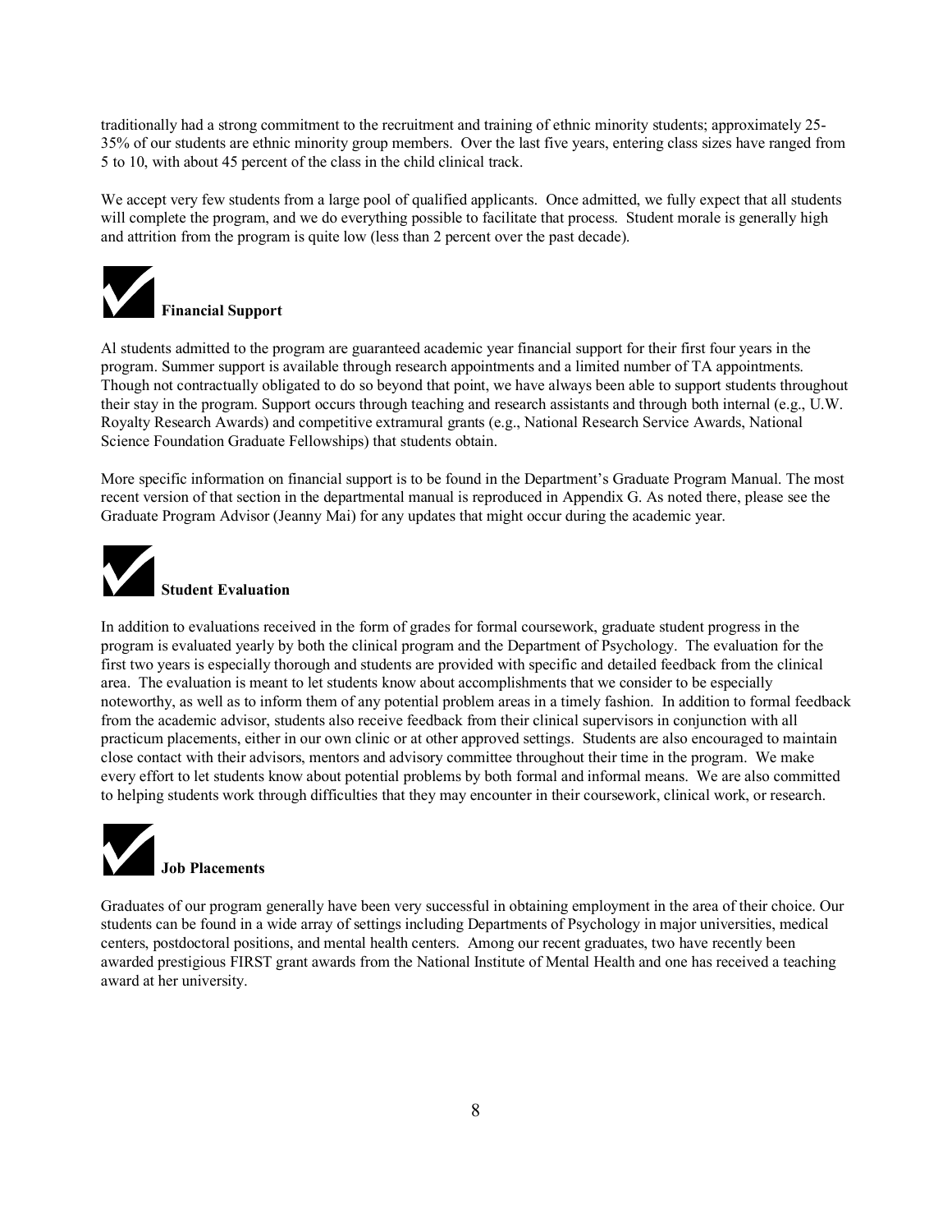traditionally had a strong commitment to the recruitment and training of ethnic minority students; approximately 25-35% of our students are ethnic minority group members. Over the last five years, entering class sizes have ranged from 5 to 10, with about 45 percent of the class in the child clinical track.

We accept very few students from a large pool of qualified applicants. Once admitted, we fully expect that all students will complete the program, and we do everything possible to facilitate that process. Student morale is generally high and attrition from the program is quite low (less than 2 percent over the past decade).

### ✔ Financial Support

Al students admitted to the program are guaranteed academic year financial support for their first four years in the program. Summer support is available through research appointments and a limited number of TA appointments. Though not contractually obligated to do so beyond that point, we have always been able to support students throughout their stay in the program. Support occurs through teaching and research assistants and through both internal (e.g., U.W. Royalty Research Awards) and competitive extramural grants (e.g., National Research Service Awards, National Science Foundation Graduate Fellowships) that students obtain.

More specific information on financial support is to be found in the Department's Graduate Program Manual. The most recent version of that section in the departmental manual is reproduced in Appendix G. As noted there, please see the Graduate Program Advisor (Jeanny Mai) for any updates that might occur during the academic year.

### ✔ Student Evaluation

In addition to evaluations received in the form of grades for formal coursework, graduate student progress in the program is evaluated yearly by both the clinical program and the Department of Psychology. The evaluation for the first two years is especially thorough and students are provided with specific and detailed feedback from the clinical area. The evaluation is meant to let students know about accomplishments that we consider to be especially noteworthy, as well as to inform them of any potential problem areas in a timely fashion. In addition to formal feedback from the academic advisor, students also receive feedback from their clinical supervisors in conjunction with all practicum placements, either in our own clinic or at other approved settings. Students are also encouraged to maintain close contact with their advisors, mentors and advisory committee throughout their time in the program. We make every effort to let students know about potential problems by both formal and informal means. We are also committed to helping students work through difficulties that they may encounter in their coursework, clinical work, or research.

### ✔ Job Placements

Graduates of our program generally have been very successful in obtaining employment in the area of their choice. Our students can be found in a wide array of settings including Departments of Psychology in major universities, medical centers, postdoctoral positions, and mental health centers. Among our recent graduates, two have recently been awarded prestigious FIRST grant awards from the National Institute of Mental Health and one has received a teaching award at her university.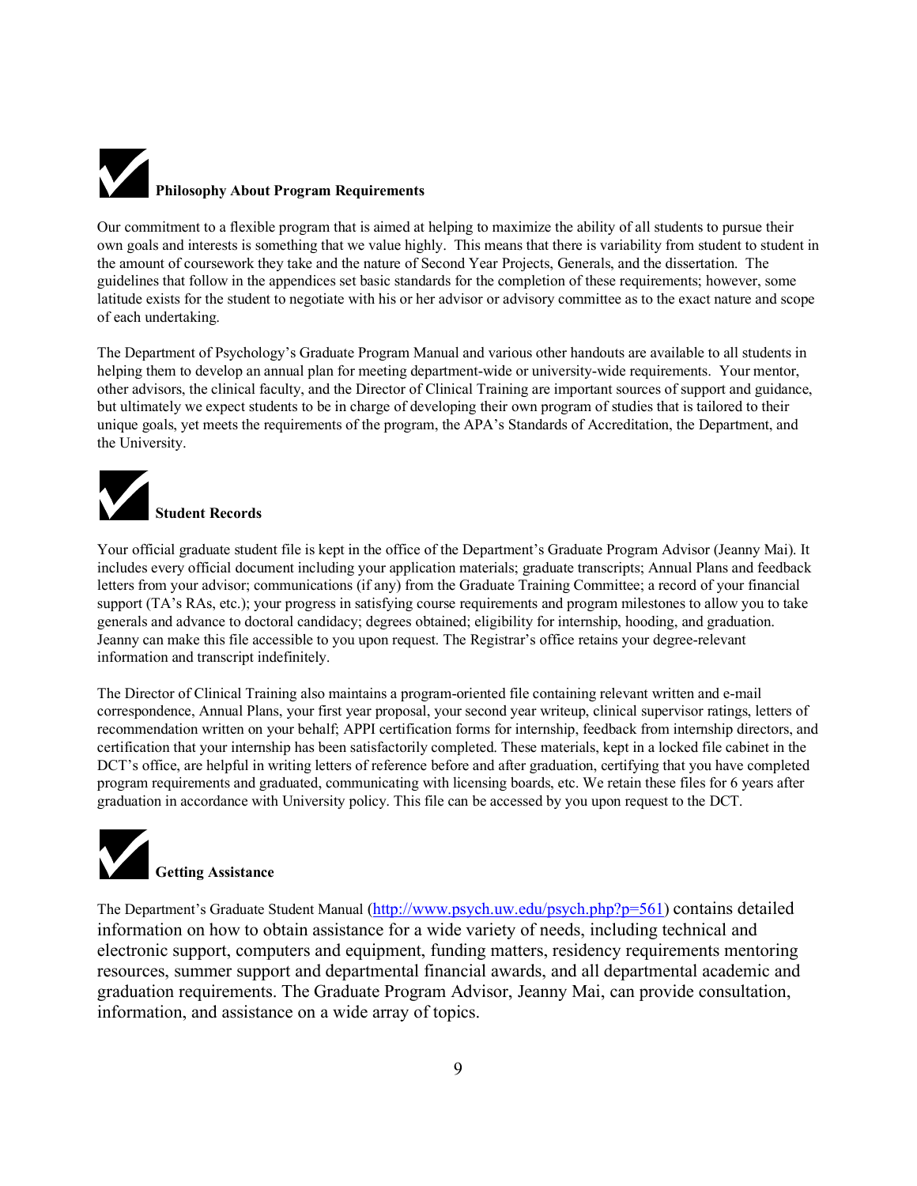## Philosophy About Program Requirements

Our commitment to a flexible program that is aimed at helping to maximize the ability of all students to pursue their own goals and interests is something that we value highly. This means that there is variability from student to student in the amount of coursework they take and the nature of Second Year Projects, Generals, and the dissertation. The guidelines that follow in the appendices set basic standards for the completion of these requirements; however, some latitude exists for the student to negotiate with his or her advisor or advisory committee as to the exact nature and scope of each undertaking.

The Department of Psychology's Graduate Program Manual and various other handouts are available to all students in helping them to develop an annual plan for meeting department-wide or university-wide requirements. Your mentor, other advisors, the clinical faculty, and the Director of Clinical Training are important sources of support and guidance, but ultimately we expect students to be in charge of developing their own program of studies that is tailored to their unique goals, yet meets the requirements of the program, the APA's Standards of Accreditation, the Department, and the University.

## Student Records

Your official graduate student file is kept in the office of the Department's Graduate Program Advisor (Jeanny Mai). It includes every official document including your application materials; graduate transcripts; Annual Plans and feedback letters from your advisor; communications (if any) from the Graduate Training Committee; a record of your financial support (TA's RAs, etc.); your progress in satisfying course requirements and program milestones to allow you to take generals and advance to doctoral candidacy; degrees obtained; eligibility for internship, hooding, and graduation. Jeanny can make this file accessible to you upon request. The Registrar's office retains your degree-relevant information and transcript indefinitely.

The Director of Clinical Training also maintains a program-oriented file containing relevant written and e-mail correspondence, Annual Plans, your first year proposal, your second year writeup, clinical supervisor ratings, letters of recommendation written on your behalf; APPI certification forms for internship, feedback from internship directors, and certification that your internship has been satisfactorily completed. These materials, kept in a locked file cabinet in the DCT's office, are helpful in writing letters of reference before and after graduation, certifying that you have completed program requirements and graduated, communicating with licensing boards, etc. We retain these files for 6 years after graduation in accordance with University policy. This file can be accessed by you upon request to the DCT.

## Getting Assistance

The Department's Graduate Student Manual (http://www.psych.uw.edu/psych.php?p=561) contains detailed information on how to obtain assistance for a wide variety of needs, including technical and electronic support, computers and equipment, funding matters, residency requirements mentoring resources, summer support and departmental financial awards, and all departmental academic and graduation requirements. The Graduate Program Advisor, Jeanny Mai, can provide consultation, information, and assistance on a wide array of topics.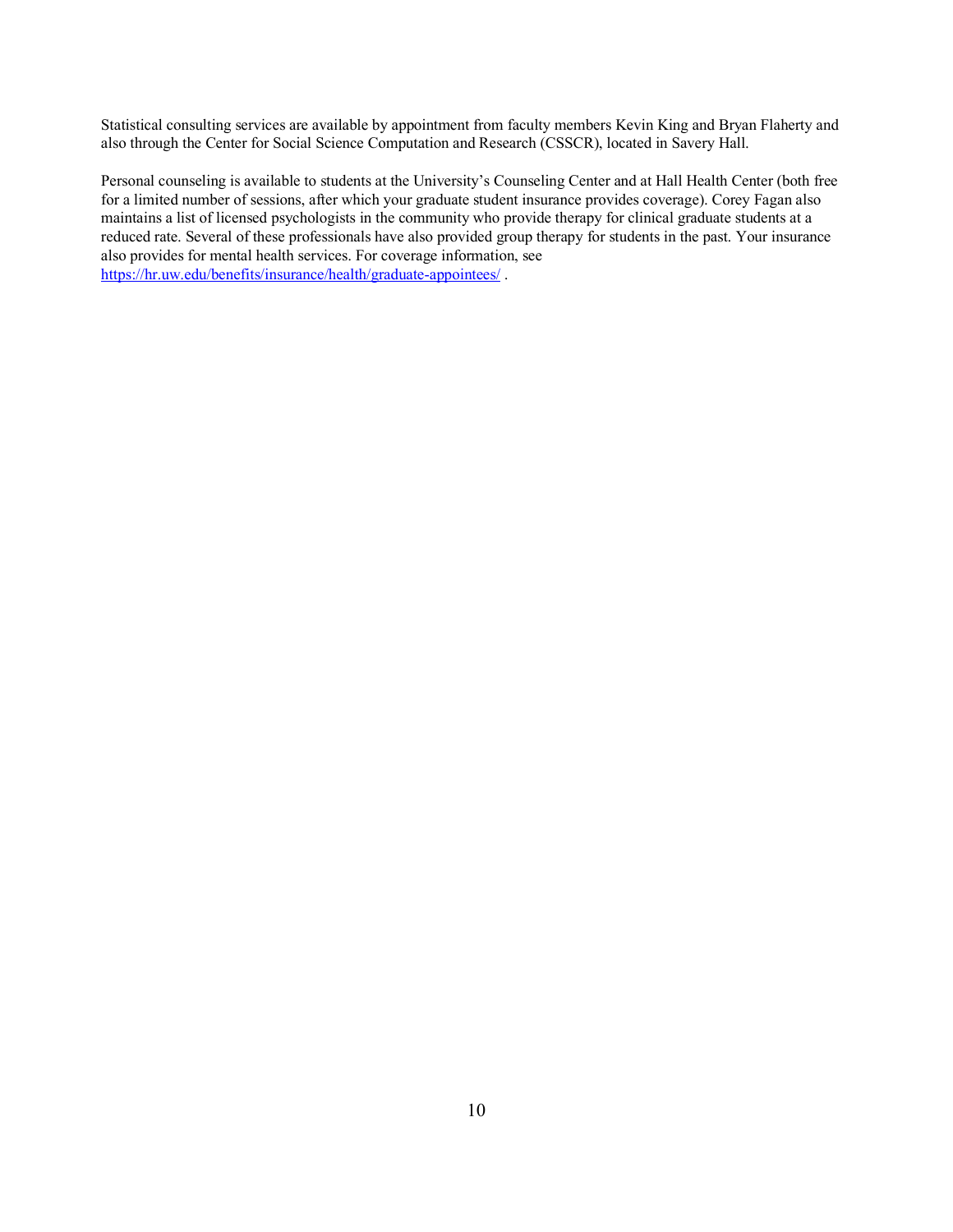Statistical consulting services are available by appointment from faculty members Kevin King and Bryan Flaherty and also through the Center for Social Science Computation and Research (CSSCR), located in Savery Hall.

Personal counseling is available to students at the University's Counseling Center and at Hall Health Center (both free for a limited number of sessions, after which your graduate student insurance provides coverage). Corey Fagan also maintains a list of licensed psychologists in the community who provide therapy for clinical graduate students at a reduced rate. Several of these professionals have also provided group therapy for students in the past. Your insurance also provides for mental health services. For coverage information, see https://hr.uw.edu/benefits/insurance/health/graduate-appointees/ .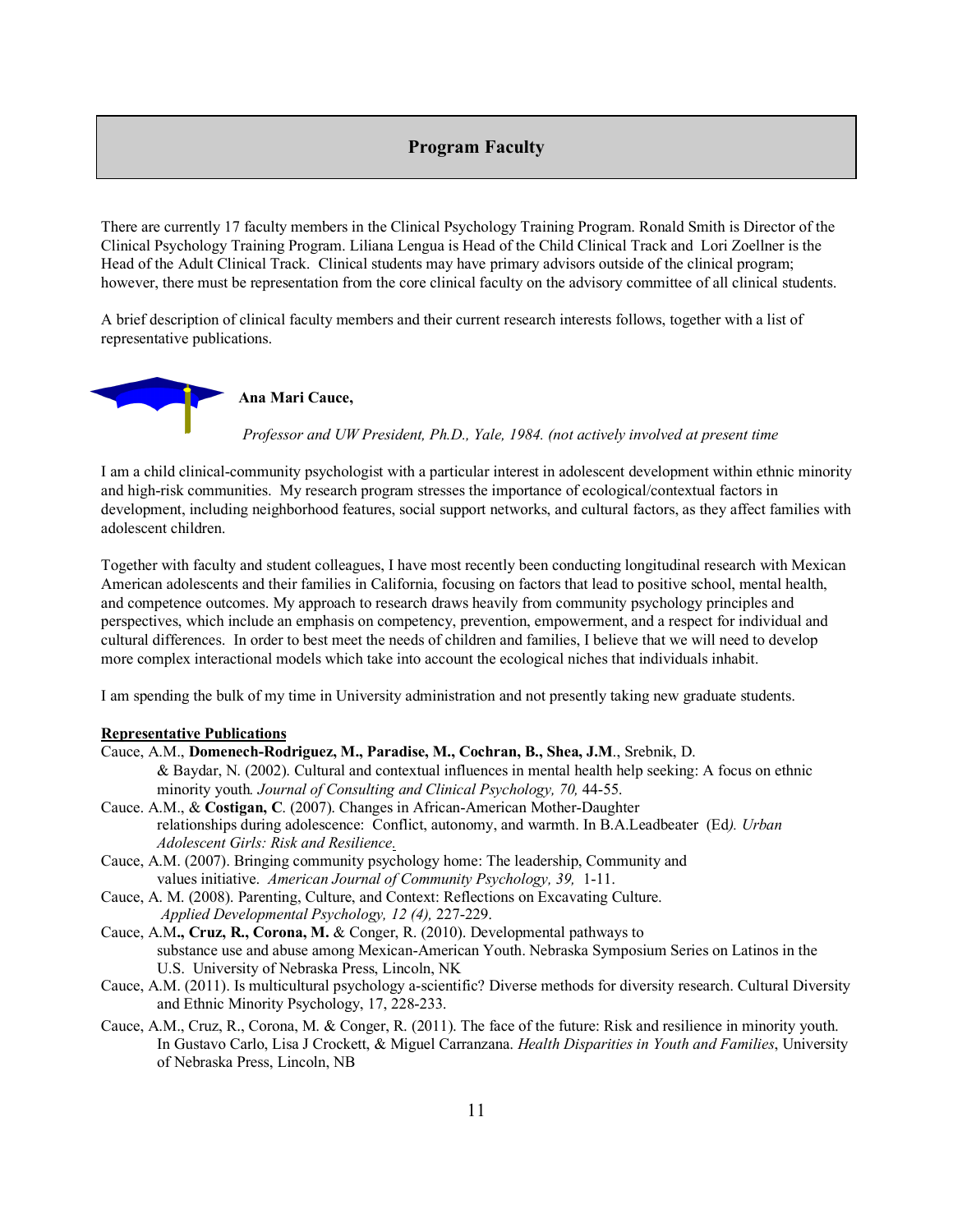## Program Faculty

There are currently 17 faculty members in the Clinical Psychology Training Program. Ronald Smith is Director of the Clinical Psychology Training Program. Liliana Lengua is Head of the Child Clinical Track and Lori Zoellner is the Head of the Adult Clinical Track. Clinical students may have primary advisors outside of the clinical program; however, there must be representation from the core clinical faculty on the advisory committee of all clinical students.

A brief description of clinical faculty members and their current research interests follows, together with a list of representative publications.

### Ana Mari Cauce,

*Professor and UW President, Ph.D., Yale, 1984. (not actively involved at present time*

I am a child clinical-community psychologist with a particular interest in adolescent development within ethnic minority and high-risk communities. My research program stresses the importance of ecological/contextual factors in development, including neighborhood features, social support networks, and cultural factors, as they affect families with adolescent children.

Together with faculty and student colleagues, I have most recently been conducting longitudinal research with Mexican American adolescents and their families in California, focusing on factors that lead to positive school, mental health, and competence outcomes. My approach to research draws heavily from community psychology principles and perspectives, which include an emphasis on competency, prevention, empowerment, and a respect for individual and cultural differences. In order to best meet the needs of children and families, I believe that we will need to develop more complex interactional models which take into account the ecological niches that individuals inhabit.

I am spending the bulk of my time in University administration and not presently taking new graduate students.

**Representative Publications**

Cauce, A.M., **Domenech-Rodriguez, M., Paradise, M., Cochran, B., Shea, J.M**., Srebnik, D. & Baydar, N. (2002). Cultural and contextual influences in mental health help seeking: A focus on ethnic minority youth. *Journal of Consulting and Clinical Psychology, 70,* 44-55.

Cauce. A.M., & **Costigan, C**. (2007). Changes in African-American Mother-Daughter relationships during adolescence: Conflict, autonomy, and warmth. In B.A.Leadbeater (Ed*). Urban Adolescent Girls: Risk and Resilience*.

Cauce, A.M. (2007). Bringing community psychology home: The leadership, Community and values initiative. *American Journal of Community Psychology, 39,* 1-11.

Cauce, A. M. (2008). Parenting, Culture, and Context: Reflections on Excavating Culture. *Applied Developmental Psychology, 12 (4),* 227-229.

Cauce, A.M**., Cruz, R., Corona, M.** & Conger, R. (2010). Developmental pathways to substance use and abuse among Mexican-American Youth. Nebraska Symposium Series on Latinos in the U.S. University of Nebraska Press, Lincoln, NK

Cauce, A.M. (2011). Is multicultural psychology a-scientific? Diverse methods for diversity research. Cultural Diversity and Ethnic Minority Psychology, 17, 228-233.

Cauce, A.M., Cruz, R., Corona, M. & Conger, R. (2011). The face of the future: Risk and resilience in minority youth. In Gustavo Carlo, Lisa J Crockett, & Miguel Carranzana. *Health Disparities in Youth and Families*, University of Nebraska Press, Lincoln, NB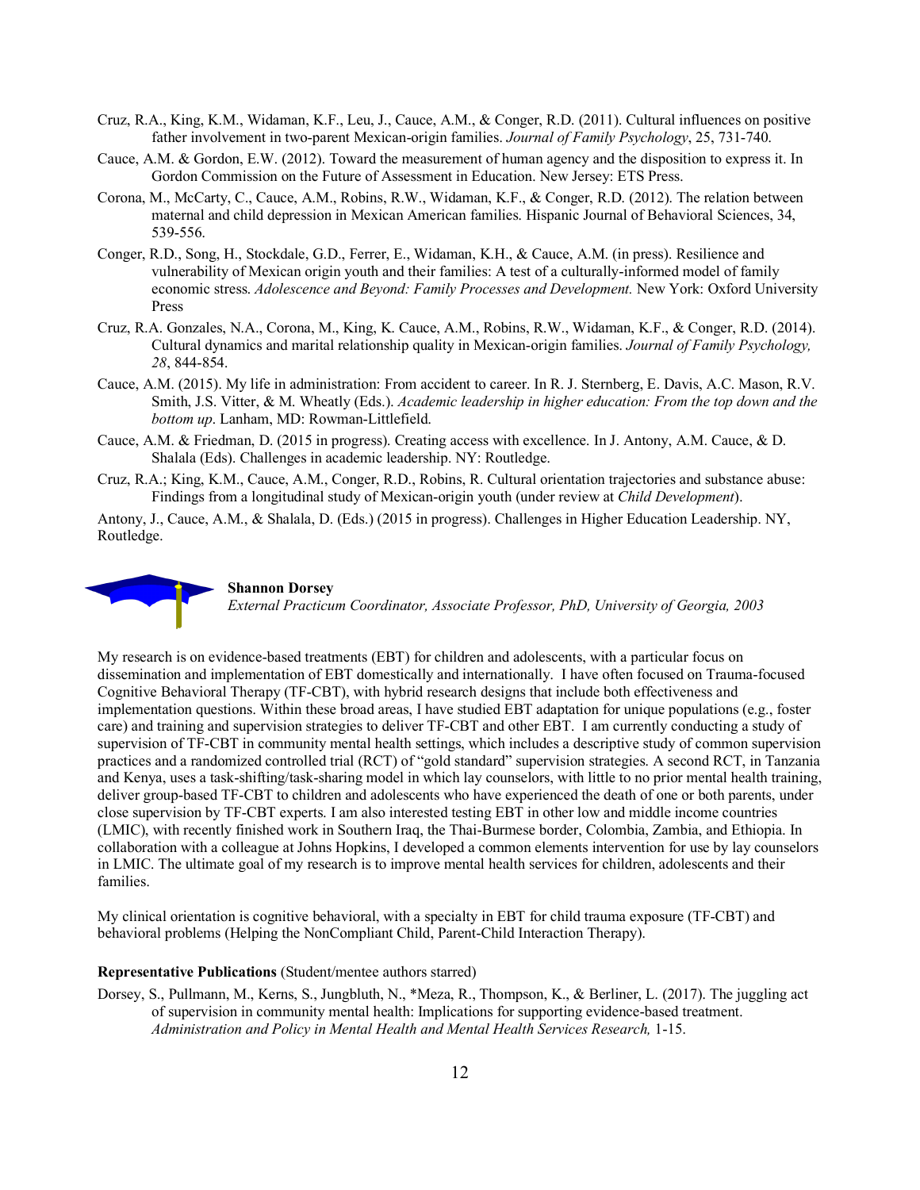Cruz, R.A., King, K.M., Widaman, K.F., Leu, J., Cauce, A.M., & Conger, R.D. (2011). Cultural influences on positive father involvement in two-parent Mexican-origin families. *Journal of Family Psychology*, 25, 731-740.

Cauce, A.M. & Gordon, E.W. (2012). Toward the measurement of human agency and the disposition to express it. In Gordon Commission on the Future of Assessment in Education. New Jersey: ETS Press.

Corona, M., McCarty, C., Cauce, A.M., Robins, R.W., Widaman, K.F., & Conger, R.D. (2012). The relation between maternal and child depression in Mexican American families. Hispanic Journal of Behavioral Sciences, 34, 539-556.

Conger, R.D., Song, H., Stockdale, G.D., Ferrer, E., Widaman, K.H., & Cauce, A.M. (in press). Resilience and vulnerability of Mexican origin youth and their families: A test of a culturally-informed model of family economic stress. *Adolescence and Beyond: Family Processes and Development.* New York: Oxford University Press

Cruz, R.A. Gonzales, N.A., Corona, M., King, K. Cauce, A.M., Robins, R.W., Widaman, K.F., & Conger, R.D. (2014). Cultural dynamics and marital relationship quality in Mexican-origin families. *Journal of Family Psychology, 28*, 844-854.

Cauce, A.M. (2015). My life in administration: From accident to career. In R. J. Sternberg, E. Davis, A.C. Mason, R.V. Smith, J.S. Vitter, & M. Wheatly (Eds.). *Academic leadership in higher education: From the top down and the bottom up*. Lanham, MD: Rowman-Littlefield.

Cauce, A.M. & Friedman, D. (2015 in progress). Creating access with excellence. In J. Antony, A.M. Cauce, & D. Shalala (Eds). Challenges in academic leadership. NY: Routledge.

Cruz, R.A.; King, K.M., Cauce, A.M., Conger, R.D., Robins, R. Cultural orientation trajectories and substance abuse: Findings from a longitudinal study of Mexican-origin youth (under review at *Child Development*).

Antony, J., Cauce, A.M., & Shalala, D. (Eds.) (2015 in progress). Challenges in Higher Education Leadership. NY, Routledge.

**Shannon Dorsey**
*External Practicum Coordinator, Associate Professor, PhD, University of Georgia, 2003*

My research is on evidence-based treatments (EBT) for children and adolescents, with a particular focus on dissemination and implementation of EBT domestically and internationally. I have often focused on Trauma-focused Cognitive Behavioral Therapy (TF-CBT), with hybrid research designs that include both effectiveness and implementation questions. Within these broad areas, I have studied EBT adaptation for unique populations (e.g., foster care) and training and supervision strategies to deliver TF-CBT and other EBT. I am currently conducting a study of supervision of TF-CBT in community mental health settings, which includes a descriptive study of common supervision practices and a randomized controlled trial (RCT) of "gold standard" supervision strategies. A second RCT, in Tanzania and Kenya, uses a task-shifting/task-sharing model in which lay counselors, with little to no prior mental health training, deliver group-based TF-CBT to children and adolescents who have experienced the death of one or both parents, under close supervision by TF-CBT experts. I am also interested testing EBT in other low and middle income countries (LMIC), with recently finished work in Southern Iraq, the Thai-Burmese border, Colombia, Zambia, and Ethiopia. In collaboration with a colleague at Johns Hopkins, I developed a common elements intervention for use by lay counselors in LMIC. The ultimate goal of my research is to improve mental health services for children, adolescents and their families.

My clinical orientation is cognitive behavioral, with a specialty in EBT for child trauma exposure (TF-CBT) and behavioral problems (Helping the NonCompliant Child, Parent-Child Interaction Therapy).

**Representative Publications** (Student/mentee authors starred)

Dorsey, S., Pullmann, M., Kerns, S., Jungbluth, N., *Meza, R., Thompson, K., & Berliner, L. (2017). The juggling act of supervision in community mental health: Implications for supporting evidence-based treatment. *Administration and Policy in Mental Health and Mental Health Services Research,* 1-15.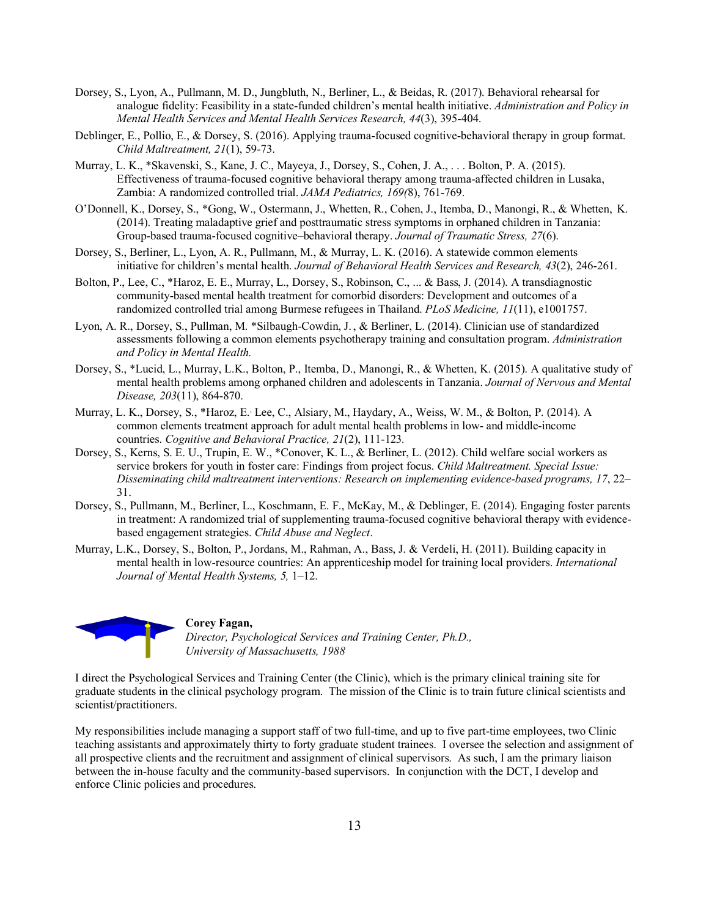Dorsey, S., Lyon, A., Pullmann, M. D., Jungbluth, N., Berliner, L., & Beidas, R. (2017). Behavioral rehearsal for analogue fidelity: Feasibility in a state-funded children's mental health initiative. *Administration and Policy in Mental Health Services and Mental Health Services Research, 44*(3), 395-404.

Deblinger, E., Pollio, E., & Dorsey, S. (2016). Applying trauma-focused cognitive-behavioral therapy in group format. *Child Maltreatment, 21*(1), 59-73.

Murray, L. K., *Skavenski, S., Kane, J. C., Mayeya, J., Dorsey, S., Cohen, J. A., . . . Bolton, P. A. (2015). Effectiveness of trauma-focused cognitive behavioral therapy among trauma-affected children in Lusaka, Zambia: A randomized controlled trial. *JAMA Pediatrics, 169(*8), 761-769.

O'Donnell, K., Dorsey, S., *Gong, W., Ostermann, J., Whetten, R., Cohen, J., Itemba, D., Manongi, R., & Whetten, K. (2014). Treating maladaptive grief and posttraumatic stress symptoms in orphaned children in Tanzania: Group-based trauma-focused cognitive–behavioral therapy. *Journal of Traumatic Stress, 27*(6).

Dorsey, S., Berliner, L., Lyon, A. R., Pullmann, M., & Murray, L. K. (2016). A statewide common elements initiative for children's mental health. *Journal of Behavioral Health Services and Research, 43*(2), 246-261.

Bolton, P., Lee, C., *Haroz, E. E., Murray, L., Dorsey, S., Robinson, C., ... & Bass, J. (2014). A transdiagnostic community-based mental health treatment for comorbid disorders: Development and outcomes of a randomized controlled trial among Burmese refugees in Thailand. *PLoS Medicine, 11*(11), e1001757.

Lyon, A. R., Dorsey, S., Pullman, M. *Silbaugh-Cowdin, J. , & Berliner, L. (2014). Clinician use of standardized assessments following a common elements psychotherapy training and consultation program. *Administration and Policy in Mental Health.*

Dorsey, S., *Lucid, L., Murray, L.K., Bolton, P., Itemba, D., Manongi, R., & Whetten, K. (2015). A qualitative study of mental health problems among orphaned children and adolescents in Tanzania. *Journal of Nervous and Mental Disease, 203*(11), 864-870.

Murray, L. K., Dorsey, S., *Haroz, E.. Lee, C., Alsiary, M., Haydary, A., Weiss, W. M., & Bolton, P. (2014). A common elements treatment approach for adult mental health problems in low- and middle-income countries. *Cognitive and Behavioral Practice, 21*(2), 111-123.

Dorsey, S., Kerns, S. E. U., Trupin, E. W., *Conover, K. L., & Berliner, L. (2012). Child welfare social workers as service brokers for youth in foster care: Findings from project focus. *Child Maltreatment. Special Issue: Disseminating child maltreatment interventions: Research on implementing evidence-based programs, 17*, 22–31.

Dorsey, S., Pullmann, M., Berliner, L., Koschmann, E. F., McKay, M., & Deblinger, E. (2014). Engaging foster parents in treatment: A randomized trial of supplementing trauma-focused cognitive behavioral therapy with evidence-based engagement strategies. *Child Abuse and Neglect*.

Murray, L.K., Dorsey, S., Bolton, P., Jordans, M., Rahman, A., Bass, J. & Verdeli, H. (2011). Building capacity in mental health in low-resource countries: An apprenticeship model for training local providers. *International Journal of Mental Health Systems, 5,* 1–12.

**Corey Fagan,**
*Director, Psychological Services and Training Center, Ph.D., University of Massachusetts, 1988*

I direct the Psychological Services and Training Center (the Clinic), which is the primary clinical training site for graduate students in the clinical psychology program. The mission of the Clinic is to train future clinical scientists and scientist/practitioners.

My responsibilities include managing a support staff of two full-time, and up to five part-time employees, two Clinic teaching assistants and approximately thirty to forty graduate student trainees. I oversee the selection and assignment of all prospective clients and the recruitment and assignment of clinical supervisors. As such, I am the primary liaison between the in-house faculty and the community-based supervisors. In conjunction with the DCT, I develop and enforce Clinic policies and procedures.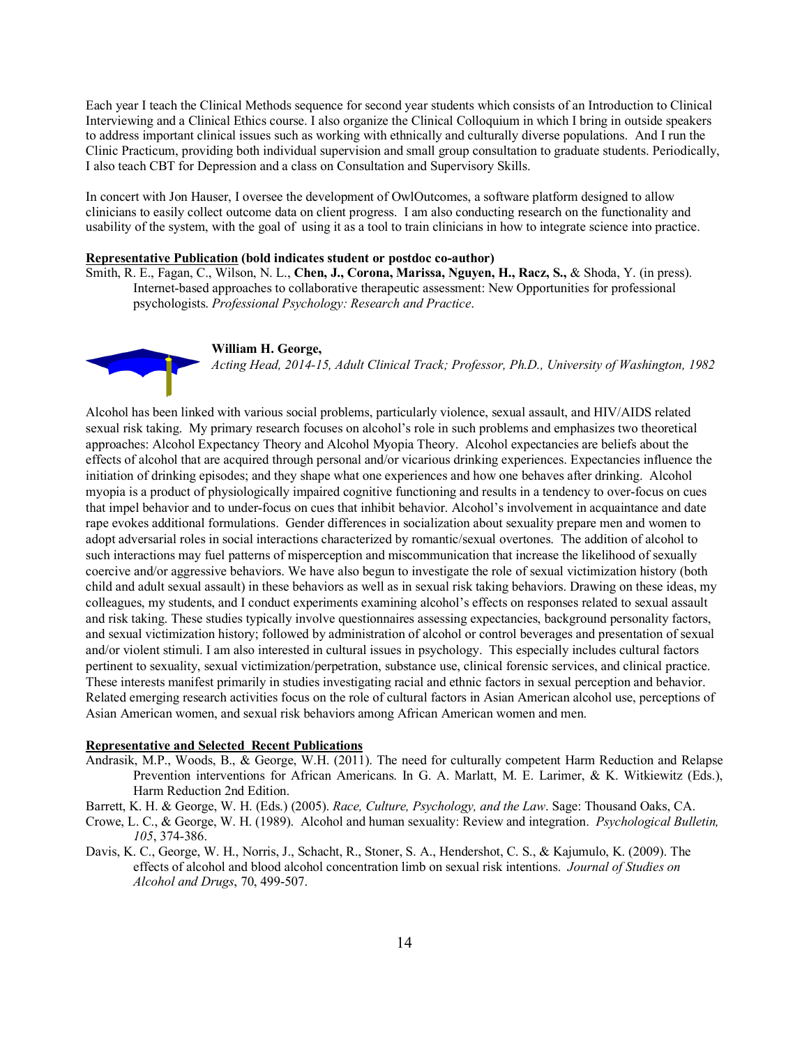Each year I teach the Clinical Methods sequence for second year students which consists of an Introduction to Clinical Interviewing and a Clinical Ethics course. I also organize the Clinical Colloquium in which I bring in outside speakers to address important clinical issues such as working with ethnically and culturally diverse populations. And I run the Clinic Practicum, providing both individual supervision and small group consultation to graduate students. Periodically, I also teach CBT for Depression and a class on Consultation and Supervisory Skills.

In concert with Jon Hauser, I oversee the development of OwlOutcomes, a software platform designed to allow clinicians to easily collect outcome data on client progress. I am also conducting research on the functionality and usability of the system, with the goal of using it as a tool to train clinicians in how to integrate science into practice.

**Representative Publication (bold indicates student or postdoc co-author)**

Smith, R. E., Fagan, C., Wilson, N. L., **Chen, J., Corona, Marissa, Nguyen, H., Racz, S.,** & Shoda, Y. (in press). Internet-based approaches to collaborative therapeutic assessment: New Opportunities for professional psychologists. *Professional Psychology: Research and Practice*.

**William H. George,**
*Acting Head, 2014-15, Adult Clinical Track; Professor, Ph.D., University of Washington, 1982*

Alcohol has been linked with various social problems, particularly violence, sexual assault, and HIV/AIDS related sexual risk taking. My primary research focuses on alcohol's role in such problems and emphasizes two theoretical approaches: Alcohol Expectancy Theory and Alcohol Myopia Theory. Alcohol expectancies are beliefs about the effects of alcohol that are acquired through personal and/or vicarious drinking experiences. Expectancies influence the initiation of drinking episodes; and they shape what one experiences and how one behaves after drinking. Alcohol myopia is a product of physiologically impaired cognitive functioning and results in a tendency to over-focus on cues that impel behavior and to under-focus on cues that inhibit behavior. Alcohol's involvement in acquaintance and date rape evokes additional formulations. Gender differences in socialization about sexuality prepare men and women to adopt adversarial roles in social interactions characterized by romantic/sexual overtones. The addition of alcohol to such interactions may fuel patterns of misperception and miscommunication that increase the likelihood of sexually coercive and/or aggressive behaviors. We have also begun to investigate the role of sexual victimization history (both child and adult sexual assault) in these behaviors as well as in sexual risk taking behaviors. Drawing on these ideas, my colleagues, my students, and I conduct experiments examining alcohol's effects on responses related to sexual assault and risk taking. These studies typically involve questionnaires assessing expectancies, background personality factors, and sexual victimization history; followed by administration of alcohol or control beverages and presentation of sexual and/or violent stimuli. I am also interested in cultural issues in psychology. This especially includes cultural factors pertinent to sexuality, sexual victimization/perpetration, substance use, clinical forensic services, and clinical practice. These interests manifest primarily in studies investigating racial and ethnic factors in sexual perception and behavior. Related emerging research activities focus on the role of cultural factors in Asian American alcohol use, perceptions of Asian American women, and sexual risk behaviors among African American women and men.

**Representative and Selected Recent Publications**

Andrasik, M.P., Woods, B., & George, W.H. (2011). The need for culturally competent Harm Reduction and Relapse Prevention interventions for African Americans. In G. A. Marlatt, M. E. Larimer, & K. Witkiewitz (Eds.), Harm Reduction 2nd Edition.

Barrett, K. H. & George, W. H. (Eds.) (2005). *Race, Culture, Psychology, and the Law*. Sage: Thousand Oaks, CA.

Crowe, L. C., & George, W. H. (1989). Alcohol and human sexuality: Review and integration. *Psychological Bulletin, 105*, 374-386.

Davis, K. C., George, W. H., Norris, J., Schacht, R., Stoner, S. A., Hendershot, C. S., & Kajumulo, K. (2009). The effects of alcohol and blood alcohol concentration limb on sexual risk intentions. *Journal of Studies on Alcohol and Drugs*, 70, 499-507.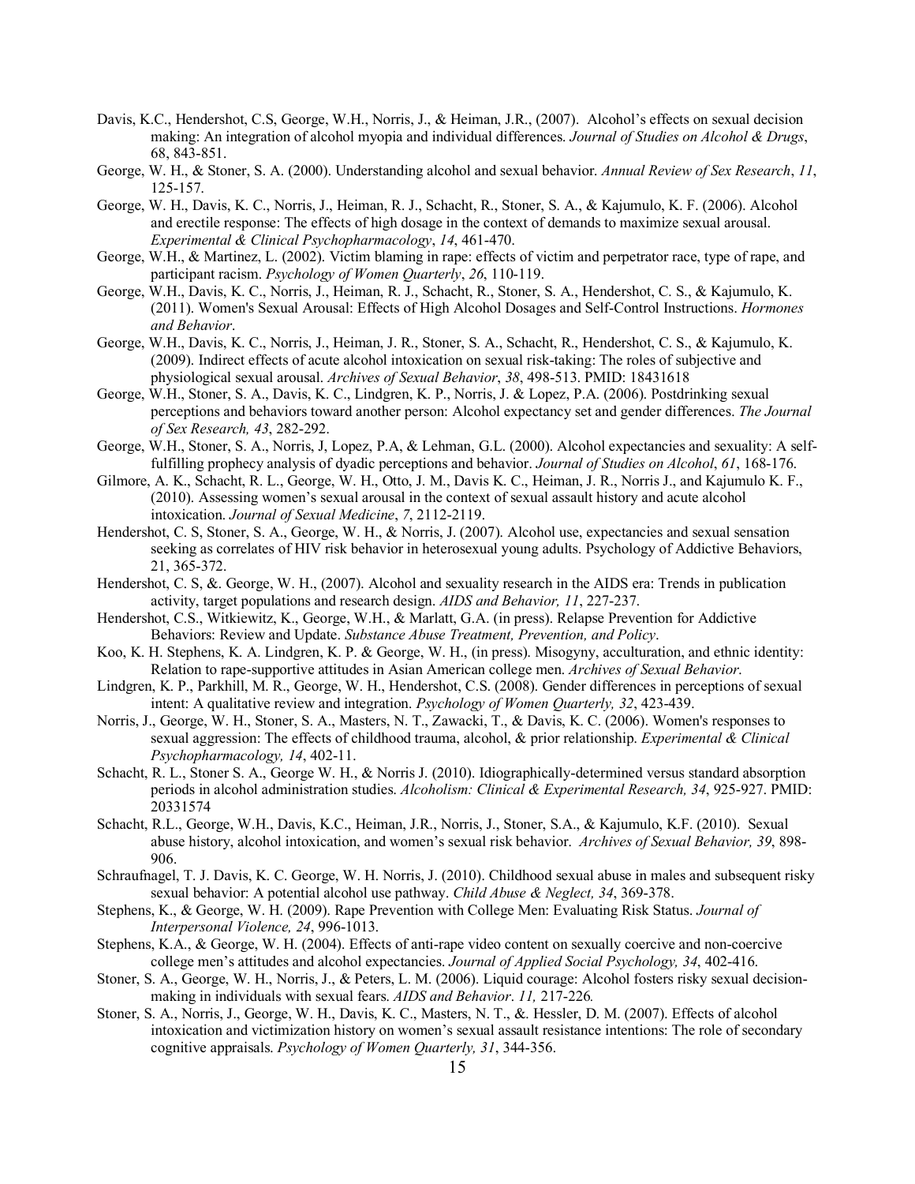Davis, K.C., Hendershot, C.S, George, W.H., Norris, J., & Heiman, J.R., (2007). Alcohol's effects on sexual decision making: An integration of alcohol myopia and individual differences. *Journal of Studies on Alcohol & Drugs*, 68, 843-851.

George, W. H., & Stoner, S. A. (2000). Understanding alcohol and sexual behavior. *Annual Review of Sex Research*, *11*, 125-157.

George, W. H., Davis, K. C., Norris, J., Heiman, R. J., Schacht, R., Stoner, S. A., & Kajumulo, K. F. (2006). Alcohol and erectile response: The effects of high dosage in the context of demands to maximize sexual arousal. *Experimental & Clinical Psychopharmacology*, *14*, 461-470.

George, W.H., & Martinez, L. (2002). Victim blaming in rape: effects of victim and perpetrator race, type of rape, and participant racism. *Psychology of Women Quarterly*, *26*, 110-119.

George, W.H., Davis, K. C., Norris, J., Heiman, R. J., Schacht, R., Stoner, S. A., Hendershot, C. S., & Kajumulo, K. (2011). Women's Sexual Arousal: Effects of High Alcohol Dosages and Self-Control Instructions. *Hormones and Behavior*.

George, W.H., Davis, K. C., Norris, J., Heiman, J. R., Stoner, S. A., Schacht, R., Hendershot, C. S., & Kajumulo, K. (2009). Indirect effects of acute alcohol intoxication on sexual risk-taking: The roles of subjective and physiological sexual arousal. *Archives of Sexual Behavior*, *38*, 498-513. PMID: 18431618

George, W.H., Stoner, S. A., Davis, K. C., Lindgren, K. P., Norris, J. & Lopez, P.A. (2006). Postdrinking sexual perceptions and behaviors toward another person: Alcohol expectancy set and gender differences. *The Journal of Sex Research, 43*, 282-292.

George, W.H., Stoner, S. A., Norris, J, Lopez, P.A, & Lehman, G.L. (2000). Alcohol expectancies and sexuality: A self-fulfilling prophecy analysis of dyadic perceptions and behavior. *Journal of Studies on Alcohol*, *61*, 168-176.

Gilmore, A. K., Schacht, R. L., George, W. H., Otto, J. M., Davis K. C., Heiman, J. R., Norris J., and Kajumulo K. F., (2010). Assessing women's sexual arousal in the context of sexual assault history and acute alcohol intoxication. *Journal of Sexual Medicine*, *7*, 2112-2119.

Hendershot, C. S, Stoner, S. A., George, W. H., & Norris, J. (2007). Alcohol use, expectancies and sexual sensation seeking as correlates of HIV risk behavior in heterosexual young adults. Psychology of Addictive Behaviors, 21, 365-372.

Hendershot, C. S, &. George, W. H., (2007). Alcohol and sexuality research in the AIDS era: Trends in publication activity, target populations and research design. *AIDS and Behavior, 11*, 227-237.

Hendershot, C.S., Witkiewitz, K., George, W.H., & Marlatt, G.A. (in press). Relapse Prevention for Addictive Behaviors: Review and Update. *Substance Abuse Treatment, Prevention, and Policy*.

Koo, K. H. Stephens, K. A. Lindgren, K. P. & George, W. H., (in press). Misogyny, acculturation, and ethnic identity: Relation to rape-supportive attitudes in Asian American college men. *Archives of Sexual Behavior*.

Lindgren, K. P., Parkhill, M. R., George, W. H., Hendershot, C.S. (2008). Gender differences in perceptions of sexual intent: A qualitative review and integration. *Psychology of Women Quarterly, 32*, 423-439.

Norris, J., George, W. H., Stoner, S. A., Masters, N. T., Zawacki, T., & Davis, K. C. (2006). Women's responses to sexual aggression: The effects of childhood trauma, alcohol, & prior relationship. *Experimental & Clinical Psychopharmacology, 14*, 402-11.

Schacht, R. L., Stoner S. A., George W. H., & Norris J. (2010). Idiographically-determined versus standard absorption periods in alcohol administration studies. *Alcoholism: Clinical & Experimental Research, 34*, 925-927. PMID: 20331574

Schacht, R.L., George, W.H., Davis, K.C., Heiman, J.R., Norris, J., Stoner, S.A., & Kajumulo, K.F. (2010). Sexual abuse history, alcohol intoxication, and women's sexual risk behavior. *Archives of Sexual Behavior, 39*, 898-906.

Schraufnagel, T. J. Davis, K. C. George, W. H. Norris, J. (2010). Childhood sexual abuse in males and subsequent risky sexual behavior: A potential alcohol use pathway. *Child Abuse & Neglect, 34*, 369-378.

Stephens, K., & George, W. H. (2009). Rape Prevention with College Men: Evaluating Risk Status. *Journal of Interpersonal Violence, 24*, 996-1013.

Stephens, K.A., & George, W. H. (2004). Effects of anti-rape video content on sexually coercive and non-coercive college men's attitudes and alcohol expectancies. *Journal of Applied Social Psychology, 34*, 402-416.

Stoner, S. A., George, W. H., Norris, J., & Peters, L. M. (2006). Liquid courage: Alcohol fosters risky sexual decision-making in individuals with sexual fears. *AIDS and Behavior*. *11,* 217-226*.*

Stoner, S. A., Norris, J., George, W. H., Davis, K. C., Masters, N. T., &. Hessler, D. M. (2007). Effects of alcohol intoxication and victimization history on women's sexual assault resistance intentions: The role of secondary cognitive appraisals. *Psychology of Women Quarterly, 31*, 344-356.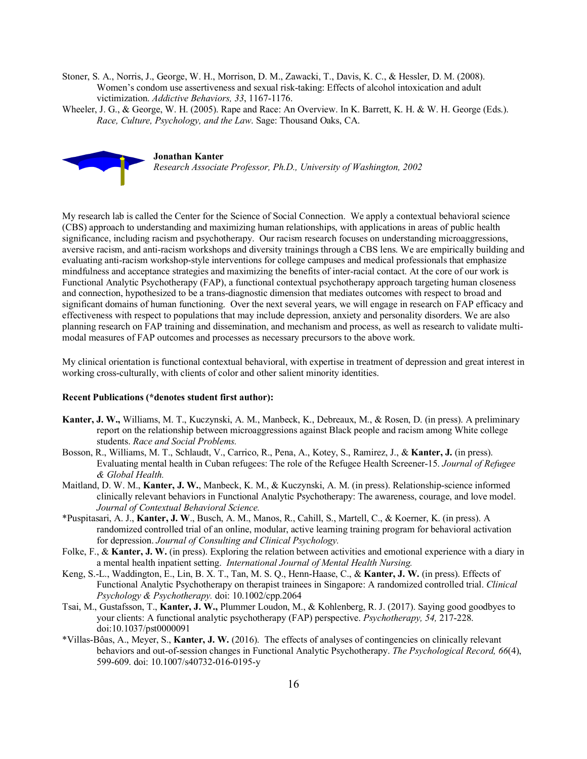Stoner, S. A., Norris, J., George, W. H., Morrison, D. M., Zawacki, T., Davis, K. C., & Hessler, D. M. (2008). Women's condom use assertiveness and sexual risk-taking: Effects of alcohol intoxication and adult victimization. *Addictive Behaviors, 33*, 1167-1176.

Wheeler, J. G., & George, W. H. (2005). Rape and Race: An Overview. In K. Barrett, K. H. & W. H. George (Eds.). *Race, Culture, Psychology, and the Law*. Sage: Thousand Oaks, CA.

**Jonathan Kanter**
*Research Associate Professor, Ph.D., University of Washington, 2002*

My research lab is called the Center for the Science of Social Connection. We apply a contextual behavioral science (CBS) approach to understanding and maximizing human relationships, with applications in areas of public health significance, including racism and psychotherapy. Our racism research focuses on understanding microaggressions, aversive racism, and anti-racism workshops and diversity trainings through a CBS lens. We are empirically building and evaluating anti-racism workshop-style interventions for college campuses and medical professionals that emphasize mindfulness and acceptance strategies and maximizing the benefits of inter-racial contact. At the core of our work is Functional Analytic Psychotherapy (FAP), a functional contextual psychotherapy approach targeting human closeness and connection, hypothesized to be a trans-diagnostic dimension that mediates outcomes with respect to broad and significant domains of human functioning. Over the next several years, we will engage in research on FAP efficacy and effectiveness with respect to populations that may include depression, anxiety and personality disorders. We are also planning research on FAP training and dissemination, and mechanism and process, as well as research to validate multi-modal measures of FAP outcomes and processes as necessary precursors to the above work.

My clinical orientation is functional contextual behavioral, with expertise in treatment of depression and great interest in working cross-culturally, with clients of color and other salient minority identities.

**Recent Publications (*denotes student first author):**

**Kanter, J. W.,** Williams, M. T., Kuczynski, A. M., Manbeck, K., Debreaux, M., & Rosen, D. (in press). A preliminary report on the relationship between microaggressions against Black people and racism among White college students. *Race and Social Problems.*

Bosson, R., Williams, M. T., Schlaudt, V., Carrico, R., Pena, A., Kotey, S., Ramirez, J., & **Kanter, J.** (in press). Evaluating mental health in Cuban refugees: The role of the Refugee Health Screener-15. *Journal of Refugee & Global Health.*

Maitland, D. W. M., **Kanter, J. W.**, Manbeck, K. M., & Kuczynski, A. M. (in press). Relationship-science informed clinically relevant behaviors in Functional Analytic Psychotherapy: The awareness, courage, and love model. *Journal of Contextual Behavioral Science.*

*Puspitasari, A. J., **Kanter, J. W**., Busch, A. M., Manos, R., Cahill, S., Martell, C., & Koerner, K. (in press). A randomized controlled trial of an online, modular, active learning training program for behavioral activation for depression. *Journal of Consulting and Clinical Psychology.*

Folke, F., & **Kanter, J. W.** (in press). Exploring the relation between activities and emotional experience with a diary in a mental health inpatient setting. *International Journal of Mental Health Nursing.*

Keng, S.-L., Waddington, E., Lin, B. X. T., Tan, M. S. Q., Henn-Haase, C., & **Kanter, J. W.** (in press). Effects of Functional Analytic Psychotherapy on therapist trainees in Singapore: A randomized controlled trial. *Clinical Psychology & Psychotherapy.* doi: 10.1002/cpp.2064

Tsai, M., Gustafsson, T., **Kanter, J. W.,** Plummer Loudon, M., & Kohlenberg, R. J. (2017). Saying good goodbyes to your clients: A functional analytic psychotherapy (FAP) perspective. *Psychotherapy, 54,* 217-228. doi:10.1037/pst0000091

*Villas-Bôas, A., Meyer, S., **Kanter, J. W.** (2016). The effects of analyses of contingencies on clinically relevant behaviors and out-of-session changes in Functional Analytic Psychotherapy. *The Psychological Record, 66*(4), 599-609. doi: 10.1007/s40732-016-0195-y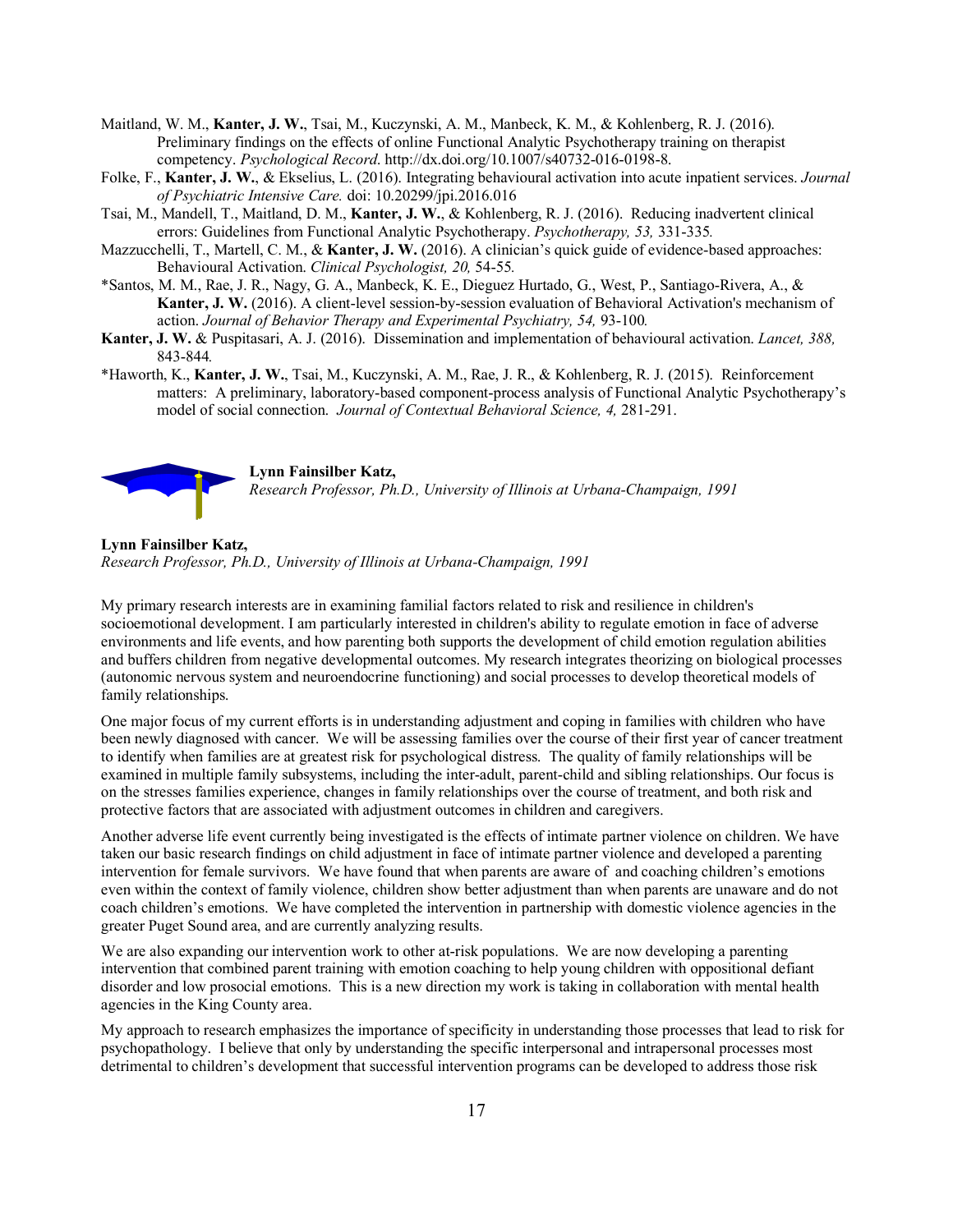Maitland, W. M., **Kanter, J. W.**, Tsai, M., Kuczynski, A. M., Manbeck, K. M., & Kohlenberg, R. J. (2016). Preliminary findings on the effects of online Functional Analytic Psychotherapy training on therapist competency. *Psychological Record*. http://dx.doi.org/10.1007/s40732-016-0198-8.

Folke, F., **Kanter, J. W.**, & Ekselius, L. (2016). Integrating behavioural activation into acute inpatient services. *Journal of Psychiatric Intensive Care.* doi: 10.20299/jpi.2016.016

Tsai, M., Mandell, T., Maitland, D. M., **Kanter, J. W.**, & Kohlenberg, R. J. (2016). Reducing inadvertent clinical errors: Guidelines from Functional Analytic Psychotherapy. *Psychotherapy, 53,* 331-335.

Mazzucchelli, T., Martell, C. M., & **Kanter, J. W.** (2016). A clinician's quick guide of evidence-based approaches: Behavioural Activation. *Clinical Psychologist, 20,* 54-55.

*Santos, M. M., Rae, J. R., Nagy, G. A., Manbeck, K. E., Dieguez Hurtado, G., West, P., Santiago-Rivera, A., & **Kanter, J. W.** (2016). A client-level session-by-session evaluation of Behavioral Activation's mechanism of action. *Journal of Behavior Therapy and Experimental Psychiatry, 54,* 93-100.

**Kanter, J. W.** & Puspitasari, A. J. (2016). Dissemination and implementation of behavioural activation. *Lancet, 388,* 843-844.

*Haworth, K., **Kanter, J. W.**, Tsai, M., Kuczynski, A. M., Rae, J. R., & Kohlenberg, R. J. (2015). Reinforcement matters: A preliminary, laboratory-based component-process analysis of Functional Analytic Psychotherapy's model of social connection. *Journal of Contextual Behavioral Science, 4,* 281-291.

**Lynn Fainsilber Katz,**
*Research Professor, Ph.D., University of Illinois at Urbana-Champaign, 1991*

**Lynn Fainsilber Katz,**
*Research Professor, Ph.D., University of Illinois at Urbana-Champaign, 1991*

My primary research interests are in examining familial factors related to risk and resilience in children's socioemotional development. I am particularly interested in children's ability to regulate emotion in face of adverse environments and life events, and how parenting both supports the development of child emotion regulation abilities and buffers children from negative developmental outcomes. My research integrates theorizing on biological processes (autonomic nervous system and neuroendocrine functioning) and social processes to develop theoretical models of family relationships.

One major focus of my current efforts is in understanding adjustment and coping in families with children who have been newly diagnosed with cancer. We will be assessing families over the course of their first year of cancer treatment to identify when families are at greatest risk for psychological distress. The quality of family relationships will be examined in multiple family subsystems, including the inter-adult, parent-child and sibling relationships. Our focus is on the stresses families experience, changes in family relationships over the course of treatment, and both risk and protective factors that are associated with adjustment outcomes in children and caregivers.

Another adverse life event currently being investigated is the effects of intimate partner violence on children. We have taken our basic research findings on child adjustment in face of intimate partner violence and developed a parenting intervention for female survivors. We have found that when parents are aware of and coaching children's emotions even within the context of family violence, children show better adjustment than when parents are unaware and do not coach children's emotions. We have completed the intervention in partnership with domestic violence agencies in the greater Puget Sound area, and are currently analyzing results.

We are also expanding our intervention work to other at-risk populations. We are now developing a parenting intervention that combined parent training with emotion coaching to help young children with oppositional defiant disorder and low prosocial emotions. This is a new direction my work is taking in collaboration with mental health agencies in the King County area.

My approach to research emphasizes the importance of specificity in understanding those processes that lead to risk for psychopathology. I believe that only by understanding the specific interpersonal and intrapersonal processes most detrimental to children's development that successful intervention programs can be developed to address those risk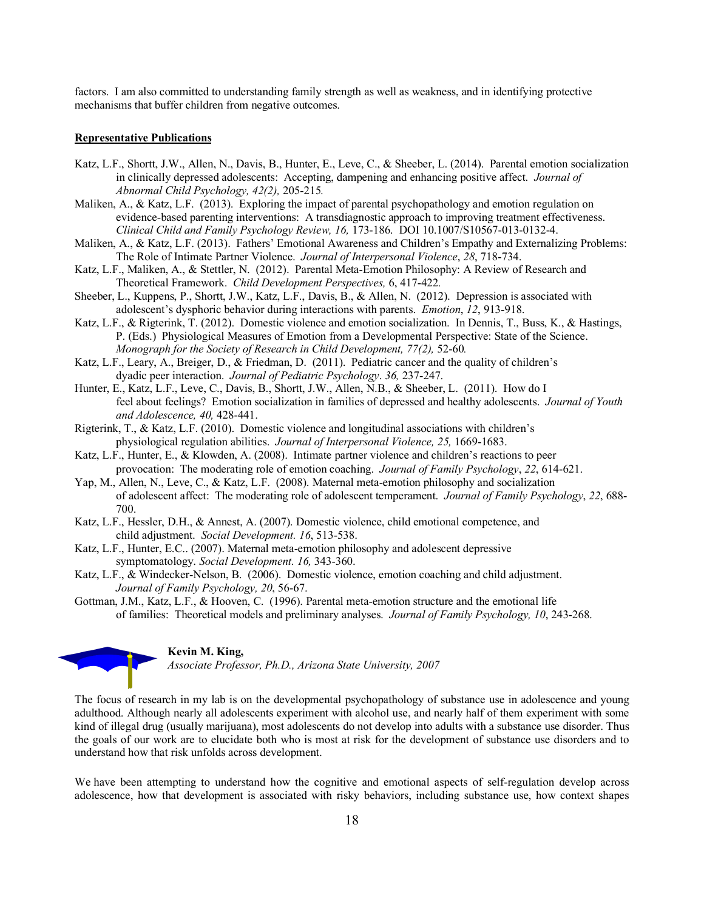factors. I am also committed to understanding family strength as well as weakness, and in identifying protective mechanisms that buffer children from negative outcomes.

**Representative Publications**

Katz, L.F., Shortt, J.W., Allen, N., Davis, B., Hunter, E., Leve, C., & Sheeber, L. (2014). Parental emotion socialization in clinically depressed adolescents: Accepting, dampening and enhancing positive affect. *Journal of Abnormal Child Psychology, 42(2),* 205-215*.*

Maliken, A., & Katz, L.F. (2013). Exploring the impact of parental psychopathology and emotion regulation on evidence-based parenting interventions: A transdiagnostic approach to improving treatment effectiveness. *Clinical Child and Family Psychology Review, 16,* 173-186. DOI 10.1007/S10567-013-0132-4.

Maliken, A., & Katz, L.F. (2013). Fathers' Emotional Awareness and Children's Empathy and Externalizing Problems: The Role of Intimate Partner Violence. *Journal of Interpersonal Violence*, *28*, 718-734.

Katz, L.F., Maliken, A., & Stettler, N. (2012). Parental Meta-Emotion Philosophy: A Review of Research and Theoretical Framework. *Child Development Perspectives,* 6, 417-422*.*

Sheeber, L., Kuppens, P., Shortt, J.W., Katz, L.F., Davis, B., & Allen, N. (2012). Depression is associated with adolescent's dysphoric behavior during interactions with parents. *Emotion*, *12*, 913-918.

Katz, L.F., & Rigterink, T. (2012). Domestic violence and emotion socialization. In Dennis, T., Buss, K., & Hastings, P. (Eds.) Physiological Measures of Emotion from a Developmental Perspective: State of the Science. *Monograph for the Society of Research in Child Development, 77(2),* 52-60*.*

Katz, L.F., Leary, A., Breiger, D., & Friedman, D. (2011). Pediatric cancer and the quality of children's dyadic peer interaction. *Journal of Pediatric Psychology*. *36,* 237-247.

Hunter, E., Katz, L.F., Leve, C., Davis, B., Shortt, J.W., Allen, N.B., & Sheeber, L. (2011). How do I feel about feelings? Emotion socialization in families of depressed and healthy adolescents. *Journal of Youth and Adolescence, 40,* 428-441.

Rigterink, T., & Katz, L.F. (2010). Domestic violence and longitudinal associations with children's physiological regulation abilities. *Journal of Interpersonal Violence, 25,* 1669-1683.

Katz, L.F., Hunter, E., & Klowden, A. (2008). Intimate partner violence and children's reactions to peer provocation: The moderating role of emotion coaching. *Journal of Family Psychology*, *22*, 614-621.

Yap, M., Allen, N., Leve, C., & Katz, L.F. (2008). Maternal meta-emotion philosophy and socialization of adolescent affect: The moderating role of adolescent temperament. *Journal of Family Psychology*, *22*, 688-700.

Katz, L.F., Hessler, D.H., & Annest, A. (2007). Domestic violence, child emotional competence, and child adjustment. *Social Development. 16*, 513-538.

Katz, L.F., Hunter, E.C.. (2007). Maternal meta-emotion philosophy and adolescent depressive symptomatology. *Social Development. 16,* 343-360.

Katz, L.F., & Windecker-Nelson, B. (2006). Domestic violence, emotion coaching and child adjustment. *Journal of Family Psychology, 20*, 56-67.

Gottman, J.M., Katz, L.F., & Hooven, C. (1996). Parental meta-emotion structure and the emotional life of families: Theoretical models and preliminary analyses. *Journal of Family Psychology, 10*, 243-268.

**Kevin M. King,**
*Associate Professor, Ph.D., Arizona State University, 2007*

The focus of research in my lab is on the developmental psychopathology of substance use in adolescence and young adulthood. Although nearly all adolescents experiment with alcohol use, and nearly half of them experiment with some kind of illegal drug (usually marijuana), most adolescents do not develop into adults with a substance use disorder. Thus the goals of our work are to elucidate both who is most at risk for the development of substance use disorders and to understand how that risk unfolds across development.

We have been attempting to understand how the cognitive and emotional aspects of self-regulation develop across adolescence, how that development is associated with risky behaviors, including substance use, how context shapes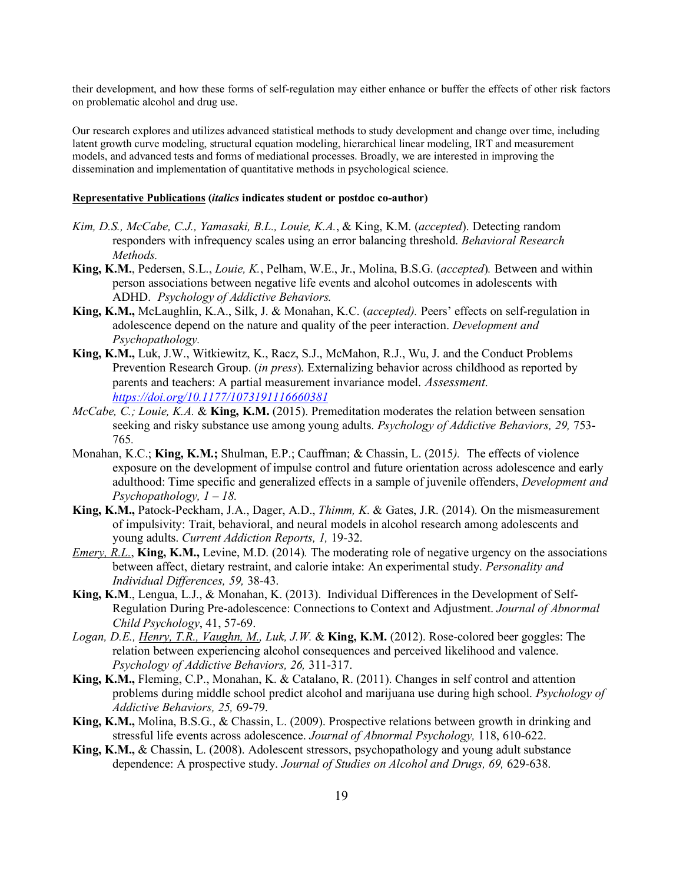their development, and how these forms of self-regulation may either enhance or buffer the effects of other risk factors on problematic alcohol and drug use.

Our research explores and utilizes advanced statistical methods to study development and change over time, including latent growth curve modeling, structural equation modeling, hierarchical linear modeling, IRT and measurement models, and advanced tests and forms of mediational processes. Broadly, we are interested in improving the dissemination and implementation of quantitative methods in psychological science.

**Representative Publications (*italics* indicates student or postdoc co-author)**

- *Kim, D.S., McCabe, C.J., Yamasaki, B.L., Louie, K.A.*, & King, K.M. (*accepted*). Detecting random responders with infrequency scales using an error balancing threshold. *Behavioral Research Methods.*
- **King, K.M.**, Pedersen, S.L., *Louie, K.*, Pelham, W.E., Jr., Molina, B.S.G. (*accepted*). Between and within person associations between negative life events and alcohol outcomes in adolescents with ADHD. *Psychology of Addictive Behaviors.*
- **King, K.M.,** McLaughlin, K.A., Silk, J. & Monahan, K.C. (*accepted).* Peers' effects on self-regulation in adolescence depend on the nature and quality of the peer interaction. *Development and Psychopathology.*
- **King, K.M.,** Luk, J.W., Witkiewitz, K., Racz, S.J., McMahon, R.J., Wu, J. and the Conduct Problems Prevention Research Group. (*in press*). Externalizing behavior across childhood as reported by parents and teachers: A partial measurement invariance model. *Assessment*. *https://doi.org/10.1177/1073191116660381*
- *McCabe, C.; Louie, K.A.* & **King, K.M.** (2015). Premeditation moderates the relation between sensation seeking and risky substance use among young adults. *Psychology of Addictive Behaviors, 29,* 753-765*.*
- Monahan, K.C.; **King, K.M.;** Shulman, E.P.; Cauffman; & Chassin, L. (2015*).* The effects of violence exposure on the development of impulse control and future orientation across adolescence and early adulthood: Time specific and generalized effects in a sample of juvenile offenders, *Development and Psychopathology, 1 – 18.*
- **King, K.M.,** Patock-Peckham, J.A., Dager, A.D., *Thimm, K.* & Gates, J.R. (2014). On the mismeasurement of impulsivity: Trait, behavioral, and neural models in alcohol research among adolescents and young adults. *Current Addiction Reports, 1,* 19-32.
- *Emery, R.L.*, **King, K.M.,** Levine, M.D. (2014)*.* The moderating role of negative urgency on the associations between affect, dietary restraint, and calorie intake: An experimental study. *Personality and Individual Differences, 59,* 38-43.
- **King, K.M**., Lengua, L.J., & Monahan, K. (2013). Individual Differences in the Development of Self-Regulation During Pre-adolescence: Connections to Context and Adjustment. *Journal of Abnormal Child Psychology*, 41, 57-69.
- *Logan, D.E., Henry, T.R., Vaughn, M., Luk, J.W.* & **King, K.M.** (2012). Rose-colored beer goggles: The relation between experiencing alcohol consequences and perceived likelihood and valence. *Psychology of Addictive Behaviors, 26,* 311-317.
- **King, K.M.,** Fleming, C.P., Monahan, K. & Catalano, R. (2011). Changes in self control and attention problems during middle school predict alcohol and marijuana use during high school. *Psychology of Addictive Behaviors, 25,* 69-79.
- **King, K.M.,** Molina, B.S.G., & Chassin, L. (2009). Prospective relations between growth in drinking and stressful life events across adolescence. *Journal of Abnormal Psychology,* 118, 610-622.
- **King, K.M.,** & Chassin, L. (2008). Adolescent stressors, psychopathology and young adult substance dependence: A prospective study. *Journal of Studies on Alcohol and Drugs, 69,* 629-638.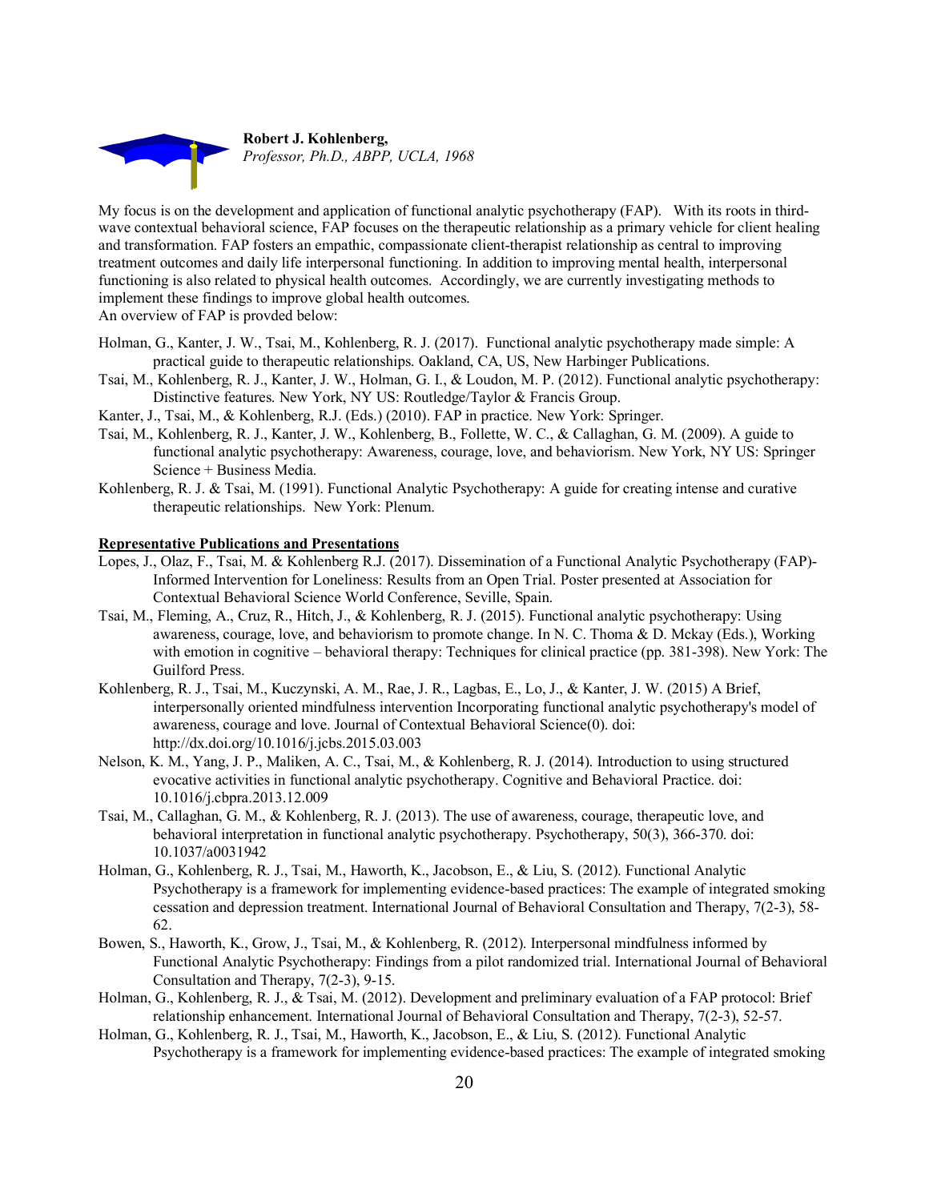**Robert J. Kohlenberg,**
*Professor, Ph.D., ABPP, UCLA, 1968*

My focus is on the development and application of functional analytic psychotherapy (FAP). With its roots in third-wave contextual behavioral science, FAP focuses on the therapeutic relationship as a primary vehicle for client healing and transformation. FAP fosters an empathic, compassionate client-therapist relationship as central to improving treatment outcomes and daily life interpersonal functioning. In addition to improving mental health, interpersonal functioning is also related to physical health outcomes. Accordingly, we are currently investigating methods to implement these findings to improve global health outcomes.
An overview of FAP is provded below:

Holman, G., Kanter, J. W., Tsai, M., Kohlenberg, R. J. (2017). Functional analytic psychotherapy made simple: A practical guide to therapeutic relationships. Oakland, CA, US, New Harbinger Publications.

Tsai, M., Kohlenberg, R. J., Kanter, J. W., Holman, G. I., & Loudon, M. P. (2012). Functional analytic psychotherapy: Distinctive features. New York, NY US: Routledge/Taylor & Francis Group.

Kanter, J., Tsai, M., & Kohlenberg, R.J. (Eds.) (2010). FAP in practice. New York: Springer.

Tsai, M., Kohlenberg, R. J., Kanter, J. W., Kohlenberg, B., Follette, W. C., & Callaghan, G. M. (2009). A guide to functional analytic psychotherapy: Awareness, courage, love, and behaviorism. New York, NY US: Springer Science + Business Media.

Kohlenberg, R. J. & Tsai, M. (1991). Functional Analytic Psychotherapy: A guide for creating intense and curative therapeutic relationships. New York: Plenum.

**Representative Publications and Presentations**

Lopes, J., Olaz, F., Tsai, M. & Kohlenberg R.J. (2017). Dissemination of a Functional Analytic Psychotherapy (FAP)-Informed Intervention for Loneliness: Results from an Open Trial. Poster presented at Association for Contextual Behavioral Science World Conference, Seville, Spain.

Tsai, M., Fleming, A., Cruz, R., Hitch, J., & Kohlenberg, R. J. (2015). Functional analytic psychotherapy: Using awareness, courage, love, and behaviorism to promote change. In N. C. Thoma & D. Mckay (Eds.), Working with emotion in cognitive – behavioral therapy: Techniques for clinical practice (pp. 381-398). New York: The Guilford Press.

Kohlenberg, R. J., Tsai, M., Kuczynski, A. M., Rae, J. R., Lagbas, E., Lo, J., & Kanter, J. W. (2015) A Brief, interpersonally oriented mindfulness intervention Incorporating functional analytic psychotherapy's model of awareness, courage and love. Journal of Contextual Behavioral Science(0). doi: http://dx.doi.org/10.1016/j.jcbs.2015.03.003

Nelson, K. M., Yang, J. P., Maliken, A. C., Tsai, M., & Kohlenberg, R. J. (2014). Introduction to using structured evocative activities in functional analytic psychotherapy. Cognitive and Behavioral Practice. doi: 10.1016/j.cbpra.2013.12.009

Tsai, M., Callaghan, G. M., & Kohlenberg, R. J. (2013). The use of awareness, courage, therapeutic love, and behavioral interpretation in functional analytic psychotherapy. Psychotherapy, 50(3), 366-370. doi: 10.1037/a0031942

Holman, G., Kohlenberg, R. J., Tsai, M., Haworth, K., Jacobson, E., & Liu, S. (2012). Functional Analytic Psychotherapy is a framework for implementing evidence-based practices: The example of integrated smoking cessation and depression treatment. International Journal of Behavioral Consultation and Therapy, 7(2-3), 58-62.

Bowen, S., Haworth, K., Grow, J., Tsai, M., & Kohlenberg, R. (2012). Interpersonal mindfulness informed by Functional Analytic Psychotherapy: Findings from a pilot randomized trial. International Journal of Behavioral Consultation and Therapy, 7(2-3), 9-15.

Holman, G., Kohlenberg, R. J., & Tsai, M. (2012). Development and preliminary evaluation of a FAP protocol: Brief relationship enhancement. International Journal of Behavioral Consultation and Therapy, 7(2-3), 52-57.

Holman, G., Kohlenberg, R. J., Tsai, M., Haworth, K., Jacobson, E., & Liu, S. (2012). Functional Analytic Psychotherapy is a framework for implementing evidence-based practices: The example of integrated smoking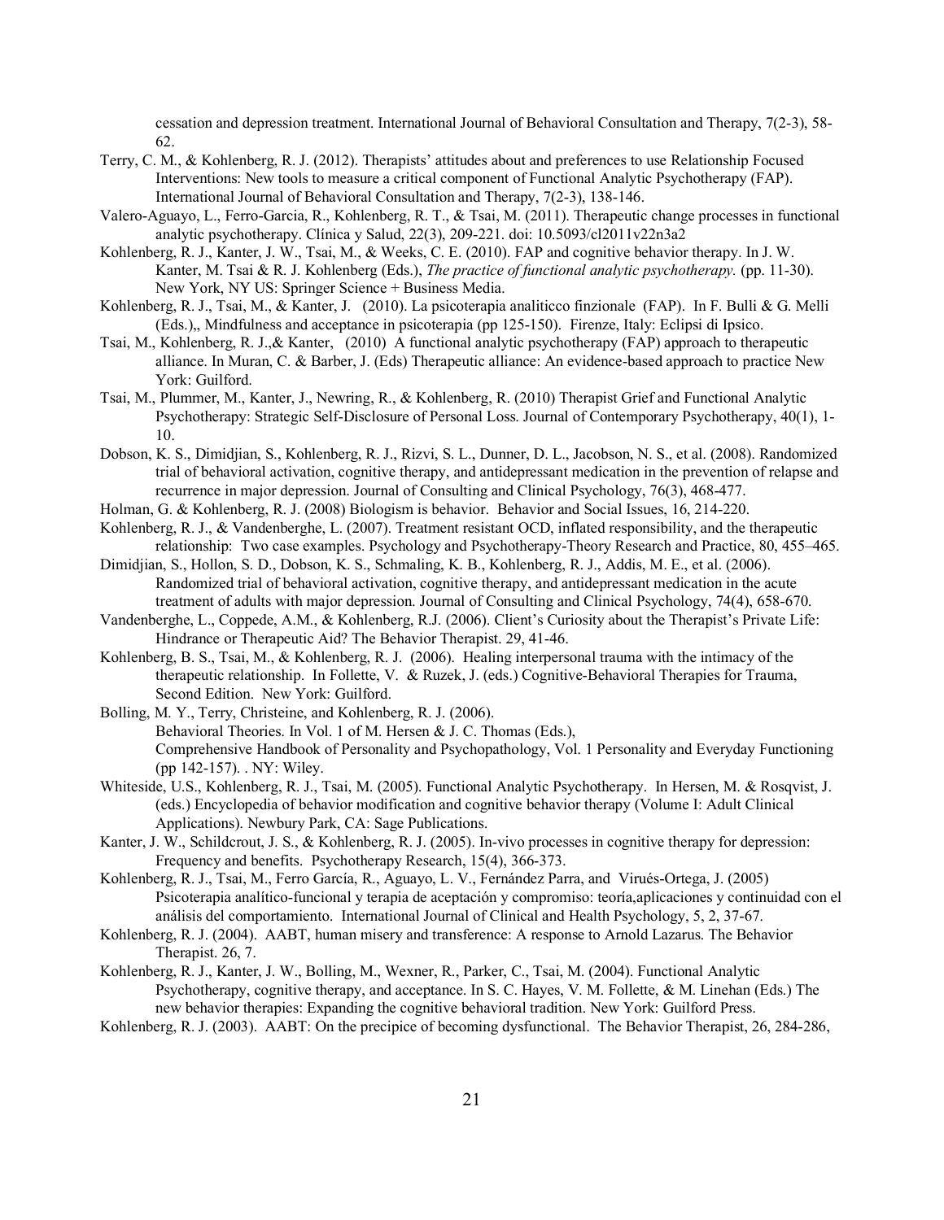cessation and depression treatment. International Journal of Behavioral Consultation and Therapy, 7(2-3), 58-62.

Terry, C. M., & Kohlenberg, R. J. (2012). Therapists' attitudes about and preferences to use Relationship Focused Interventions: New tools to measure a critical component of Functional Analytic Psychotherapy (FAP). International Journal of Behavioral Consultation and Therapy, 7(2-3), 138-146.

Valero-Aguayo, L., Ferro-Garcia, R., Kohlenberg, R. T., & Tsai, M. (2011). Therapeutic change processes in functional analytic psychotherapy. Clínica y Salud, 22(3), 209-221. doi: 10.5093/cl2011v22n3a2

Kohlenberg, R. J., Kanter, J. W., Tsai, M., & Weeks, C. E. (2010). FAP and cognitive behavior therapy. In J. W. Kanter, M. Tsai & R. J. Kohlenberg (Eds.), *The practice of functional analytic psychotherapy.* (pp. 11-30). New York, NY US: Springer Science + Business Media.

Kohlenberg, R. J., Tsai, M., & Kanter, J. (2010). La psicoterapia analiticco finzionale (FAP). In F. Bulli & G. Melli (Eds.),, Mindfulness and acceptance in psicoterapia (pp 125-150). Firenze, Italy: Eclipsi di Ipsico.

Tsai, M., Kohlenberg, R. J.,& Kanter, (2010) A functional analytic psychotherapy (FAP) approach to therapeutic alliance. In Muran, C. & Barber, J. (Eds) Therapeutic alliance: An evidence-based approach to practice New York: Guilford.

Tsai, M., Plummer, M., Kanter, J., Newring, R., & Kohlenberg, R. (2010) Therapist Grief and Functional Analytic Psychotherapy: Strategic Self-Disclosure of Personal Loss. Journal of Contemporary Psychotherapy, 40(1), 1-10.

Dobson, K. S., Dimidjian, S., Kohlenberg, R. J., Rizvi, S. L., Dunner, D. L., Jacobson, N. S., et al. (2008). Randomized trial of behavioral activation, cognitive therapy, and antidepressant medication in the prevention of relapse and recurrence in major depression. Journal of Consulting and Clinical Psychology, 76(3), 468-477.

Holman, G. & Kohlenberg, R. J. (2008) Biologism is behavior. Behavior and Social Issues, 16, 214-220.

Kohlenberg, R. J., & Vandenberghe, L. (2007). Treatment resistant OCD, inflated responsibility, and the therapeutic relationship: Two case examples. Psychology and Psychotherapy-Theory Research and Practice, 80, 455–465.

Dimidjian, S., Hollon, S. D., Dobson, K. S., Schmaling, K. B., Kohlenberg, R. J., Addis, M. E., et al. (2006). Randomized trial of behavioral activation, cognitive therapy, and antidepressant medication in the acute treatment of adults with major depression. Journal of Consulting and Clinical Psychology, 74(4), 658-670.

Vandenberghe, L., Coppede, A.M., & Kohlenberg, R.J. (2006). Client's Curiosity about the Therapist's Private Life: Hindrance or Therapeutic Aid? The Behavior Therapist. 29, 41-46.

Kohlenberg, B. S., Tsai, M., & Kohlenberg, R. J. (2006). Healing interpersonal trauma with the intimacy of the therapeutic relationship. In Follette, V. & Ruzek, J. (eds.) Cognitive-Behavioral Therapies for Trauma, Second Edition. New York: Guilford.

Bolling, M. Y., Terry, Christeine, and Kohlenberg, R. J. (2006). Behavioral Theories. In Vol. 1 of M. Hersen & J. C. Thomas (Eds.), Comprehensive Handbook of Personality and Psychopathology, Vol. 1 Personality and Everyday Functioning (pp 142-157). . NY: Wiley.

Whiteside, U.S., Kohlenberg, R. J., Tsai, M. (2005). Functional Analytic Psychotherapy. In Hersen, M. & Rosqvist, J. (eds.) Encyclopedia of behavior modification and cognitive behavior therapy (Volume I: Adult Clinical Applications). Newbury Park, CA: Sage Publications.

Kanter, J. W., Schildcrout, J. S., & Kohlenberg, R. J. (2005). In-vivo processes in cognitive therapy for depression: Frequency and benefits. Psychotherapy Research, 15(4), 366-373.

Kohlenberg, R. J., Tsai, M., Ferro García, R., Aguayo, L. V., Fernández Parra, and Virués-Ortega, J. (2005) Psicoterapia analítico-funcional y terapia de aceptación y compromiso: teoría,aplicaciones y continuidad con el análisis del comportamiento. International Journal of Clinical and Health Psychology, 5, 2, 37-67.

Kohlenberg, R. J. (2004). AABT, human misery and transference: A response to Arnold Lazarus. The Behavior Therapist. 26, 7.

Kohlenberg, R. J., Kanter, J. W., Bolling, M., Wexner, R., Parker, C., Tsai, M. (2004). Functional Analytic Psychotherapy, cognitive therapy, and acceptance. In S. C. Hayes, V. M. Follette, & M. Linehan (Eds.) The new behavior therapies: Expanding the cognitive behavioral tradition. New York: Guilford Press.

Kohlenberg, R. J. (2003). AABT: On the precipice of becoming dysfunctional. The Behavior Therapist, 26, 284-286,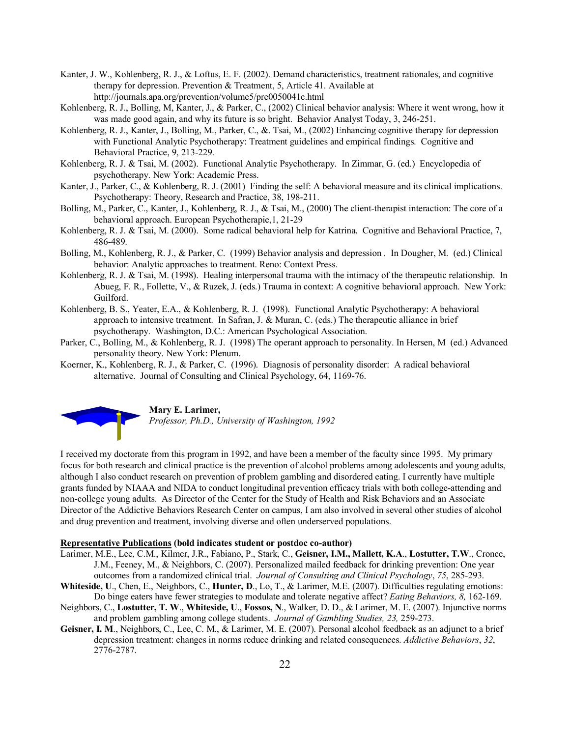Kanter, J. W., Kohlenberg, R. J., & Loftus, E. F. (2002). Demand characteristics, treatment rationales, and cognitive therapy for depression. Prevention & Treatment, 5, Article 41. Available at http://journals.apa.org/prevention/volume5/pre0050041c.html

Kohlenberg, R. J., Bolling, M, Kanter, J., & Parker, C., (2002) Clinical behavior analysis: Where it went wrong, how it was made good again, and why its future is so bright. Behavior Analyst Today, 3, 246-251.

Kohlenberg, R. J., Kanter, J., Bolling, M., Parker, C., &. Tsai, M., (2002) Enhancing cognitive therapy for depression with Functional Analytic Psychotherapy: Treatment guidelines and empirical findings. Cognitive and Behavioral Practice, 9, 213-229.

Kohlenberg, R. J. & Tsai, M. (2002). Functional Analytic Psychotherapy. In Zimmar, G. (ed.) Encyclopedia of psychotherapy. New York: Academic Press.

Kanter, J., Parker, C., & Kohlenberg, R. J. (2001) Finding the self: A behavioral measure and its clinical implications. Psychotherapy: Theory, Research and Practice, 38, 198-211.

Bolling, M., Parker, C., Kanter, J., Kohlenberg, R. J., & Tsai, M., (2000) The client-therapist interaction: The core of a behavioral approach. European Psychotherapie,1, 21-29

Kohlenberg, R. J. & Tsai, M. (2000). Some radical behavioral help for Katrina. Cognitive and Behavioral Practice, 7, 486-489.

Bolling, M., Kohlenberg, R. J., & Parker, C. (1999) Behavior analysis and depression . In Dougher, M. (ed.) Clinical behavior: Analytic approaches to treatment. Reno: Context Press.

Kohlenberg, R. J. & Tsai, M. (1998). Healing interpersonal trauma with the intimacy of the therapeutic relationship. In Abueg, F. R., Follette, V., & Ruzek, J. (eds.) Trauma in context: A cognitive behavioral approach. New York: Guilford.

Kohlenberg, B. S., Yeater, E.A., & Kohlenberg, R. J. (1998). Functional Analytic Psychotherapy: A behavioral approach to intensive treatment. In Safran, J. & Muran, C. (eds.) The therapeutic alliance in brief psychotherapy. Washington, D.C.: American Psychological Association.

Parker, C., Bolling, M., & Kohlenberg, R. J. (1998) The operant approach to personality. In Hersen, M (ed.) Advanced personality theory. New York: Plenum.

Koerner, K., Kohlenberg, R. J., & Parker, C. (1996). Diagnosis of personality disorder: A radical behavioral alternative. Journal of Consulting and Clinical Psychology, 64, 1169-76.

**Mary E. Larimer,**
*Professor, Ph.D., University of Washington, 1992*

I received my doctorate from this program in 1992, and have been a member of the faculty since 1995. My primary focus for both research and clinical practice is the prevention of alcohol problems among adolescents and young adults, although I also conduct research on prevention of problem gambling and disordered eating. I currently have multiple grants funded by NIAAA and NIDA to conduct longitudinal prevention efficacy trials with both college-attending and non-college young adults. As Director of the Center for the Study of Health and Risk Behaviors and an Associate Director of the Addictive Behaviors Research Center on campus, I am also involved in several other studies of alcohol and drug prevention and treatment, involving diverse and often underserved populations.

<u>Representative Publications</u> **(bold indicates student or postdoc co-author)**

Larimer, M.E., Lee, C.M., Kilmer, J.R., Fabiano, P., Stark, C., **Geisner, I.M., Mallett, K.A**., **Lostutter, T.W**., Cronce, J.M., Feeney, M., & Neighbors, C. (2007). Personalized mailed feedback for drinking prevention: One year outcomes from a randomized clinical trial. *Journal of Consulting and Clinical Psychology*, *75*, 285-293.

**Whiteside, U**., Chen, E., Neighbors, C., **Hunter, D**., Lo, T., & Larimer, M.E. (2007). Difficulties regulating emotions: Do binge eaters have fewer strategies to modulate and tolerate negative affect? *Eating Behaviors, 8,* 162-169.

Neighbors, C., **Lostutter, T. W**., **Whiteside, U**., **Fossos, N**., Walker, D. D., & Larimer, M. E. (2007). Injunctive norms and problem gambling among college students. *Journal of Gambling Studies, 23,* 259-273.

**Geisner, I. M**., Neighbors, C., Lee, C. M., & Larimer, M. E. (2007). Personal alcohol feedback as an adjunct to a brief depression treatment: changes in norms reduce drinking and related consequences. *Addictive Behaviors*, *32*, 2776-2787.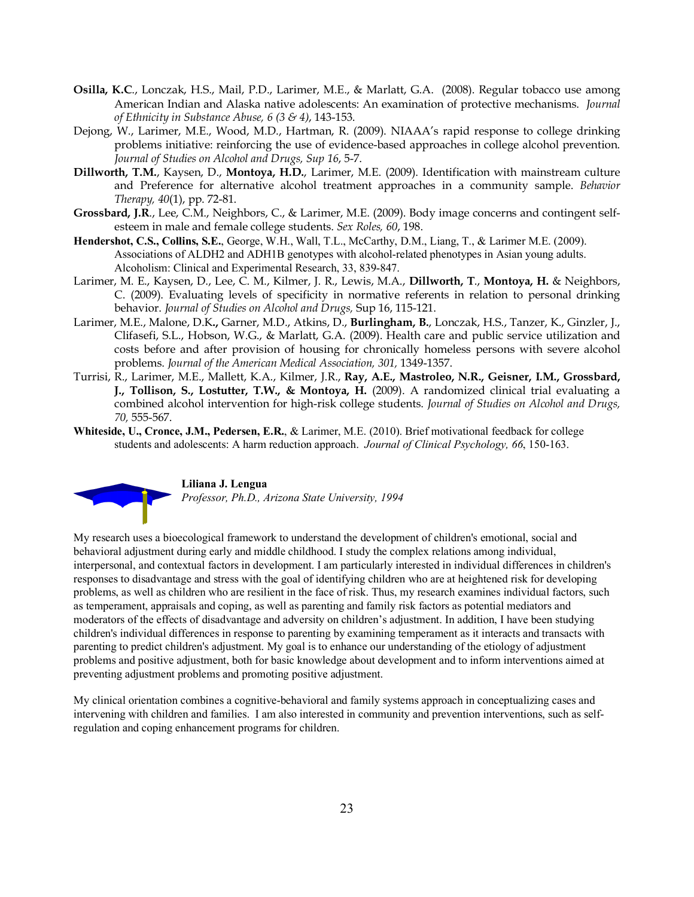**Osilla, K.C**., Lonczak, H.S., Mail, P.D., Larimer, M.E., & Marlatt, G.A. (2008). Regular tobacco use among American Indian and Alaska native adolescents: An examination of protective mechanisms. *Journal of Ethnicity in Substance Abuse, 6 (3 & 4)*, 143-153.

Dejong, W., Larimer, M.E., Wood, M.D., Hartman, R. (2009). NIAAA's rapid response to college drinking problems initiative: reinforcing the use of evidence-based approaches in college alcohol prevention. *Journal of Studies on Alcohol and Drugs, Sup 16*, 5-7.

**Dillworth, T.M.**, Kaysen, D., **Montoya, H.D.**, Larimer, M.E. (2009). Identification with mainstream culture and Preference for alternative alcohol treatment approaches in a community sample. *Behavior Therapy, 40*(1), pp. 72-81.

**Grossbard, J.R**., Lee, C.M., Neighbors, C., & Larimer, M.E. (2009). Body image concerns and contingent self-esteem in male and female college students. *Sex Roles, 60*, 198.

**Hendershot, C.S., Collins, S.E.**, George, W.H., Wall, T.L., McCarthy, D.M., Liang, T., & Larimer M.E. (2009). Associations of ALDH2 and ADH1B genotypes with alcohol-related phenotypes in Asian young adults. Alcoholism: Clinical and Experimental Research, 33, 839-847.

Larimer, M. E., Kaysen, D., Lee, C. M., Kilmer, J. R., Lewis, M.A., **Dillworth, T**., **Montoya, H.** & Neighbors, C. (2009). Evaluating levels of specificity in normative referents in relation to personal drinking behavior. *Journal of Studies on Alcohol and Drugs,* Sup 16, 115-121.

Larimer, M.E., Malone, D.K**.,** Garner, M.D., Atkins, D., **Burlingham, B.**, Lonczak, H.S., Tanzer, K., Ginzler, J., Clifasefi, S.L., Hobson, W.G., & Marlatt, G.A. (2009). Health care and public service utilization and costs before and after provision of housing for chronically homeless persons with severe alcohol problems. *Journal of the American Medical Association, 301,* 1349-1357.

Turrisi, R., Larimer, M.E., Mallett, K.A., Kilmer, J.R., **Ray, A.E., Mastroleo, N.R., Geisner, I.M., Grossbard, J., Tollison, S., Lostutter, T.W., & Montoya, H.** (2009). A randomized clinical trial evaluating a combined alcohol intervention for high-risk college students. *Journal of Studies on Alcohol and Drugs, 70,* 555-567.

**Whiteside, U., Cronce, J.M., Pedersen, E.R.**, & Larimer, M.E. (2010). Brief motivational feedback for college students and adolescents: A harm reduction approach. *Journal of Clinical Psychology, 66*, 150-163.

**Liliana J. Lengua**
*Professor, Ph.D., Arizona State University, 1994*

My research uses a bioecological framework to understand the development of children's emotional, social and behavioral adjustment during early and middle childhood. I study the complex relations among individual, interpersonal, and contextual factors in development. I am particularly interested in individual differences in children's responses to disadvantage and stress with the goal of identifying children who are at heightened risk for developing problems, as well as children who are resilient in the face of risk. Thus, my research examines individual factors, such as temperament, appraisals and coping, as well as parenting and family risk factors as potential mediators and moderators of the effects of disadvantage and adversity on children's adjustment. In addition, I have been studying children's individual differences in response to parenting by examining temperament as it interacts and transacts with parenting to predict children's adjustment. My goal is to enhance our understanding of the etiology of adjustment problems and positive adjustment, both for basic knowledge about development and to inform interventions aimed at preventing adjustment problems and promoting positive adjustment.

My clinical orientation combines a cognitive-behavioral and family systems approach in conceptualizing cases and intervening with children and families. I am also interested in community and prevention interventions, such as self-regulation and coping enhancement programs for children.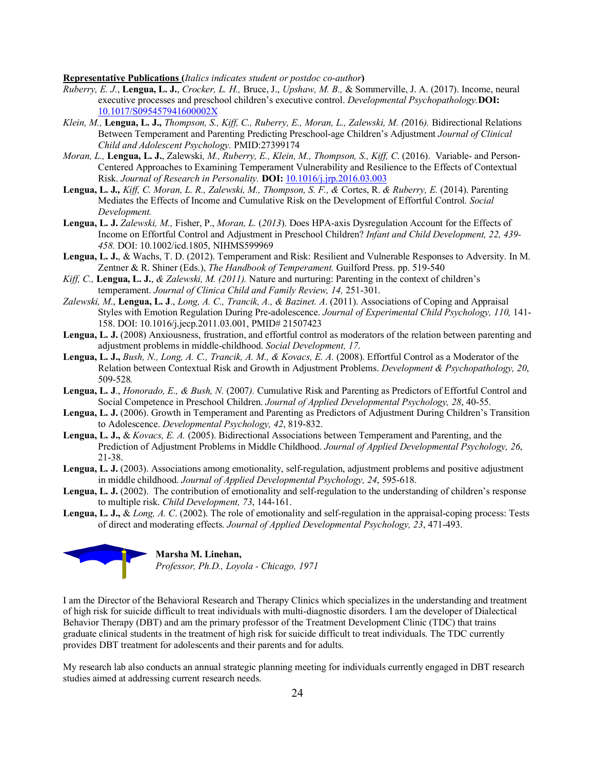**Representative Publications** (*Italics indicates student or postdoc co-author*)

*Ruberry, E. J.*, **Lengua, L. J.**, *Crocker, L. H.,* Bruce, J., *Upshaw, M. B.,* & Sommerville, J. A. (2017). Income, neural executive processes and preschool children's executive control. *Developmental Psychopathology.* **DOI:** 10.1017/S095457941600002X

*Klein, M.,* **Lengua, L. J.,** *Thompson, S., Kiff, C., Ruberry, E., Moran, L., Zalewski, M. (*2016*).* Bidirectional Relations Between Temperament and Parenting Predicting Preschool-age Children's Adjustment *Journal of Clinical Child and Adolescent Psychology.* PMID:27399174

*Moran, L.,* **Lengua, L. J.**, Zalewski*, M., Ruberry, E., Klein, M., Thompson, S., Kiff, C*. (2016). Variable- and Person-Centered Approaches to Examining Temperament Vulnerability and Resilience to the Effects of Contextual Risk. *Journal of Research in Personality.* **DOI:** 10.1016/j.jrp.2016.03.003

**Lengua, L. J.,** *Kiff, C. Moran, L. R., Zalewski, M., Thompson, S. F., &* Cortes, R. *& Ruberry, E.* (2014). Parenting Mediates the Effects of Income and Cumulative Risk on the Development of Effortful Control*. Social Development.*

**Lengua, L. J.** *Zalewski, M.,* Fisher, P., *Moran, L.* (*2013*). Does HPA-axis Dysregulation Account for the Effects of Income on Effortful Control and Adjustment in Preschool Children? *Infant and Child Development, 22, 439-458.* DOI: 10.1002/icd.1805, NIHMS599969

**Lengua, L. J.**, & Wachs, T. D. (2012). Temperament and Risk: Resilient and Vulnerable Responses to Adversity. In M. Zentner & R. Shiner (Eds.), *The Handbook of Temperament.* Guilford Press. pp. 519-540

*Kiff, C.,* **Lengua, L. J.**, *& Zalewski, M. (2011).* Nature and nurturing: Parenting in the context of children's temperament. *Journal of Clinica Child and Family Review, 14,* 251-301.

*Zalewski, M*., **Lengua, L. J**., *Long, A. C., Trancik, A., & Bazinet. A*. (2011). Associations of Coping and Appraisal Styles with Emotion Regulation During Pre-adolescence. *Journal of Experimental Child Psychology, 110,* 141-158. DOI: 10.1016/j.jecp.2011.03.001, PMID# 21507423

**Lengua, L. J.** (2008) Anxiousness, frustration, and effortful control as moderators of the relation between parenting and adjustment problems in middle-childhood. *Social Development, 17*.

**Lengua, L. J.,** *Bush, N., Long, A. C., Trancik, A. M., & Kovacs, E. A.* (2008). Effortful Control as a Moderator of the Relation between Contextual Risk and Growth in Adjustment Problems. *Development & Psychopathology, 20*, 509-528*.*

**Lengua, L. J**., *Honorado, E., & Bush, N.* (2007*).* Cumulative Risk and Parenting as Predictors of Effortful Control and Social Competence in Preschool Children. *Journal of Applied Developmental Psychology, 28*, 40-55.

**Lengua, L. J.** (2006). Growth in Temperament and Parenting as Predictors of Adjustment During Children's Transition to Adolescence. *Developmental Psychology, 42*, 819-832.

**Lengua, L. J.,** & *Kovacs, E. A.* (2005). Bidirectional Associations between Temperament and Parenting, and the Prediction of Adjustment Problems in Middle Childhood. *Journal of Applied Developmental Psychology, 26*, 21-38.

**Lengua, L. J.** (2003). Associations among emotionality, self-regulation, adjustment problems and positive adjustment in middle childhood. *Journal of Applied Developmental Psychology, 24*, 595-618.

**Lengua, L. J.** (2002). The contribution of emotionality and self-regulation to the understanding of children's response to multiple risk. *Child Development, 73*, 144-161.

**Lengua, L. J.,** & *Long, A. C*. (2002). The role of emotionality and self-regulation in the appraisal-coping process: Tests of direct and moderating effects. *Journal of Applied Developmental Psychology, 23*, 471-493.

**Marsha M. Linehan,**
*Professor, Ph.D., Loyola - Chicago, 1971*

I am the Director of the Behavioral Research and Therapy Clinics which specializes in the understanding and treatment of high risk for suicide difficult to treat individuals with multi-diagnostic disorders. I am the developer of Dialectical Behavior Therapy (DBT) and am the primary professor of the Treatment Development Clinic (TDC) that trains graduate clinical students in the treatment of high risk for suicide difficult to treat individuals. The TDC currently provides DBT treatment for adolescents and their parents and for adults.

My research lab also conducts an annual strategic planning meeting for individuals currently engaged in DBT research studies aimed at addressing current research needs.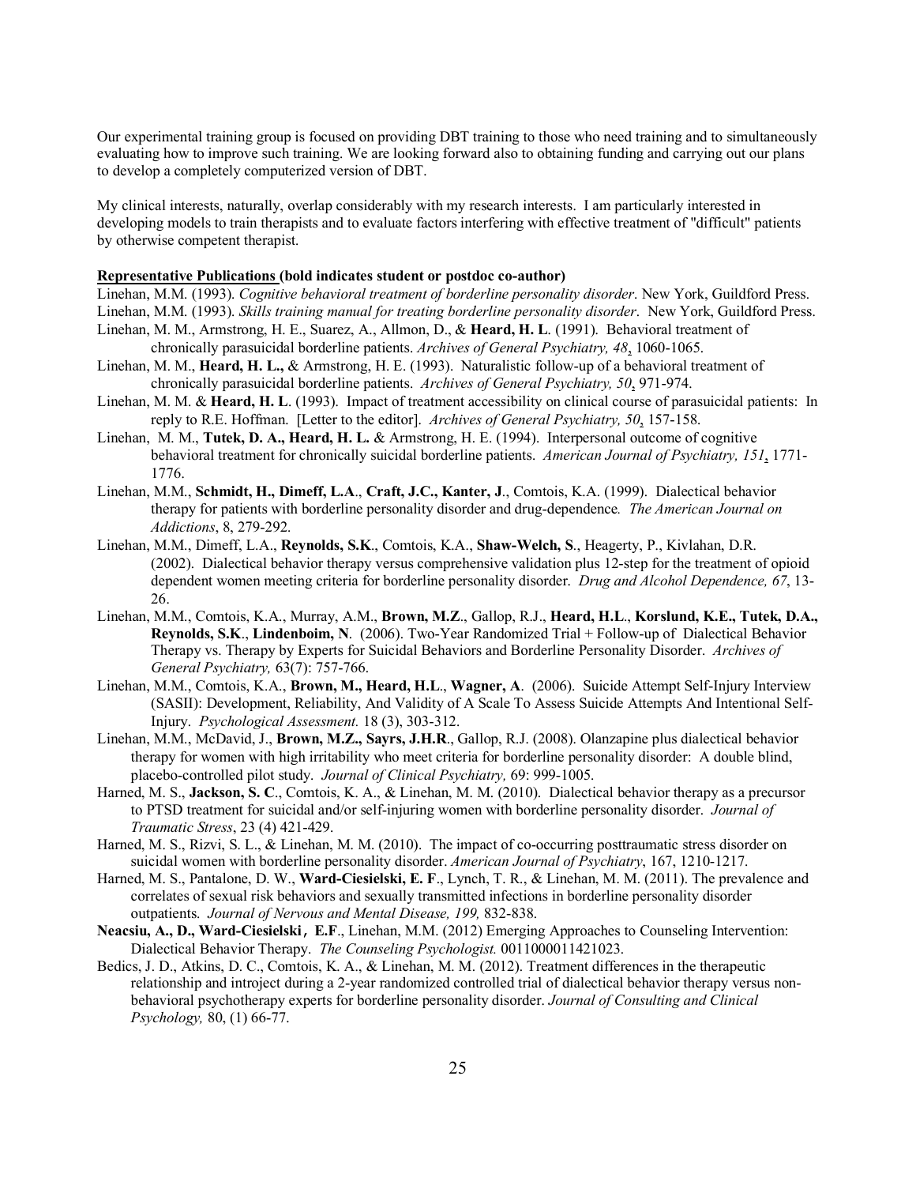Our experimental training group is focused on providing DBT training to those who need training and to simultaneously evaluating how to improve such training. We are looking forward also to obtaining funding and carrying out our plans to develop a completely computerized version of DBT.

My clinical interests, naturally, overlap considerably with my research interests. I am particularly interested in developing models to train therapists and to evaluate factors interfering with effective treatment of "difficult" patients by otherwise competent therapist.

**Representative Publications (bold indicates student or postdoc co-author)**

Linehan, M.M. (1993). *Cognitive behavioral treatment of borderline personality disorder*. New York, Guildford Press.

Linehan, M.M. (1993). *Skills training manual for treating borderline personality disorder*. New York, Guildford Press.

Linehan, M. M., Armstrong, H. E., Suarez, A., Allmon, D., & **Heard, H. L**. (1991). Behavioral treatment of chronically parasuicidal borderline patients. *Archives of General Psychiatry, 48*, 1060-1065.

Linehan, M. M., **Heard, H. L.,** & Armstrong, H. E. (1993). Naturalistic follow-up of a behavioral treatment of chronically parasuicidal borderline patients. *Archives of General Psychiatry, 50*, 971-974.

Linehan, M. M. & **Heard, H. L**. (1993). Impact of treatment accessibility on clinical course of parasuicidal patients: In reply to R.E. Hoffman. [Letter to the editor]. *Archives of General Psychiatry, 50*, 157-158.

Linehan, M. M., **Tutek, D. A., Heard, H. L.** & Armstrong, H. E. (1994). Interpersonal outcome of cognitive behavioral treatment for chronically suicidal borderline patients. *American Journal of Psychiatry, 151*, 1771-1776.

Linehan, M.M., **Schmidt, H., Dimeff, L.A**., **Craft, J.C., Kanter, J**., Comtois, K.A. (1999). Dialectical behavior therapy for patients with borderline personality disorder and drug-dependence*. The American Journal on Addictions*, 8, 279-292.

Linehan, M.M., Dimeff, L.A., **Reynolds, S.K**., Comtois, K.A., **Shaw-Welch, S**., Heagerty, P., Kivlahan, D.R. (2002). Dialectical behavior therapy versus comprehensive validation plus 12-step for the treatment of opioid dependent women meeting criteria for borderline personality disorder. *Drug and Alcohol Dependence, 67*, 13-26.

Linehan, M.M., Comtois, K.A., Murray, A.M., **Brown, M.Z**., Gallop, R.J., **Heard, H.L**., **Korslund, K.E., Tutek, D.A., Reynolds, S.K**., **Lindenboim, N**. (2006). Two-Year Randomized Trial + Follow-up of Dialectical Behavior Therapy vs. Therapy by Experts for Suicidal Behaviors and Borderline Personality Disorder. *Archives of General Psychiatry,* 63(7): 757-766.

Linehan, M.M., Comtois, K.A., **Brown, M., Heard, H.L**., **Wagner, A**. (2006). Suicide Attempt Self-Injury Interview (SASII): Development, Reliability, And Validity of A Scale To Assess Suicide Attempts And Intentional Self-Injury. *Psychological Assessment.* 18 (3), 303-312.

Linehan, M.M., McDavid, J., **Brown, M.Z., Sayrs, J.H.R**., Gallop, R.J. (2008). Olanzapine plus dialectical behavior therapy for women with high irritability who meet criteria for borderline personality disorder: A double blind, placebo-controlled pilot study. *Journal of Clinical Psychiatry,* 69: 999-1005.

Harned, M. S., **Jackson, S. C**., Comtois, K. A., & Linehan, M. M. (2010). Dialectical behavior therapy as a precursor to PTSD treatment for suicidal and/or self-injuring women with borderline personality disorder. *Journal of Traumatic Stress*, 23 (4) 421-429.

Harned, M. S., Rizvi, S. L., & Linehan, M. M. (2010). The impact of co-occurring posttraumatic stress disorder on suicidal women with borderline personality disorder. *American Journal of Psychiatry*, 167, 1210-1217.

Harned, M. S., Pantalone, D. W., **Ward-Ciesielski, E. F**., Lynch, T. R., & Linehan, M. M. (2011). The prevalence and correlates of sexual risk behaviors and sexually transmitted infections in borderline personality disorder outpatients. *Journal of Nervous and Mental Disease, 199,* 832-838.

**Neacsiu, A., D., Ward-Ciesielski, E.F**., Linehan, M.M. (2012) Emerging Approaches to Counseling Intervention: Dialectical Behavior Therapy. *The Counseling Psychologist.* 0011000011421023.

Bedics, J. D., Atkins, D. C., Comtois, K. A., & Linehan, M. M. (2012). Treatment differences in the therapeutic relationship and introject during a 2-year randomized controlled trial of dialectical behavior therapy versus non-behavioral psychotherapy experts for borderline personality disorder. *Journal of Consulting and Clinical Psychology,* 80, (1) 66-77.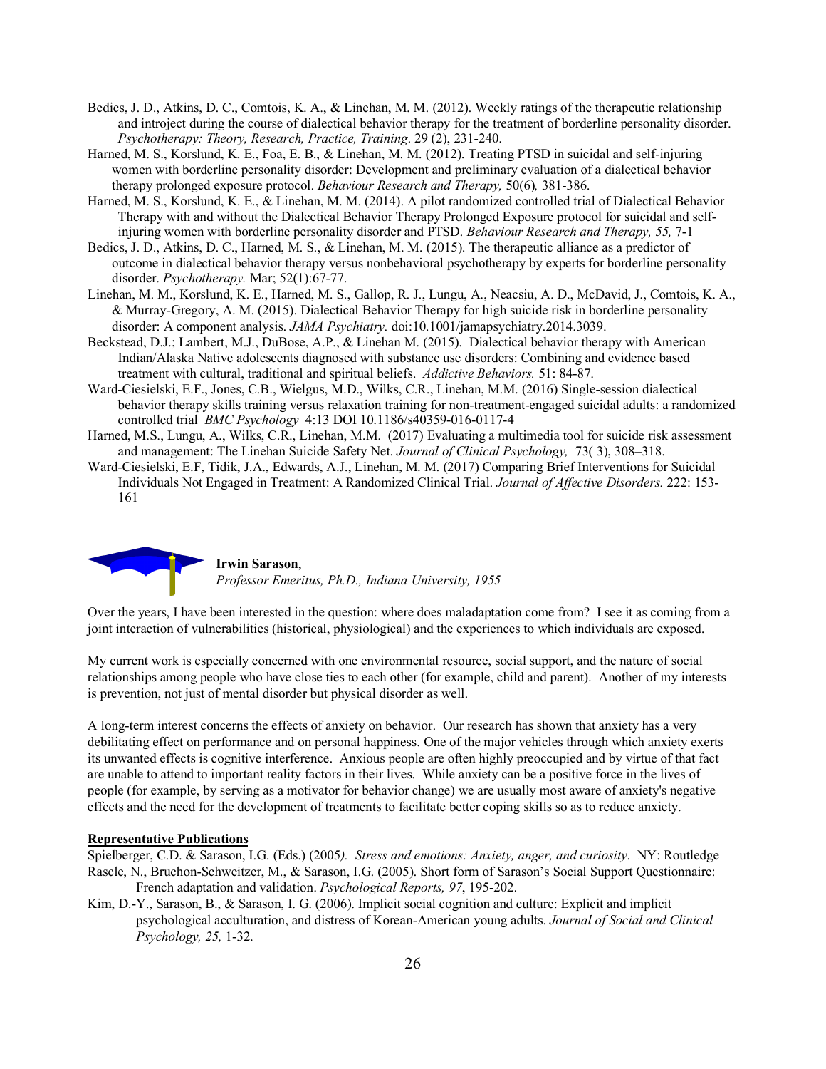Bedics, J. D., Atkins, D. C., Comtois, K. A., & Linehan, M. M. (2012). Weekly ratings of the therapeutic relationship and introject during the course of dialectical behavior therapy for the treatment of borderline personality disorder. *Psychotherapy: Theory, Research, Practice, Training*. 29 (2), 231-240.

Harned, M. S., Korslund, K. E., Foa, E. B., & Linehan, M. M. (2012). Treating PTSD in suicidal and self-injuring women with borderline personality disorder: Development and preliminary evaluation of a dialectical behavior therapy prolonged exposure protocol. *Behaviour Research and Therapy,* 50(6)*,* 381-386.

Harned, M. S., Korslund, K. E., & Linehan, M. M. (2014). A pilot randomized controlled trial of Dialectical Behavior Therapy with and without the Dialectical Behavior Therapy Prolonged Exposure protocol for suicidal and self-injuring women with borderline personality disorder and PTSD. *Behaviour Research and Therapy, 55,* 7-1

Bedics, J. D., Atkins, D. C., Harned, M. S., & Linehan, M. M. (2015). The therapeutic alliance as a predictor of outcome in dialectical behavior therapy versus nonbehavioral psychotherapy by experts for borderline personality disorder. *Psychotherapy.* Mar; 52(1):67-77.

Linehan, M. M., Korslund, K. E., Harned, M. S., Gallop, R. J., Lungu, A., Neacsiu, A. D., McDavid, J., Comtois, K. A., & Murray-Gregory, A. M. (2015). Dialectical Behavior Therapy for high suicide risk in borderline personality disorder: A component analysis. *JAMA Psychiatry.* doi:10.1001/jamapsychiatry.2014.3039.

Beckstead, D.J.; Lambert, M.J., DuBose, A.P., & Linehan M. (2015). Dialectical behavior therapy with American Indian/Alaska Native adolescents diagnosed with substance use disorders: Combining and evidence based treatment with cultural, traditional and spiritual beliefs. *Addictive Behaviors.* 51: 84-87.

Ward-Ciesielski, E.F., Jones, C.B., Wielgus, M.D., Wilks, C.R., Linehan, M.M. (2016) Single-session dialectical behavior therapy skills training versus relaxation training for non-treatment-engaged suicidal adults: a randomized controlled trial *BMC Psychology* 4:13 DOI 10.1186/s40359-016-0117-4

Harned, M.S., Lungu, A., Wilks, C.R., Linehan, M.M. (2017) Evaluating a multimedia tool for suicide risk assessment and management: The Linehan Suicide Safety Net. *Journal of Clinical Psychology,* 73( 3), 308–318.

Ward-Ciesielski, E.F, Tidik, J.A., Edwards, A.J., Linehan, M. M. (2017) Comparing Brief Interventions for Suicidal Individuals Not Engaged in Treatment: A Randomized Clinical Trial. *Journal of Affective Disorders.* 222: 153-161

**Irwin Sarason**,
*Professor Emeritus, Ph.D., Indiana University, 1955*

Over the years, I have been interested in the question: where does maladaptation come from? I see it as coming from a joint interaction of vulnerabilities (historical, physiological) and the experiences to which individuals are exposed.

My current work is especially concerned with one environmental resource, social support, and the nature of social relationships among people who have close ties to each other (for example, child and parent). Another of my interests is prevention, not just of mental disorder but physical disorder as well.

A long-term interest concerns the effects of anxiety on behavior. Our research has shown that anxiety has a very debilitating effect on performance and on personal happiness. One of the major vehicles through which anxiety exerts its unwanted effects is cognitive interference. Anxious people are often highly preoccupied and by virtue of that fact are unable to attend to important reality factors in their lives. While anxiety can be a positive force in the lives of people (for example, by serving as a motivator for behavior change) we are usually most aware of anxiety's negative effects and the need for the development of treatments to facilitate better coping skills so as to reduce anxiety.

**Representative Publications**

Spielberger, C.D. & Sarason, I.G. (Eds.) (2005*). Stress and emotions: Anxiety, anger, and curiosity*. NY: Routledge

Rascle, N., Bruchon-Schweitzer, M., & Sarason, I.G. (2005). Short form of Sarason's Social Support Questionnaire: French adaptation and validation. *Psychological Reports, 97*, 195-202.

Kim, D.-Y., Sarason, B., & Sarason, I. G. (2006). Implicit social cognition and culture: Explicit and implicit psychological acculturation, and distress of Korean-American young adults. *Journal of Social and Clinical Psychology, 25,* 1-32.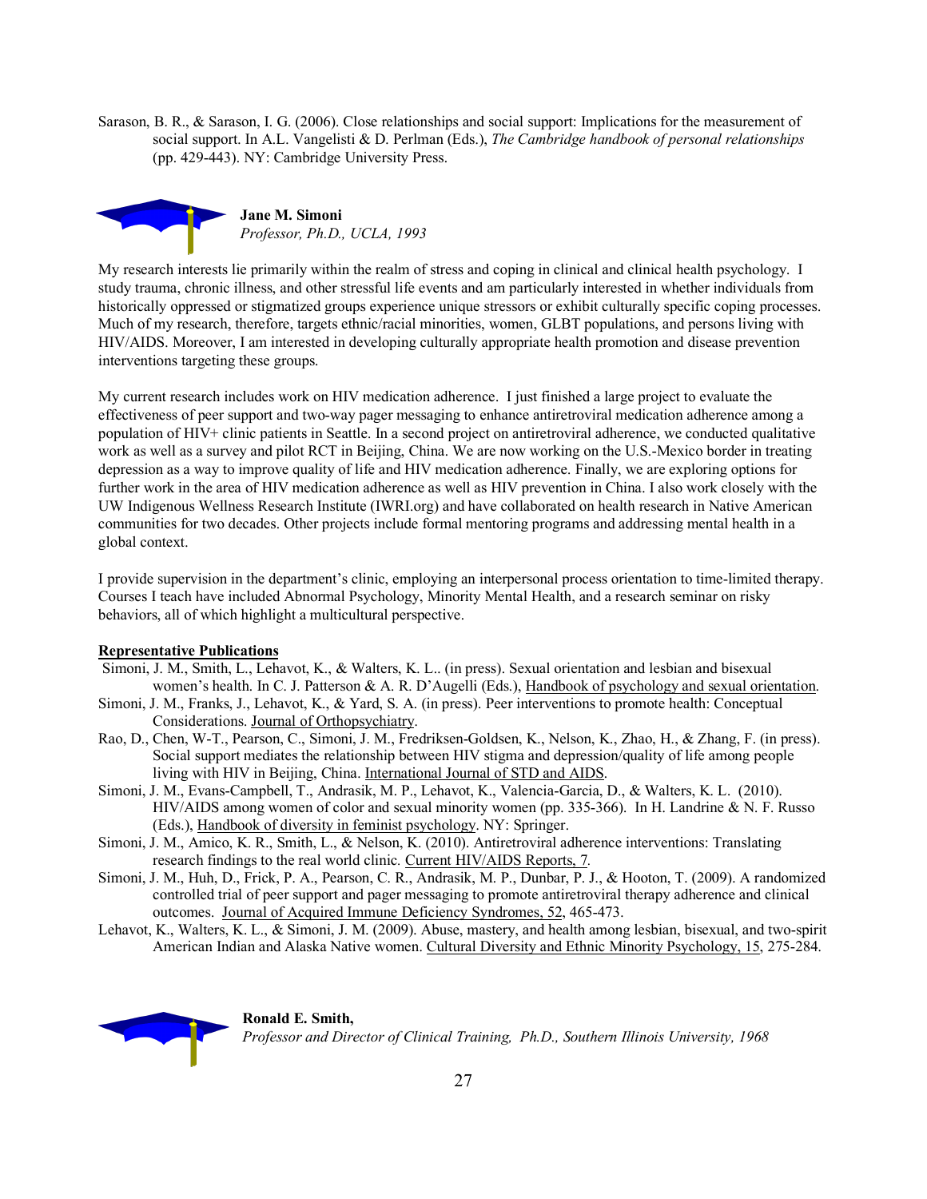Sarason, B. R., & Sarason, I. G. (2006). Close relationships and social support: Implications for the measurement of social support. In A.L. Vangelisti & D. Perlman (Eds.), *The Cambridge handbook of personal relationships* (pp. 429-443). NY: Cambridge University Press.

**Jane M. Simoni**
*Professor, Ph.D., UCLA, 1993*

My research interests lie primarily within the realm of stress and coping in clinical and clinical health psychology. I study trauma, chronic illness, and other stressful life events and am particularly interested in whether individuals from historically oppressed or stigmatized groups experience unique stressors or exhibit culturally specific coping processes. Much of my research, therefore, targets ethnic/racial minorities, women, GLBT populations, and persons living with HIV/AIDS. Moreover, I am interested in developing culturally appropriate health promotion and disease prevention interventions targeting these groups.

My current research includes work on HIV medication adherence. I just finished a large project to evaluate the effectiveness of peer support and two-way pager messaging to enhance antiretroviral medication adherence among a population of HIV+ clinic patients in Seattle. In a second project on antiretroviral adherence, we conducted qualitative work as well as a survey and pilot RCT in Beijing, China. We are now working on the U.S.-Mexico border in treating depression as a way to improve quality of life and HIV medication adherence. Finally, we are exploring options for further work in the area of HIV medication adherence as well as HIV prevention in China. I also work closely with the UW Indigenous Wellness Research Institute (IWRI.org) and have collaborated on health research in Native American communities for two decades. Other projects include formal mentoring programs and addressing mental health in a global context.

I provide supervision in the department's clinic, employing an interpersonal process orientation to time-limited therapy. Courses I teach have included Abnormal Psychology, Minority Mental Health, and a research seminar on risky behaviors, all of which highlight a multicultural perspective.

**Representative Publications**

Simoni, J. M., Smith, L., Lehavot, K., & Walters, K. L.. (in press). Sexual orientation and lesbian and bisexual women's health. In C. J. Patterson & A. R. D'Augelli (Eds.), Handbook of psychology and sexual orientation.

Simoni, J. M., Franks, J., Lehavot, K., & Yard, S. A. (in press). Peer interventions to promote health: Conceptual Considerations. Journal of Orthopsychiatry.

Rao, D., Chen, W-T., Pearson, C., Simoni, J. M., Fredriksen-Goldsen, K., Nelson, K., Zhao, H., & Zhang, F. (in press). Social support mediates the relationship between HIV stigma and depression/quality of life among people living with HIV in Beijing, China. International Journal of STD and AIDS.

Simoni, J. M., Evans-Campbell, T., Andrasik, M. P., Lehavot, K., Valencia-Garcia, D., & Walters, K. L. (2010). HIV/AIDS among women of color and sexual minority women (pp. 335-366). In H. Landrine & N. F. Russo (Eds.), Handbook of diversity in feminist psychology. NY: Springer.

Simoni, J. M., Amico, K. R., Smith, L., & Nelson, K. (2010). Antiretroviral adherence interventions: Translating research findings to the real world clinic. Current HIV/AIDS Reports, 7.

Simoni, J. M., Huh, D., Frick, P. A., Pearson, C. R., Andrasik, M. P., Dunbar, P. J., & Hooton, T. (2009). A randomized controlled trial of peer support and pager messaging to promote antiretroviral therapy adherence and clinical outcomes. Journal of Acquired Immune Deficiency Syndromes, 52, 465-473.

Lehavot, K., Walters, K. L., & Simoni, J. M. (2009). Abuse, mastery, and health among lesbian, bisexual, and two-spirit American Indian and Alaska Native women. Cultural Diversity and Ethnic Minority Psychology, 15, 275-284.

**Ronald E. Smith,**
*Professor and Director of Clinical Training, Ph.D., Southern Illinois University, 1968*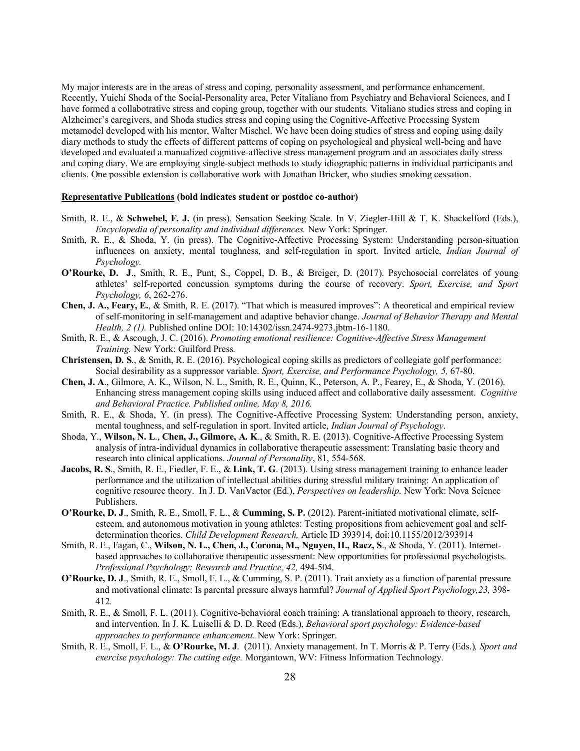My major interests are in the areas of stress and coping, personality assessment, and performance enhancement. Recently, Yuichi Shoda of the Social-Personality area, Peter Vitaliano from Psychiatry and Behavioral Sciences, and I have formed a collabotrative stress and coping group, together with our students. Vitaliano studies stress and coping in Alzheimer's caregivers, and Shoda studies stress and coping using the Cognitive-Affective Processing System metamodel developed with his mentor, Walter Mischel. We have been doing studies of stress and coping using daily diary methods to study the effects of different patterns of coping on psychological and physical well-being and have developed and evaluated a manualized cognitive-affective stress management program and an associates daily stress and coping diary. We are employing single-subject methods to study idiographic patterns in individual participants and clients. One possible extension is collaborative work with Jonathan Bricker, who studies smoking cessation.

**Representative Publications (bold indicates student or postdoc co-author)**

Smith, R. E., & **Schwebel, F. J.** (in press). Sensation Seeking Scale. In V. Ziegler-Hill & T. K. Shackelford (Eds.), *Encyclopedia of personality and individual differences.* New York: Springer.

Smith, R. E., & Shoda, Y. (in press). The Cognitive-Affective Processing System: Understanding person-situation influences on anxiety, mental toughness, and self-regulation in sport. Invited article, *Indian Journal of Psychology.*

**O'Rourke, D. J**., Smith, R. E., Punt, S., Coppel, D. B., & Breiger, D. (2017). Psychosocial correlates of young athletes' self-reported concussion symptoms during the course of recovery. *Sport, Exercise, and Sport Psychology, 6*, 262-276.

**Chen, J. A., Feary, E.**, & Smith, R. E. (2017). "That which is measured improves": A theoretical and empirical review of self-monitoring in self-management and adaptive behavior change. *Journal of Behavior Therapy and Mental Health, 2 (1).* Published online DOI: 10:14302/issn.2474-9273.jbtm-16-1180.

Smith, R. E., & Ascough, J. C. (2016). *Promoting emotional resilience: Cognitive-Affective Stress Management Training.* New York: Guilford Press.

**Christensen, D. S**., & Smith, R. E. (2016). Psychological coping skills as predictors of collegiate golf performance: Social desirability as a suppressor variable. *Sport, Exercise, and Performance Psychology, 5,* 67-80.

**Chen, J. A**., Gilmore, A. K., Wilson, N. L., Smith, R. E., Quinn, K., Peterson, A. P., Fearey, E., & Shoda, Y. (2016). Enhancing stress management coping skills using induced affect and collaborative daily assessment. *Cognitive and Behavioral Practice. Published online, May 8, 2016.*

Smith, R. E., & Shoda, Y. (in press). The Cognitive-Affective Processing System: Understanding person, anxiety, mental toughness, and self-regulation in sport. Invited article, *Indian Journal of Psychology*.

Shoda, Y., **Wilson, N. L**., **Chen, J., Gilmore, A. K**., & Smith, R. E. (2013). Cognitive-Affective Processing System analysis of intra-individual dynamics in collaborative therapeutic assessment: Translating basic theory and research into clinical applications. *Journal of Personality*, 81, 554-568.

**Jacobs, R. S**., Smith, R. E., Fiedler, F. E., & **Link, T. G**. (2013). Using stress management training to enhance leader performance and the utilization of intellectual abilities during stressful military training: An application of cognitive resource theory. In J. D. VanVactor (Ed.), *Perspectives on leadership*. New York: Nova Science Publishers.

**O'Rourke, D. J**., Smith, R. E., Smoll, F. L., & **Cumming, S. P.** (2012). Parent-initiated motivational climate, self-esteem, and autonomous motivation in young athletes: Testing propositions from achievement goal and self-determination theories. *Child Development Research,* Article ID 393914, doi:10.1155/2012/393914

Smith, R. E., Fagan, C., **Wilson, N. L., Chen, J., Corona, M., Nguyen, H., Racz, S**., & Shoda, Y. (2011). Internet-based approaches to collaborative therapeutic assessment: New opportunities for professional psychologists. *Professional Psychology: Research and Practice, 42,* 494-504.

**O'Rourke, D. J**., Smith, R. E., Smoll, F. L., & Cumming, S. P. (2011). Trait anxiety as a function of parental pressure and motivational climate: Is parental pressure always harmful? *Journal of Applied Sport Psychology,23,* 398-412.

Smith, R. E., & Smoll, F. L. (2011). Cognitive-behavioral coach training: A translational approach to theory, research, and intervention. In J. K. Luiselli & D. D. Reed (Eds.), *Behavioral sport psychology: Evidence-based approaches to performance enhancement*. New York: Springer.

Smith, R. E., Smoll, F. L., & **O'Rourke, M. J**. (2011). Anxiety management. In T. Morris & P. Terry (Eds.)*, Sport and exercise psychology: The cutting edge.* Morgantown, WV: Fitness Information Technology.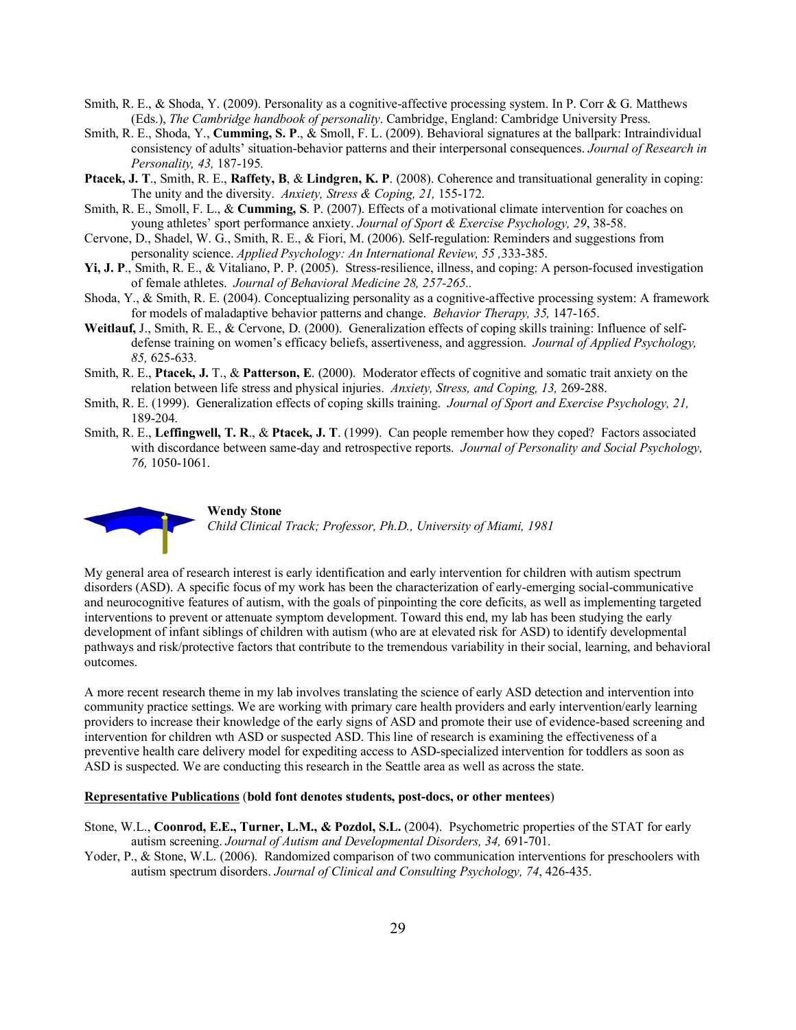Smith, R. E., & Shoda, Y. (2009). Personality as a cognitive-affective processing system. In P. Corr & G. Matthews (Eds.), *The Cambridge handbook of personality*. Cambridge, England: Cambridge University Press.

Smith, R. E., Shoda, Y., **Cumming, S. P**., & Smoll, F. L. (2009). Behavioral signatures at the ballpark: Intraindividual consistency of adults' situation-behavior patterns and their interpersonal consequences. *Journal of Research in Personality, 43,* 187-195.

**Ptacek, J. T**., Smith, R. E., **Raffety, B**, & **Lindgren, K. P**. (2008). Coherence and transituational generality in coping: The unity and the diversity. *Anxiety, Stress & Coping, 21,* 155-172.

Smith, R. E., Smoll, F. L., & **Cumming, S**. P. (2007). Effects of a motivational climate intervention for coaches on young athletes' sport performance anxiety. *Journal of Sport & Exercise Psychology, 29*, 38-58.

Cervone, D., Shadel, W. G., Smith, R. E., & Fiori, M. (2006). Self-regulation: Reminders and suggestions from personality science. *Applied Psychology: An International Review, 55* ,333-385.

**Yi, J. P**., Smith, R. E., & Vitaliano, P. P. (2005). Stress-resilience, illness, and coping: A person-focused investigation of female athletes. *Journal of Behavioral Medicine 28, 257-265..*

Shoda, Y., & Smith, R. E. (2004). Conceptualizing personality as a cognitive-affective processing system: A framework for models of maladaptive behavior patterns and change. *Behavior Therapy, 35,* 147-165.

**Weitlauf,** J., Smith, R. E., & Cervone, D. (2000). Generalization effects of coping skills training: Influence of self-defense training on women's efficacy beliefs, assertiveness, and aggression. *Journal of Applied Psychology, 85,* 625-633.

Smith, R. E., **Ptacek, J.** T., & **Patterson, E**. (2000). Moderator effects of cognitive and somatic trait anxiety on the relation between life stress and physical injuries. *Anxiety, Stress, and Coping, 13,* 269-288.

Smith, R. E. (1999). Generalization effects of coping skills training. *Journal of Sport and Exercise Psychology, 21,* 189-204.

Smith, R. E., **Leffingwell, T. R**., & **Ptacek, J. T**. (1999). Can people remember how they coped? Factors associated with discordance between same-day and retrospective reports. *Journal of Personality and Social Psychology, 76,* 1050-1061.

**Wendy Stone**
*Child Clinical Track; Professor, Ph.D., University of Miami, 1981*

My general area of research interest is early identification and early intervention for children with autism spectrum disorders (ASD). A specific focus of my work has been the characterization of early-emerging social-communicative and neurocognitive features of autism, with the goals of pinpointing the core deficits, as well as implementing targeted interventions to prevent or attenuate symptom development. Toward this end, my lab has been studying the early development of infant siblings of children with autism (who are at elevated risk for ASD) to identify developmental pathways and risk/protective factors that contribute to the tremendous variability in their social, learning, and behavioral outcomes.

A more recent research theme in my lab involves translating the science of early ASD detection and intervention into community practice settings. We are working with primary care health providers and early intervention/early learning providers to increase their knowledge of the early signs of ASD and promote their use of evidence-based screening and intervention for children wth ASD or suspected ASD. This line of research is examining the effectiveness of a preventive health care delivery model for expediting access to ASD-specialized intervention for toddlers as soon as ASD is suspected. We are conducting this research in the Seattle area as well as across the state.

<u>**Representative Publications**</u> (**bold font denotes students, post-docs, or other mentees**)

Stone, W.L., **Coonrod, E.E., Turner, L.M., & Pozdol, S.L.** (2004). Psychometric properties of the STAT for early autism screening. *Journal of Autism and Developmental Disorders, 34,* 691-701.

Yoder, P., & Stone, W.L. (2006). Randomized comparison of two communication interventions for preschoolers with autism spectrum disorders. *Journal of Clinical and Consulting Psychology, 74*, 426-435.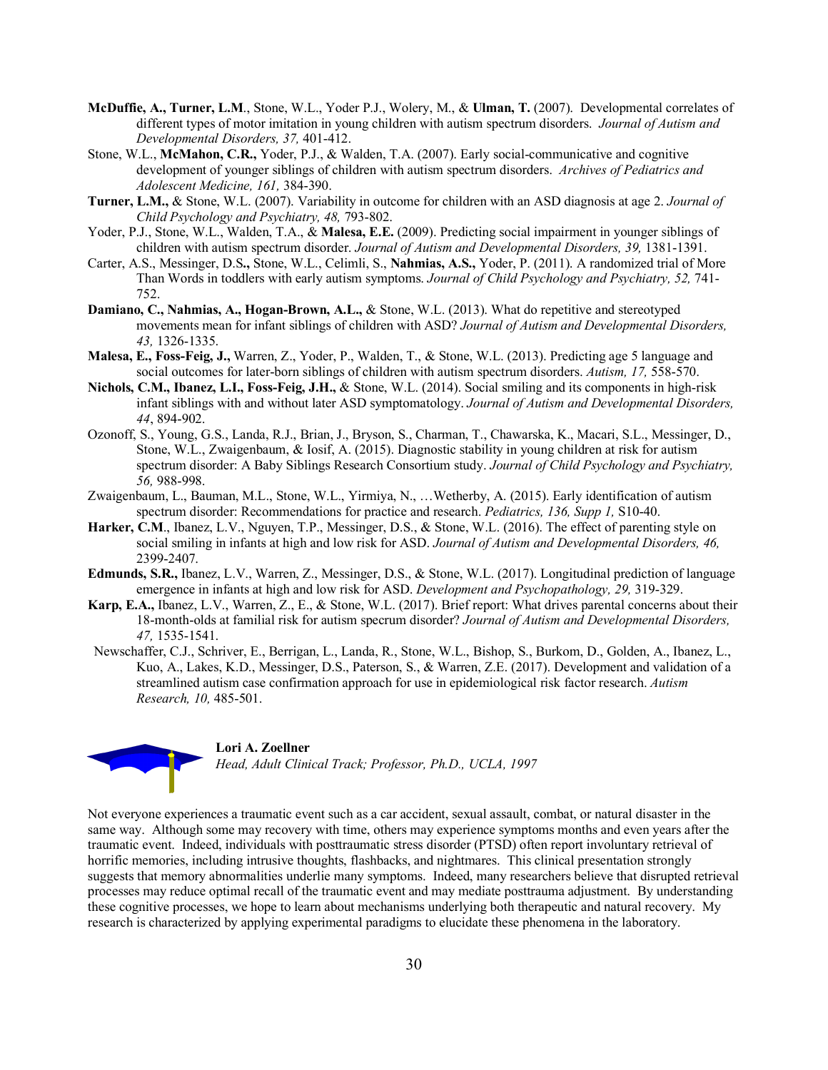**McDuffie, A., Turner, L.M**., Stone, W.L., Yoder P.J., Wolery, M., & **Ulman, T.** (2007). Developmental correlates of different types of motor imitation in young children with autism spectrum disorders. *Journal of Autism and Developmental Disorders, 37,* 401-412.

Stone, W.L., **McMahon, C.R.,** Yoder, P.J., & Walden, T.A. (2007). Early social-communicative and cognitive development of younger siblings of children with autism spectrum disorders. *Archives of Pediatrics and Adolescent Medicine, 161,* 384-390.

**Turner, L.M.,** & Stone, W.L. (2007). Variability in outcome for children with an ASD diagnosis at age 2. *Journal of Child Psychology and Psychiatry, 48,* 793-802.

Yoder, P.J., Stone, W.L., Walden, T.A., & **Malesa, E.E.** (2009). Predicting social impairment in younger siblings of children with autism spectrum disorder. *Journal of Autism and Developmental Disorders, 39,* 1381-1391.

Carter, A.S., Messinger, D.S**.,** Stone, W.L., Celimli, S., **Nahmias, A.S.,** Yoder, P. (2011). A randomized trial of More Than Words in toddlers with early autism symptoms. *Journal of Child Psychology and Psychiatry, 52,* 741-752.

**Damiano, C., Nahmias, A., Hogan-Brown, A.L.,** & Stone, W.L. (2013). What do repetitive and stereotyped movements mean for infant siblings of children with ASD? *Journal of Autism and Developmental Disorders, 43,* 1326-1335.

**Malesa, E., Foss-Feig, J.,** Warren, Z., Yoder, P., Walden, T., & Stone, W.L. (2013). Predicting age 5 language and social outcomes for later-born siblings of children with autism spectrum disorders. *Autism, 17,* 558-570.

**Nichols, C.M., Ibanez, L.I., Foss-Feig, J.H.,** & Stone, W.L. (2014). Social smiling and its components in high-risk infant siblings with and without later ASD symptomatology. *Journal of Autism and Developmental Disorders, 44*, 894-902.

Ozonoff, S., Young, G.S., Landa, R.J., Brian, J., Bryson, S., Charman, T., Chawarska, K., Macari, S.L., Messinger, D., Stone, W.L., Zwaigenbaum, & Iosif, A. (2015). Diagnostic stability in young children at risk for autism spectrum disorder: A Baby Siblings Research Consortium study. *Journal of Child Psychology and Psychiatry, 56,* 988-998.

Zwaigenbaum, L., Bauman, M.L., Stone, W.L., Yirmiya, N., …Wetherby, A. (2015). Early identification of autism spectrum disorder: Recommendations for practice and research. *Pediatrics, 136, Supp 1,* S10-40.

**Harker, C.M**., Ibanez, L.V., Nguyen, T.P., Messinger, D.S., & Stone, W.L. (2016). The effect of parenting style on social smiling in infants at high and low risk for ASD. *Journal of Autism and Developmental Disorders, 46,* 2399-2407.

**Edmunds, S.R.,** Ibanez, L.V., Warren, Z., Messinger, D.S., & Stone, W.L. (2017). Longitudinal prediction of language emergence in infants at high and low risk for ASD. *Development and Psychopathology, 29,* 319-329.

**Karp, E.A.,** Ibanez, L.V., Warren, Z., E., & Stone, W.L. (2017). Brief report: What drives parental concerns about their 18-month-olds at familial risk for autism specrum disorder? *Journal of Autism and Developmental Disorders, 47,* 1535-1541.

Newschaffer, C.J., Schriver, E., Berrigan, L., Landa, R., Stone, W.L., Bishop, S., Burkom, D., Golden, A., Ibanez, L., Kuo, A., Lakes, K.D., Messinger, D.S., Paterson, S., & Warren, Z.E. (2017). Development and validation of a streamlined autism case confirmation approach for use in epidemiological risk factor research. *Autism Research, 10,* 485-501.

**Lori A. Zoellner**
*Head, Adult Clinical Track; Professor, Ph.D., UCLA, 1997*

Not everyone experiences a traumatic event such as a car accident, sexual assault, combat, or natural disaster in the same way. Although some may recovery with time, others may experience symptoms months and even years after the traumatic event. Indeed, individuals with posttraumatic stress disorder (PTSD) often report involuntary retrieval of horrific memories, including intrusive thoughts, flashbacks, and nightmares. This clinical presentation strongly suggests that memory abnormalities underlie many symptoms. Indeed, many researchers believe that disrupted retrieval processes may reduce optimal recall of the traumatic event and may mediate posttrauma adjustment. By understanding these cognitive processes, we hope to learn about mechanisms underlying both therapeutic and natural recovery. My research is characterized by applying experimental paradigms to elucidate these phenomena in the laboratory.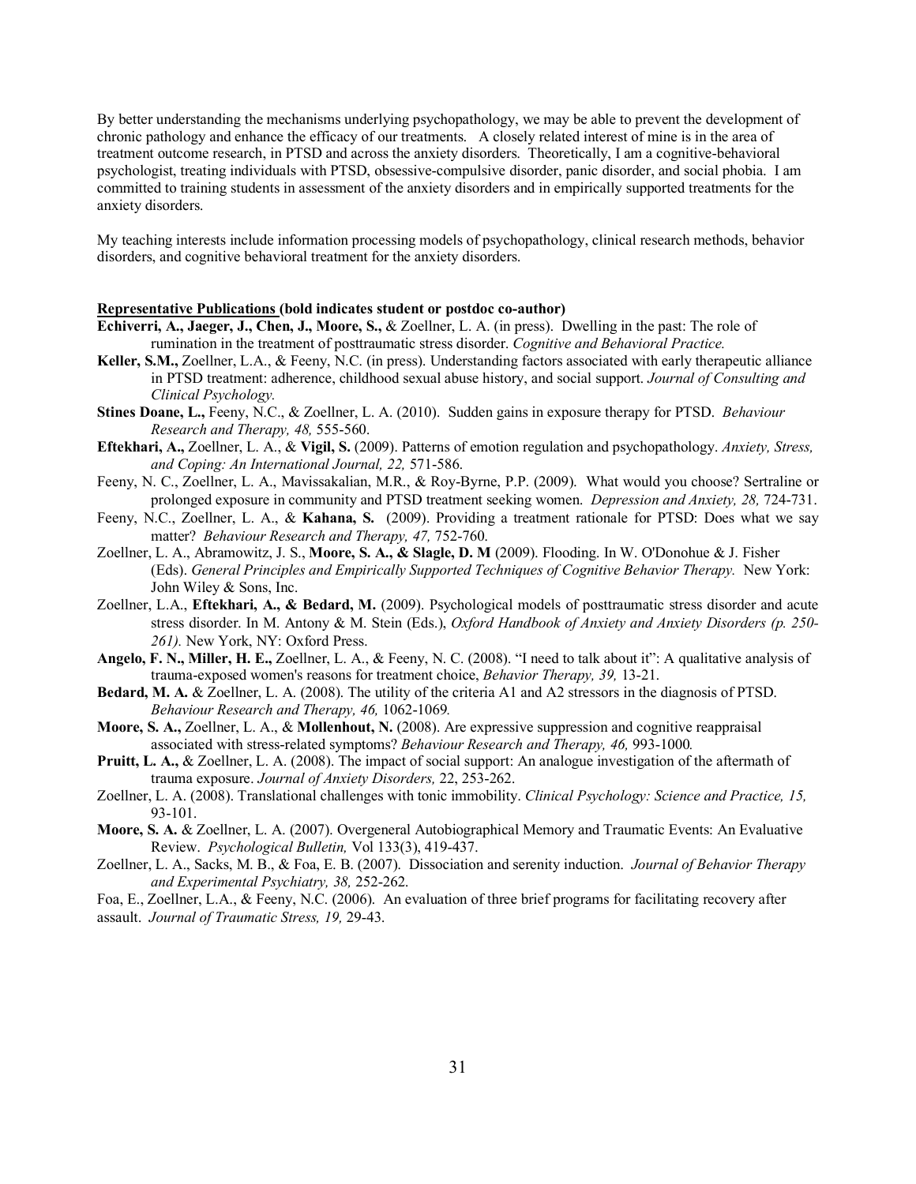By better understanding the mechanisms underlying psychopathology, we may be able to prevent the development of chronic pathology and enhance the efficacy of our treatments. A closely related interest of mine is in the area of treatment outcome research, in PTSD and across the anxiety disorders. Theoretically, I am a cognitive-behavioral psychologist, treating individuals with PTSD, obsessive-compulsive disorder, panic disorder, and social phobia. I am committed to training students in assessment of the anxiety disorders and in empirically supported treatments for the anxiety disorders.

My teaching interests include information processing models of psychopathology, clinical research methods, behavior disorders, and cognitive behavioral treatment for the anxiety disorders.

**Representative Publications (bold indicates student or postdoc co-author)**

**Echiverri, A., Jaeger, J., Chen, J., Moore, S.,** & Zoellner, L. A. (in press). Dwelling in the past: The role of rumination in the treatment of posttraumatic stress disorder. *Cognitive and Behavioral Practice.*

**Keller, S.M.,** Zoellner, L.A., & Feeny, N.C. (in press). Understanding factors associated with early therapeutic alliance in PTSD treatment: adherence, childhood sexual abuse history, and social support. *Journal of Consulting and Clinical Psychology.*

**Stines Doane, L.,** Feeny, N.C., & Zoellner, L. A. (2010). Sudden gains in exposure therapy for PTSD. *Behaviour Research and Therapy, 48,* 555-560.

**Eftekhari, A.,** Zoellner, L. A., & **Vigil, S.** (2009). Patterns of emotion regulation and psychopathology. *Anxiety, Stress, and Coping: An International Journal, 22,* 571-586.

Feeny, N. C., Zoellner, L. A., Mavissakalian, M.R., & Roy-Byrne, P.P. (2009). What would you choose? Sertraline or prolonged exposure in community and PTSD treatment seeking women. *Depression and Anxiety, 28,* 724-731.

Feeny, N.C., Zoellner, L. A., & **Kahana, S.** (2009). Providing a treatment rationale for PTSD: Does what we say matter? *Behaviour Research and Therapy, 47,* 752-760.

Zoellner, L. A., Abramowitz, J. S., **Moore, S. A., & Slagle, D. M** (2009). Flooding. In W. O'Donohue & J. Fisher (Eds). *General Principles and Empirically Supported Techniques of Cognitive Behavior Therapy.* New York: John Wiley & Sons, Inc.

Zoellner, L.A., **Eftekhari, A., & Bedard, M.** (2009). Psychological models of posttraumatic stress disorder and acute stress disorder. In M. Antony & M. Stein (Eds.), *Oxford Handbook of Anxiety and Anxiety Disorders (p. 250-261).* New York, NY: Oxford Press.

**Angelo, F. N., Miller, H. E.,** Zoellner, L. A., & Feeny, N. C. (2008). "I need to talk about it": A qualitative analysis of trauma-exposed women's reasons for treatment choice, *Behavior Therapy, 39,* 13-21.

**Bedard, M. A.** & Zoellner, L. A. (2008). The utility of the criteria A1 and A2 stressors in the diagnosis of PTSD. *Behaviour Research and Therapy, 46,* 1062-1069*.*

**Moore, S. A.,** Zoellner, L. A., & **Mollenhout, N.** (2008). Are expressive suppression and cognitive reappraisal associated with stress-related symptoms? *Behaviour Research and Therapy, 46,* 993-1000*.*

**Pruitt, L. A.,** & Zoellner, L. A. (2008). The impact of social support: An analogue investigation of the aftermath of trauma exposure. *Journal of Anxiety Disorders,* 22, 253-262.

Zoellner, L. A. (2008). Translational challenges with tonic immobility. *Clinical Psychology: Science and Practice, 15,* 93-101.

**Moore, S. A.** & Zoellner, L. A. (2007). Overgeneral Autobiographical Memory and Traumatic Events: An Evaluative Review. *Psychological Bulletin,* Vol 133(3), 419-437.

Zoellner, L. A., Sacks, M. B., & Foa, E. B. (2007). Dissociation and serenity induction. *Journal of Behavior Therapy and Experimental Psychiatry, 38,* 252-262.

Foa, E., Zoellner, L.A., & Feeny, N.C. (2006). An evaluation of three brief programs for facilitating recovery after assault. *Journal of Traumatic Stress, 19,* 29-43.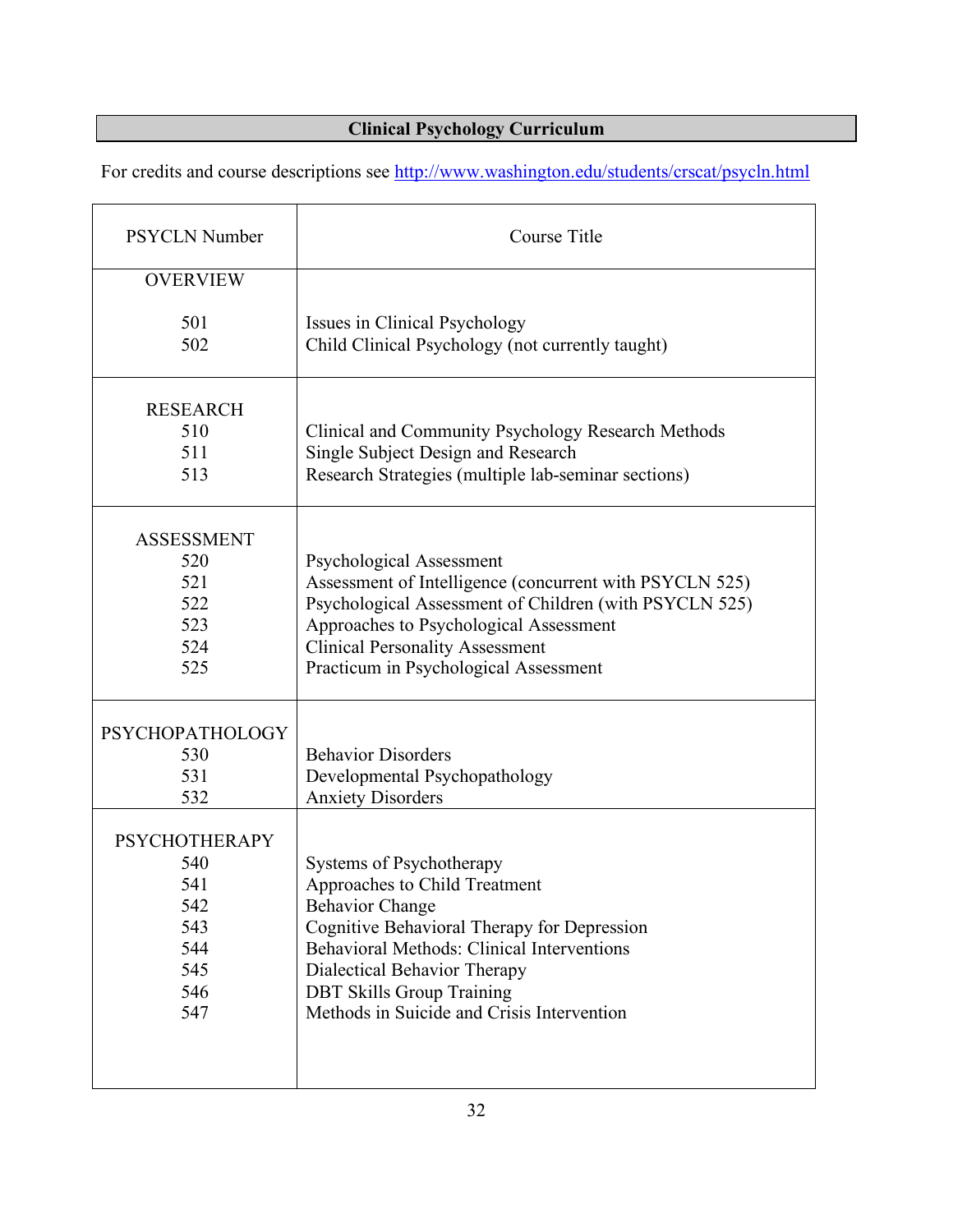## Clinical Psychology Curriculum

For credits and course descriptions see http://www.washington.edu/students/crscat/psycln.html

| PSYCLN Number | Course Title |
|---|---|
| OVERVIEW | |
| 501 | Issues in Clinical Psychology |
| 502 | Child Clinical Psychology (not currently taught) |
| RESEARCH | |
| 510 | Clinical and Community Psychology Research Methods |
| 511 | Single Subject Design and Research |
| 513 | Research Strategies (multiple lab-seminar sections) |
| ASSESSMENT | |
| 520 | Psychological Assessment |
| 521 | Assessment of Intelligence (concurrent with PSYCLN 525) |
| 522 | Psychological Assessment of Children (with PSYCLN 525) |
| 523 | Approaches to Psychological Assessment |
| 524 | Clinical Personality Assessment |
| 525 | Practicum in Psychological Assessment |
| PSYCHOPATHOLOGY | |
| 530 | Behavior Disorders |
| 531 | Developmental Psychopathology |
| 532 | Anxiety Disorders |
| PSYCHOTHERAPY | |
| 540 | Systems of Psychotherapy |
| 541 | Approaches to Child Treatment |
| 542 | Behavior Change |
| 543 | Cognitive Behavioral Therapy for Depression |
| 544 | Behavioral Methods: Clinical Interventions |
| 545 | Dialectical Behavior Therapy |
| 546 | DBT Skills Group Training |
| 547 | Methods in Suicide and Crisis Intervention |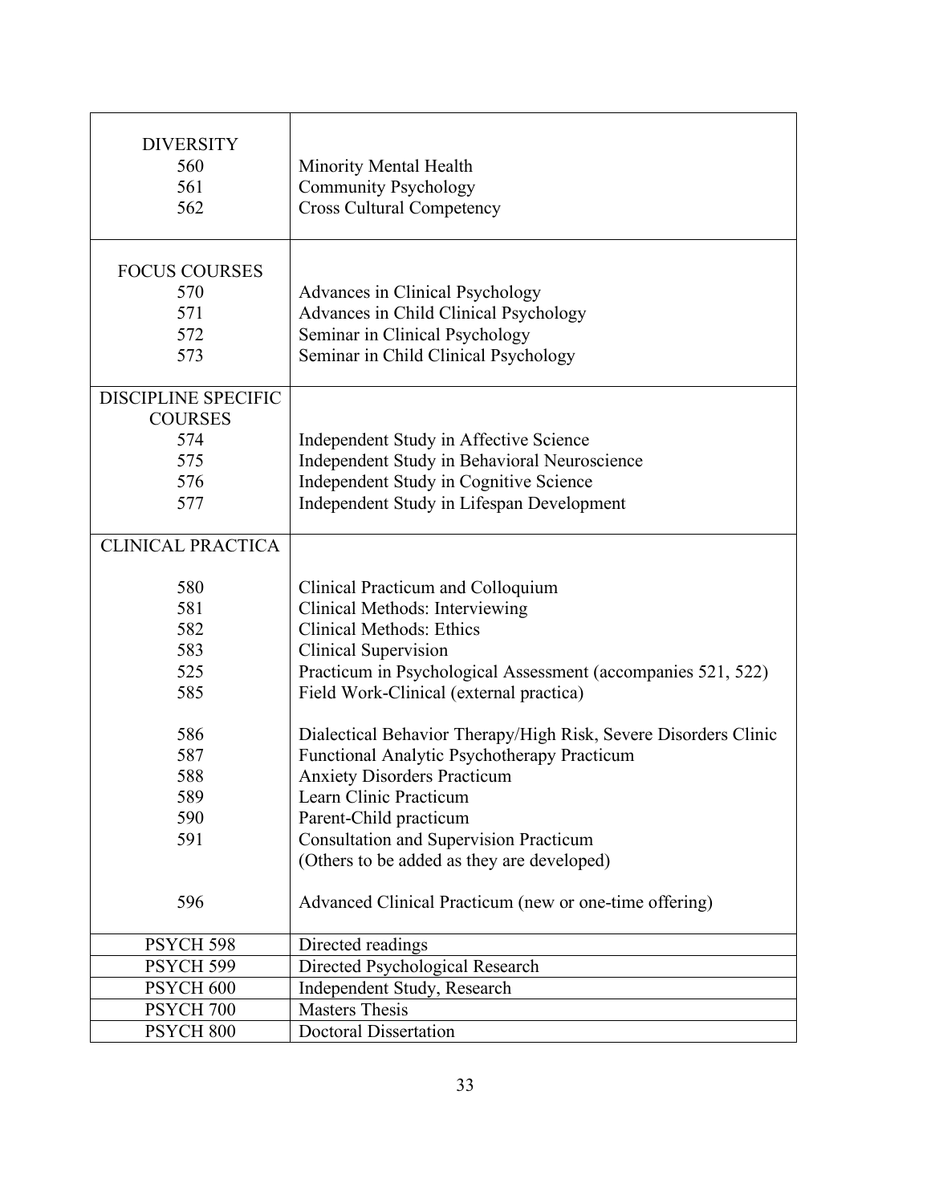| | |
|---|---|
| **DIVERSITY** | |
| 560 | Minority Mental Health |
| 561 | Community Psychology |
| 562 | Cross Cultural Competency |
| **FOCUS COURSES** | |
| 570 | Advances in Clinical Psychology |
| 571 | Advances in Child Clinical Psychology |
| 572 | Seminar in Clinical Psychology |
| 573 | Seminar in Child Clinical Psychology |
| **DISCIPLINE SPECIFIC COURSES** | |
| 574 | Independent Study in Affective Science |
| 575 | Independent Study in Behavioral Neuroscience |
| 576 | Independent Study in Cognitive Science |
| 577 | Independent Study in Lifespan Development |
| **CLINICAL PRACTICA** | |
| 580 | Clinical Practicum and Colloquium |
| 581 | Clinical Methods: Interviewing |
| 582 | Clinical Methods: Ethics |
| 583 | Clinical Supervision |
| 525 | Practicum in Psychological Assessment (accompanies 521, 522) |
| 585 | Field Work-Clinical (external practica) |
| 586 | Dialectical Behavior Therapy/High Risk, Severe Disorders Clinic |
| 587 | Functional Analytic Psychotherapy Practicum |
| 588 | Anxiety Disorders Practicum |
| 589 | Learn Clinic Practicum |
| 590 | Parent-Child practicum |
| 591 | Consultation and Supervision Practicum |
| | (Others to be added as they are developed) |
| 596 | Advanced Clinical Practicum (new or one-time offering) |
| PSYCH 598 | Directed readings |
| PSYCH 599 | Directed Psychological Research |
| PSYCH 600 | Independent Study, Research |
| PSYCH 700 | Masters Thesis |
| PSYCH 800 | Doctoral Dissertation |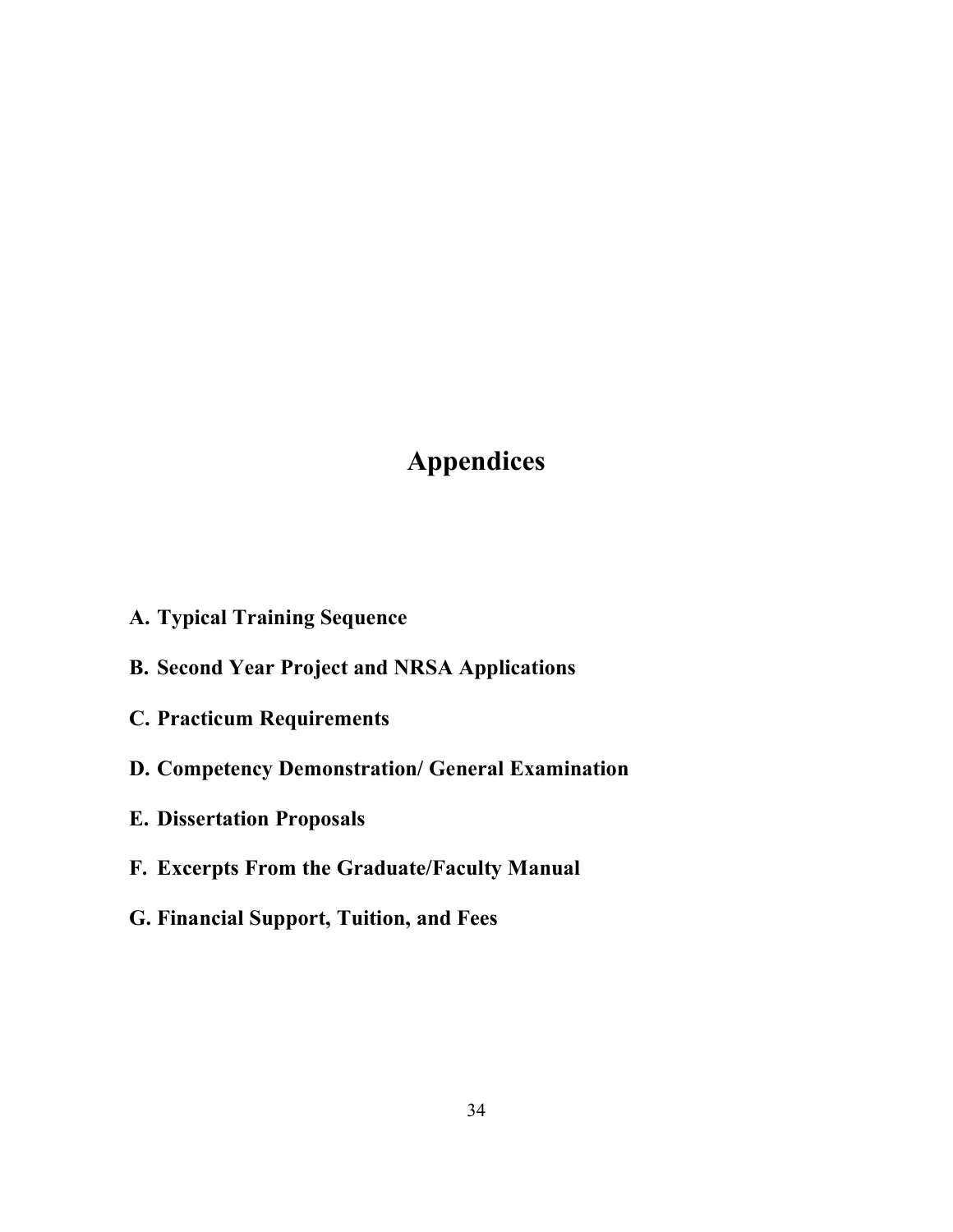# Appendices

**A. Typical Training Sequence**

**B. Second Year Project and NRSA Applications**

**C. Practicum Requirements**

**D. Competency Demonstration/ General Examination**

**E. Dissertation Proposals**

**F. Excerpts From the Graduate/Faculty Manual**

**G. Financial Support, Tuition, and Fees**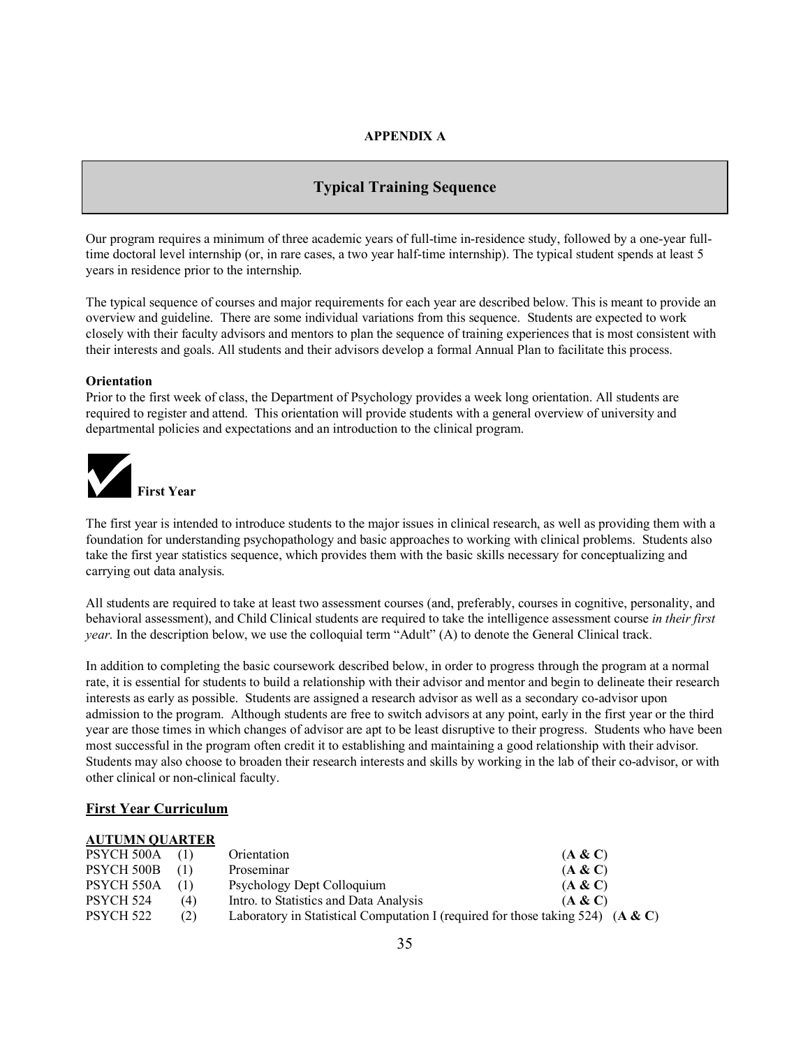**APPENDIX A**

# Typical Training Sequence

Our program requires a minimum of three academic years of full-time in-residence study, followed by a one-year full-time doctoral level internship (or, in rare cases, a two year half-time internship). The typical student spends at least 5 years in residence prior to the internship.

The typical sequence of courses and major requirements for each year are described below. This is meant to provide an overview and guideline. There are some individual variations from this sequence. Students are expected to work closely with their faculty advisors and mentors to plan the sequence of training experiences that is most consistent with their interests and goals. All students and their advisors develop a formal Annual Plan to facilitate this process.

**Orientation**

Prior to the first week of class, the Department of Psychology provides a week long orientation. All students are required to register and attend. This orientation will provide students with a general overview of university and departmental policies and expectations and an introduction to the clinical program.

### First Year

The first year is intended to introduce students to the major issues in clinical research, as well as providing them with a foundation for understanding psychopathology and basic approaches to working with clinical problems. Students also take the first year statistics sequence, which provides them with the basic skills necessary for conceptualizing and carrying out data analysis.

All students are required to take at least two assessment courses (and, preferably, courses in cognitive, personality, and behavioral assessment), and Child Clinical students are required to take the intelligence assessment course *in their first year*. In the description below, we use the colloquial term "Adult" (A) to denote the General Clinical track.

In addition to completing the basic coursework described below, in order to progress through the program at a normal rate, it is essential for students to build a relationship with their advisor and mentor and begin to delineate their research interests as early as possible. Students are assigned a research advisor as well as a secondary co-advisor upon admission to the program. Although students are free to switch advisors at any point, early in the first year or the third year are those times in which changes of advisor are apt to be least disruptive to their progress. Students who have been most successful in the program often credit it to establishing and maintaining a good relationship with their advisor. Students may also choose to broaden their research interests and skills by working in the lab of their co-advisor, or with other clinical or non-clinical faculty.

## First Year Curriculum

**AUTUMN QUARTER**

| Course | Credits | Title | Track |
|---|---|---|---|
| PSYCH 500A | (1) | Orientation | (**A & C**) |
| PSYCH 500B | (1) | Proseminar | (**A & C**) |
| PSYCH 550A | (1) | Psychology Dept Colloquium | (**A & C**) |
| PSYCH 524 | (4) | Intro. to Statistics and Data Analysis | (**A & C**) |
| PSYCH 522 | (2) | Laboratory in Statistical Computation I (required for those taking 524) | (**A & C**) |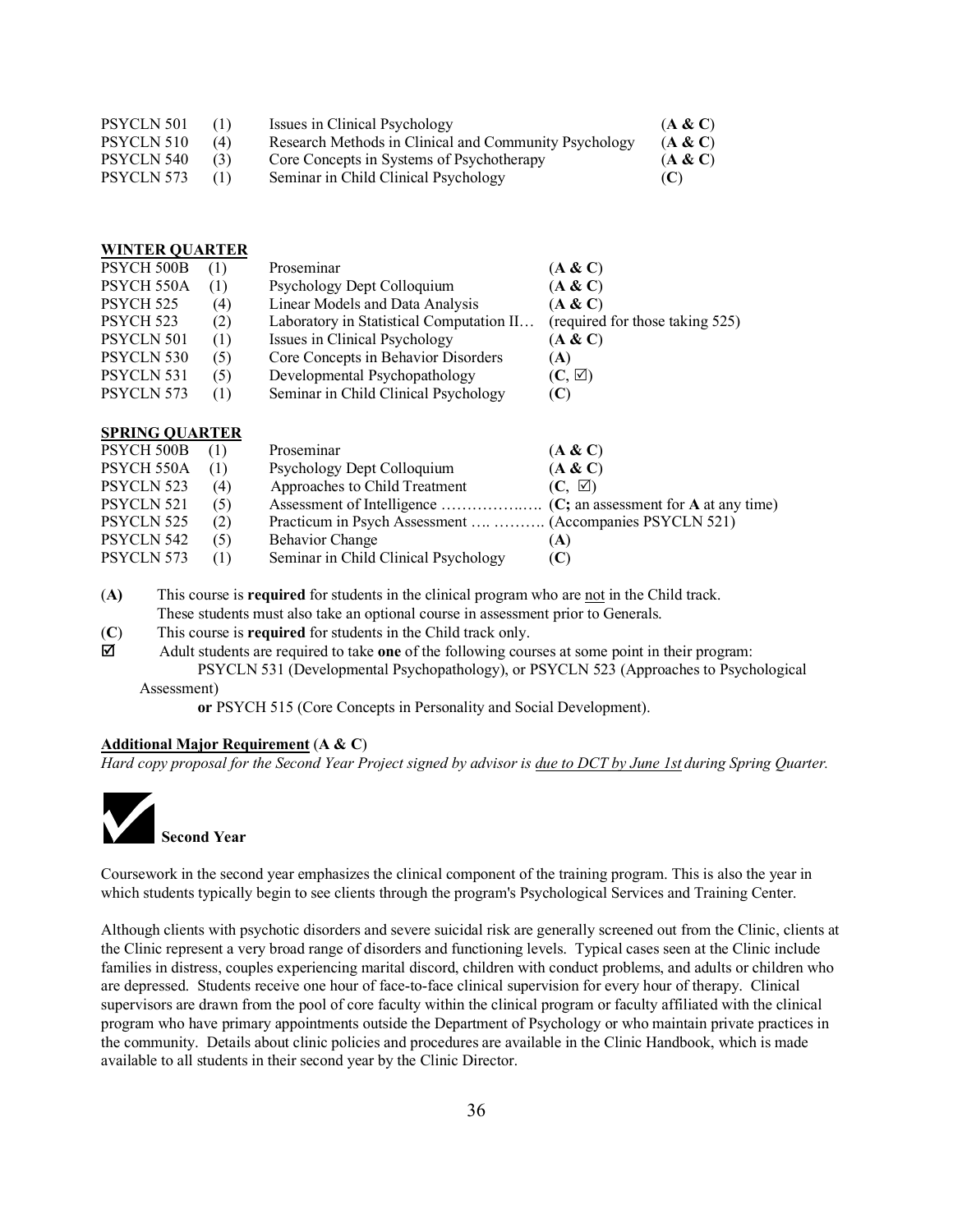| | | | |
|---|---|---|---|
| PSYCLN 501 | (1) | Issues in Clinical Psychology | (**A & C**) |
| PSYCLN 510 | (4) | Research Methods in Clinical and Community Psychology | (**A & C**) |
| PSYCLN 540 | (3) | Core Concepts in Systems of Psychotherapy | (**A & C**) |
| PSYCLN 573 | (1) | Seminar in Child Clinical Psychology | (**C**) |

**WINTER QUARTER**

| | | | |
|---|---|---|---|
| PSYCH 500B | (1) | Proseminar | (**A & C**) |
| PSYCH 550A | (1) | Psychology Dept Colloquium | (**A & C**) |
| PSYCH 525 | (4) | Linear Models and Data Analysis | (**A & C**) |
| PSYCH 523 | (2) | Laboratory in Statistical Computation II… | (required for those taking 525) |
| PSYCLN 501 | (1) | Issues in Clinical Psychology | (**A & C**) |
| PSYCLN 530 | (5) | Core Concepts in Behavior Disorders | (**A**) |
| PSYCLN 531 | (5) | Developmental Psychopathology | (**C**, ☑) |
| PSYCLN 573 | (1) | Seminar in Child Clinical Psychology | (**C**) |

**SPRING QUARTER**

| | | | |
|---|---|---|---|
| PSYCH 500B | (1) | Proseminar | (**A & C**) |
| PSYCH 550A | (1) | Psychology Dept Colloquium | (**A & C**) |
| PSYCLN 523 | (4) | Approaches to Child Treatment | (**C**, ☑) |
| PSYCLN 521 | (5) | Assessment of Intelligence ……………..… | (**C;** an assessment for **A** at any time) |
| PSYCLN 525 | (2) | Practicum in Psych Assessment …. ………. | (Accompanies PSYCLN 521) |
| PSYCLN 542 | (5) | Behavior Change | (**A**) |
| PSYCLN 573 | (1) | Seminar in Child Clinical Psychology | (**C**) |

(**A**) This course is **required** for students in the clinical program who are not in the Child track. These students must also take an optional course in assessment prior to Generals.

(**C**) This course is **required** for students in the Child track only.

☑ Adult students are required to take **one** of the following courses at some point in their program: PSYCLN 531 (Developmental Psychopathology), or PSYCLN 523 (Approaches to Psychological Assessment) **or** PSYCH 515 (Core Concepts in Personality and Social Development).

**Additional Major Requirement** (**A & C**)

*Hard copy proposal for the Second Year Project signed by advisor is due to DCT by June 1st during Spring Quarter.*

## ✔ Second Year

Coursework in the second year emphasizes the clinical component of the training program. This is also the year in which students typically begin to see clients through the program's Psychological Services and Training Center.

Although clients with psychotic disorders and severe suicidal risk are generally screened out from the Clinic, clients at the Clinic represent a very broad range of disorders and functioning levels. Typical cases seen at the Clinic include families in distress, couples experiencing marital discord, children with conduct problems, and adults or children who are depressed. Students receive one hour of face-to-face clinical supervision for every hour of therapy. Clinical supervisors are drawn from the pool of core faculty within the clinical program or faculty affiliated with the clinical program who have primary appointments outside the Department of Psychology or who maintain private practices in the community. Details about clinic policies and procedures are available in the Clinic Handbook, which is made available to all students in their second year by the Clinic Director.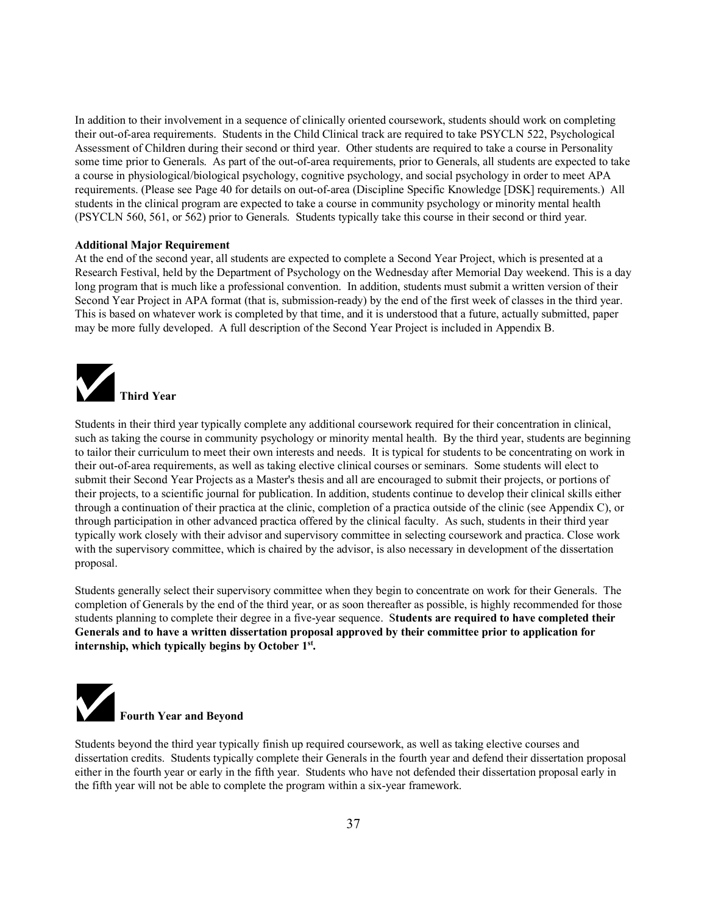In addition to their involvement in a sequence of clinically oriented coursework, students should work on completing their out-of-area requirements. Students in the Child Clinical track are required to take PSYCLN 522, Psychological Assessment of Children during their second or third year. Other students are required to take a course in Personality some time prior to Generals. As part of the out-of-area requirements, prior to Generals, all students are expected to take a course in physiological/biological psychology, cognitive psychology, and social psychology in order to meet APA requirements. (Please see Page 40 for details on out-of-area (Discipline Specific Knowledge [DSK] requirements.) All students in the clinical program are expected to take a course in community psychology or minority mental health (PSYCLN 560, 561, or 562) prior to Generals. Students typically take this course in their second or third year.

**Additional Major Requirement**

At the end of the second year, all students are expected to complete a Second Year Project, which is presented at a Research Festival, held by the Department of Psychology on the Wednesday after Memorial Day weekend. This is a day long program that is much like a professional convention. In addition, students must submit a written version of their Second Year Project in APA format (that is, submission-ready) by the end of the first week of classes in the third year. This is based on whatever work is completed by that time, and it is understood that a future, actually submitted, paper may be more fully developed. A full description of the Second Year Project is included in Appendix B.

## ✔ Third Year

Students in their third year typically complete any additional coursework required for their concentration in clinical, such as taking the course in community psychology or minority mental health. By the third year, students are beginning to tailor their curriculum to meet their own interests and needs. It is typical for students to be concentrating on work in their out-of-area requirements, as well as taking elective clinical courses or seminars. Some students will elect to submit their Second Year Projects as a Master's thesis and all are encouraged to submit their projects, or portions of their projects, to a scientific journal for publication. In addition, students continue to develop their clinical skills either through a continuation of their practica at the clinic, completion of a practica outside of the clinic (see Appendix C), or through participation in other advanced practica offered by the clinical faculty. As such, students in their third year typically work closely with their advisor and supervisory committee in selecting coursework and practica. Close work with the supervisory committee, which is chaired by the advisor, is also necessary in development of the dissertation proposal.

Students generally select their supervisory committee when they begin to concentrate on work for their Generals. The completion of Generals by the end of the third year, or as soon thereafter as possible, is highly recommended for those students planning to complete their degree in a five-year sequence. **Students are required to have completed their Generals and to have a written dissertation proposal approved by their committee prior to application for internship, which typically begins by October 1st.**

## ✔ Fourth Year and Beyond

Students beyond the third year typically finish up required coursework, as well as taking elective courses and dissertation credits. Students typically complete their Generals in the fourth year and defend their dissertation proposal either in the fourth year or early in the fifth year. Students who have not defended their dissertation proposal early in the fifth year will not be able to complete the program within a six-year framework.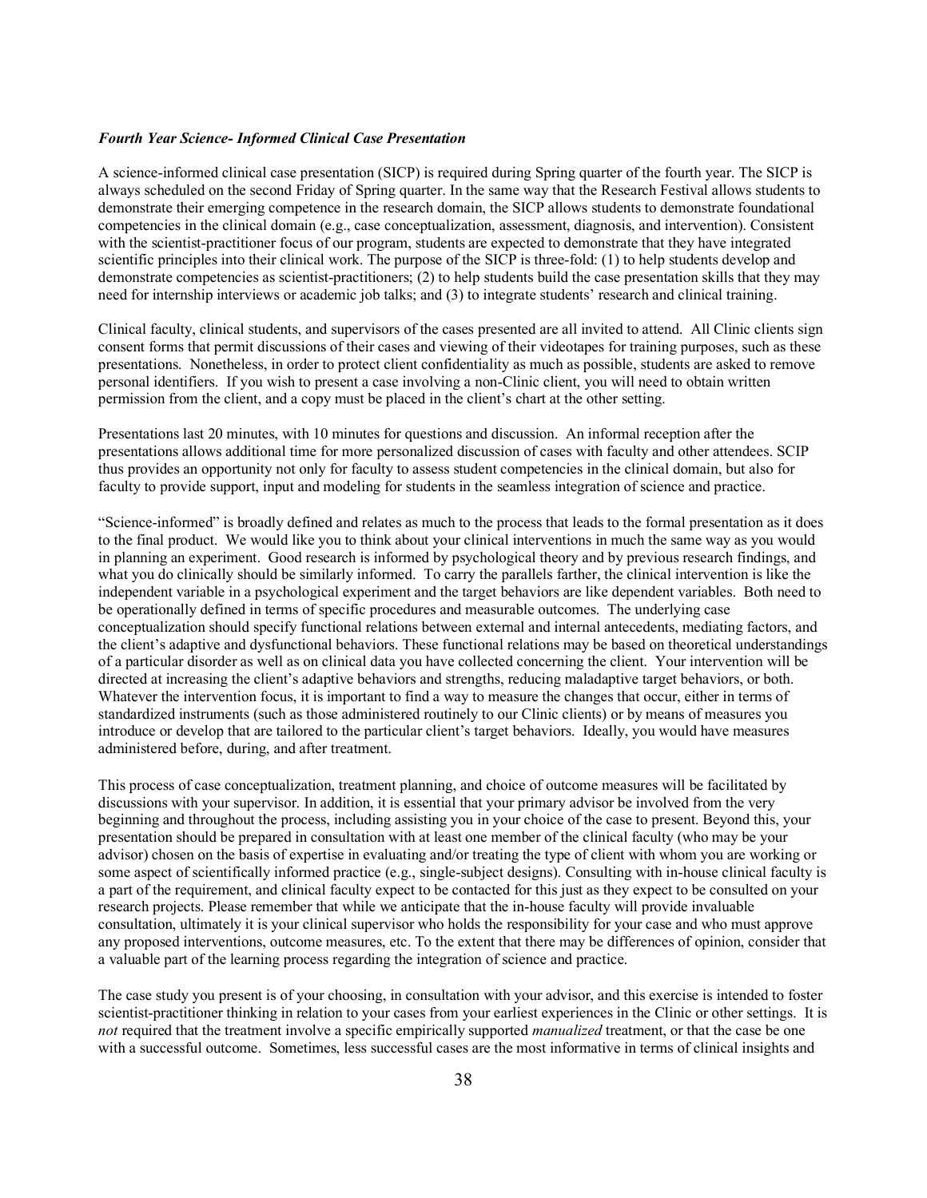***Fourth Year Science- Informed Clinical Case Presentation***

A science-informed clinical case presentation (SICP) is required during Spring quarter of the fourth year. The SICP is always scheduled on the second Friday of Spring quarter. In the same way that the Research Festival allows students to demonstrate their emerging competence in the research domain, the SICP allows students to demonstrate foundational competencies in the clinical domain (e.g., case conceptualization, assessment, diagnosis, and intervention). Consistent with the scientist-practitioner focus of our program, students are expected to demonstrate that they have integrated scientific principles into their clinical work. The purpose of the SICP is three-fold: (1) to help students develop and demonstrate competencies as scientist-practitioners; (2) to help students build the case presentation skills that they may need for internship interviews or academic job talks; and (3) to integrate students' research and clinical training.

Clinical faculty, clinical students, and supervisors of the cases presented are all invited to attend. All Clinic clients sign consent forms that permit discussions of their cases and viewing of their videotapes for training purposes, such as these presentations. Nonetheless, in order to protect client confidentiality as much as possible, students are asked to remove personal identifiers. If you wish to present a case involving a non-Clinic client, you will need to obtain written permission from the client, and a copy must be placed in the client's chart at the other setting.

Presentations last 20 minutes, with 10 minutes for questions and discussion. An informal reception after the presentations allows additional time for more personalized discussion of cases with faculty and other attendees. SCIP thus provides an opportunity not only for faculty to assess student competencies in the clinical domain, but also for faculty to provide support, input and modeling for students in the seamless integration of science and practice.

"Science-informed" is broadly defined and relates as much to the process that leads to the formal presentation as it does to the final product. We would like you to think about your clinical interventions in much the same way as you would in planning an experiment. Good research is informed by psychological theory and by previous research findings, and what you do clinically should be similarly informed. To carry the parallels farther, the clinical intervention is like the independent variable in a psychological experiment and the target behaviors are like dependent variables. Both need to be operationally defined in terms of specific procedures and measurable outcomes. The underlying case conceptualization should specify functional relations between external and internal antecedents, mediating factors, and the client's adaptive and dysfunctional behaviors. These functional relations may be based on theoretical understandings of a particular disorder as well as on clinical data you have collected concerning the client. Your intervention will be directed at increasing the client's adaptive behaviors and strengths, reducing maladaptive target behaviors, or both. Whatever the intervention focus, it is important to find a way to measure the changes that occur, either in terms of standardized instruments (such as those administered routinely to our Clinic clients) or by means of measures you introduce or develop that are tailored to the particular client's target behaviors. Ideally, you would have measures administered before, during, and after treatment.

This process of case conceptualization, treatment planning, and choice of outcome measures will be facilitated by discussions with your supervisor. In addition, it is essential that your primary advisor be involved from the very beginning and throughout the process, including assisting you in your choice of the case to present. Beyond this, your presentation should be prepared in consultation with at least one member of the clinical faculty (who may be your advisor) chosen on the basis of expertise in evaluating and/or treating the type of client with whom you are working or some aspect of scientifically informed practice (e.g., single-subject designs). Consulting with in-house clinical faculty is a part of the requirement, and clinical faculty expect to be contacted for this just as they expect to be consulted on your research projects. Please remember that while we anticipate that the in-house faculty will provide invaluable consultation, ultimately it is your clinical supervisor who holds the responsibility for your case and who must approve any proposed interventions, outcome measures, etc. To the extent that there may be differences of opinion, consider that a valuable part of the learning process regarding the integration of science and practice.

The case study you present is of your choosing, in consultation with your advisor, and this exercise is intended to foster scientist-practitioner thinking in relation to your cases from your earliest experiences in the Clinic or other settings. It is *not* required that the treatment involve a specific empirically supported *manualized* treatment, or that the case be one with a successful outcome. Sometimes, less successful cases are the most informative in terms of clinical insights and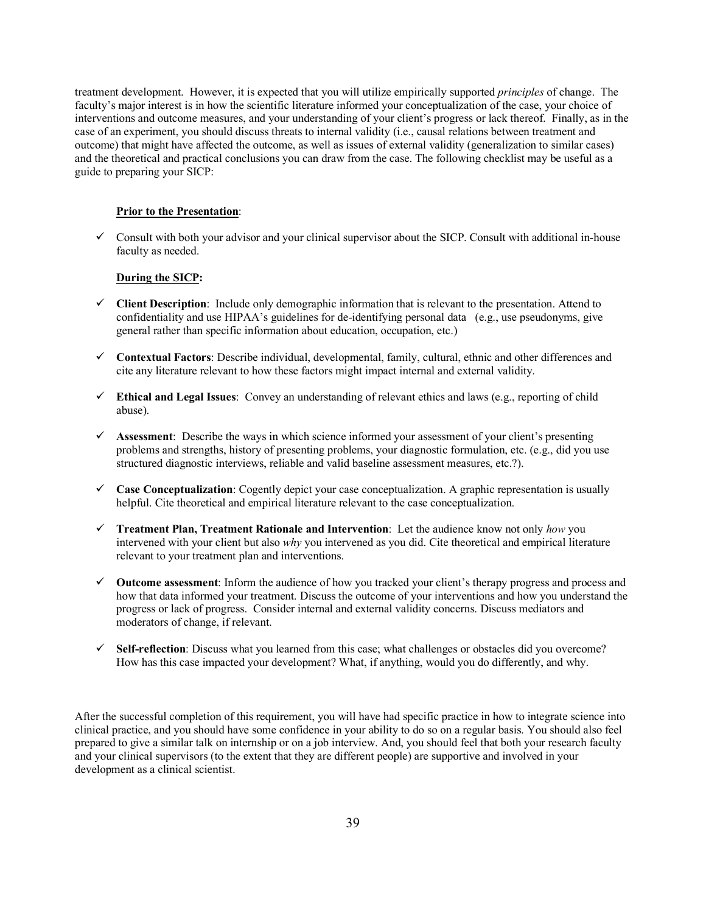treatment development. However, it is expected that you will utilize empirically supported *principles* of change. The faculty's major interest is in how the scientific literature informed your conceptualization of the case, your choice of interventions and outcome measures, and your understanding of your client's progress or lack thereof. Finally, as in the case of an experiment, you should discuss threats to internal validity (i.e., causal relations between treatment and outcome) that might have affected the outcome, as well as issues of external validity (generalization to similar cases) and the theoretical and practical conclusions you can draw from the case. The following checklist may be useful as a guide to preparing your SICP:

**Prior to the Presentation**:

- ✓ Consult with both your advisor and your clinical supervisor about the SICP. Consult with additional in-house faculty as needed.

**During the SICP:**

- ✓ **Client Description**: Include only demographic information that is relevant to the presentation. Attend to confidentiality and use HIPAA's guidelines for de-identifying personal data (e.g., use pseudonyms, give general rather than specific information about education, occupation, etc.)
- ✓ **Contextual Factors**: Describe individual, developmental, family, cultural, ethnic and other differences and cite any literature relevant to how these factors might impact internal and external validity.
- ✓ **Ethical and Legal Issues**: Convey an understanding of relevant ethics and laws (e.g., reporting of child abuse).
- ✓ **Assessment**: Describe the ways in which science informed your assessment of your client's presenting problems and strengths, history of presenting problems, your diagnostic formulation, etc. (e.g., did you use structured diagnostic interviews, reliable and valid baseline assessment measures, etc.?).
- ✓ **Case Conceptualization**: Cogently depict your case conceptualization. A graphic representation is usually helpful. Cite theoretical and empirical literature relevant to the case conceptualization.
- ✓ **Treatment Plan, Treatment Rationale and Intervention**: Let the audience know not only *how* you intervened with your client but also *why* you intervened as you did. Cite theoretical and empirical literature relevant to your treatment plan and interventions.
- ✓ **Outcome assessment**: Inform the audience of how you tracked your client's therapy progress and process and how that data informed your treatment. Discuss the outcome of your interventions and how you understand the progress or lack of progress. Consider internal and external validity concerns. Discuss mediators and moderators of change, if relevant.
- ✓ **Self-reflection**: Discuss what you learned from this case; what challenges or obstacles did you overcome? How has this case impacted your development? What, if anything, would you do differently, and why.

After the successful completion of this requirement, you will have had specific practice in how to integrate science into clinical practice, and you should have some confidence in your ability to do so on a regular basis. You should also feel prepared to give a similar talk on internship or on a job interview. And, you should feel that both your research faculty and your clinical supervisors (to the extent that they are different people) are supportive and involved in your development as a clinical scientist.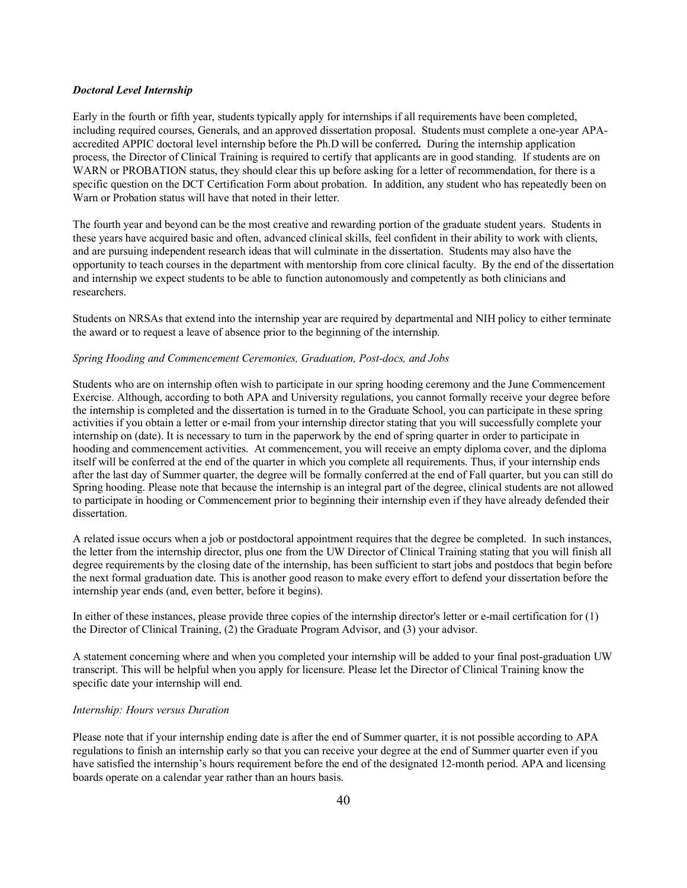***Doctoral Level Internship***

Early in the fourth or fifth year, students typically apply for internships if all requirements have been completed, including required courses, Generals, and an approved dissertation proposal. Students must complete a one-year APA-accredited APPIC doctoral level internship before the Ph.D will be conferred**.** During the internship application process, the Director of Clinical Training is required to certify that applicants are in good standing. If students are on WARN or PROBATION status, they should clear this up before asking for a letter of recommendation, for there is a specific question on the DCT Certification Form about probation. In addition, any student who has repeatedly been on Warn or Probation status will have that noted in their letter.

The fourth year and beyond can be the most creative and rewarding portion of the graduate student years. Students in these years have acquired basic and often, advanced clinical skills, feel confident in their ability to work with clients, and are pursuing independent research ideas that will culminate in the dissertation. Students may also have the opportunity to teach courses in the department with mentorship from core clinical faculty. By the end of the dissertation and internship we expect students to be able to function autonomously and competently as both clinicians and researchers.

Students on NRSAs that extend into the internship year are required by departmental and NIH policy to either terminate the award or to request a leave of absence prior to the beginning of the internship.

*Spring Hooding and Commencement Ceremonies, Graduation, Post-docs, and Jobs*

Students who are on internship often wish to participate in our spring hooding ceremony and the June Commencement Exercise. Although, according to both APA and University regulations, you cannot formally receive your degree before the internship is completed and the dissertation is turned in to the Graduate School, you can participate in these spring activities if you obtain a letter or e-mail from your internship director stating that you will successfully complete your internship on (date). It is necessary to turn in the paperwork by the end of spring quarter in order to participate in hooding and commencement activities. At commencement, you will receive an empty diploma cover, and the diploma itself will be conferred at the end of the quarter in which you complete all requirements. Thus, if your internship ends after the last day of Summer quarter, the degree will be formally conferred at the end of Fall quarter, but you can still do Spring hooding. Please note that because the internship is an integral part of the degree, clinical students are not allowed to participate in hooding or Commencement prior to beginning their internship even if they have already defended their dissertation.

A related issue occurs when a job or postdoctoral appointment requires that the degree be completed. In such instances, the letter from the internship director, plus one from the UW Director of Clinical Training stating that you will finish all degree requirements by the closing date of the internship, has been sufficient to start jobs and postdocs that begin before the next formal graduation date. This is another good reason to make every effort to defend your dissertation before the internship year ends (and, even better, before it begins).

In either of these instances, please provide three copies of the internship director's letter or e-mail certification for (1) the Director of Clinical Training, (2) the Graduate Program Advisor, and (3) your advisor.

A statement concerning where and when you completed your internship will be added to your final post-graduation UW transcript. This will be helpful when you apply for licensure. Please let the Director of Clinical Training know the specific date your internship will end.

*Internship: Hours versus Duration*

Please note that if your internship ending date is after the end of Summer quarter, it is not possible according to APA regulations to finish an internship early so that you can receive your degree at the end of Summer quarter even if you have satisfied the internship's hours requirement before the end of the designated 12-month period. APA and licensing boards operate on a calendar year rather than an hours basis.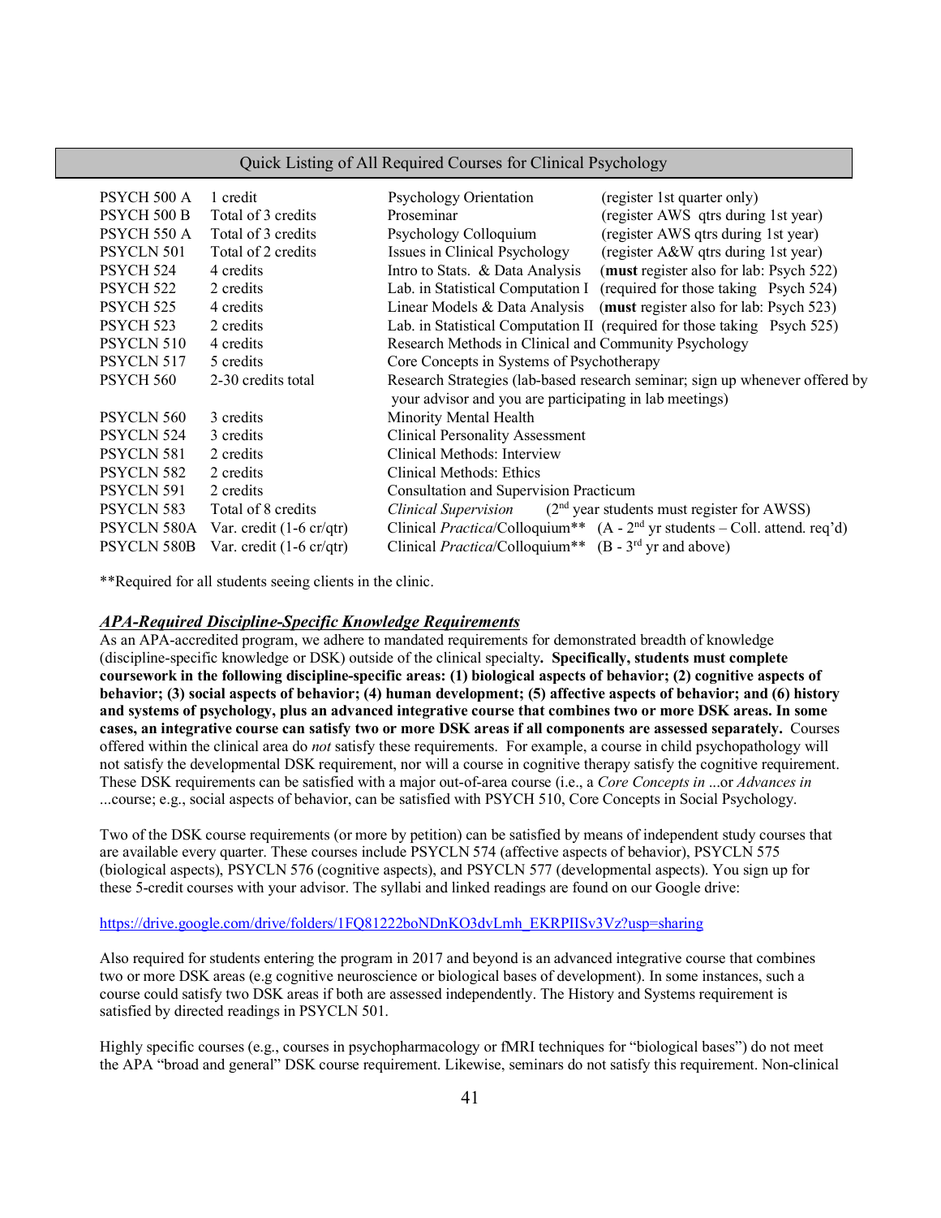## Quick Listing of All Required Courses for Clinical Psychology

| Course | Credits | Title | Notes |
|---|---|---|---|
| PSYCH 500 A | 1 credit | Psychology Orientation | (register 1st quarter only) |
| PSYCH 500 B | Total of 3 credits | Proseminar | (register AWS qtrs during 1st year) |
| PSYCH 550 A | Total of 3 credits | Psychology Colloquium | (register AWS qtrs during 1st year) |
| PSYCLN 501 | Total of 2 credits | Issues in Clinical Psychology | (register A&W qtrs during 1st year) |
| PSYCH 524 | 4 credits | Intro to Stats. & Data Analysis | (**must** register also for lab: Psych 522) |
| PSYCH 522 | 2 credits | Lab. in Statistical Computation I | (required for those taking Psych 524) |
| PSYCH 525 | 4 credits | Linear Models & Data Analysis | (**must** register also for lab: Psych 523) |
| PSYCH 523 | 2 credits | Lab. in Statistical Computation II | (required for those taking Psych 525) |
| PSYCLN 510 | 4 credits | Research Methods in Clinical and Community Psychology | |
| PSYCLN 517 | 5 credits | Core Concepts in Systems of Psychotherapy | |
| PSYCH 560 | 2-30 credits total | Research Strategies (lab-based research seminar; sign up whenever offered by your advisor and you are participating in lab meetings) | |
| PSYCLN 560 | 3 credits | Minority Mental Health | |
| PSYCLN 524 | 3 credits | Clinical Personality Assessment | |
| PSYCLN 581 | 2 credits | Clinical Methods: Interview | |
| PSYCLN 582 | 2 credits | Clinical Methods: Ethics | |
| PSYCLN 591 | 2 credits | Consultation and Supervision Practicum | |
| PSYCLN 583 | Total of 8 credits | *Clinical Supervision* | (2nd year students must register for AWSS) |
| PSYCLN 580A | Var. credit (1-6 cr/qtr) | Clinical *Practica*/Colloquium** | (A - 2nd yr students – Coll. attend. req'd) |
| PSYCLN 580B | Var. credit (1-6 cr/qtr) | Clinical *Practica*/Colloquium** | (B - 3rd yr and above) |

**Required for all students seeing clients in the clinic.

### *APA-Required Discipline-Specific Knowledge Requirements*

As an APA-accredited program, we adhere to mandated requirements for demonstrated breadth of knowledge (discipline-specific knowledge or DSK) outside of the clinical specialty**. Specifically, students must complete coursework in the following discipline-specific areas: (1) biological aspects of behavior; (2) cognitive aspects of behavior; (3) social aspects of behavior; (4) human development; (5) affective aspects of behavior; and (6) history and systems of psychology, plus an advanced integrative course that combines two or more DSK areas. In some cases, an integrative course can satisfy two or more DSK areas if all components are assessed separately.** Courses offered within the clinical area do *not* satisfy these requirements. For example, a course in child psychopathology will not satisfy the developmental DSK requirement, nor will a course in cognitive therapy satisfy the cognitive requirement. These DSK requirements can be satisfied with a major out-of-area course (i.e., a *Core Concepts in* ...or *Advances in* ...course; e.g., social aspects of behavior, can be satisfied with PSYCH 510, Core Concepts in Social Psychology.

Two of the DSK course requirements (or more by petition) can be satisfied by means of independent study courses that are available every quarter. These courses include PSYCLN 574 (affective aspects of behavior), PSYCLN 575 (biological aspects), PSYCLN 576 (cognitive aspects), and PSYCLN 577 (developmental aspects). You sign up for these 5-credit courses with your advisor. The syllabi and linked readings are found on our Google drive:

https://drive.google.com/drive/folders/1FQ81222boNDnKO3dvLmh_EKRPIISv3VZ?usp=sharing

Also required for students entering the program in 2017 and beyond is an advanced integrative course that combines two or more DSK areas (e.g cognitive neuroscience or biological bases of development). In some instances, such a course could satisfy two DSK areas if both are assessed independently. The History and Systems requirement is satisfied by directed readings in PSYCLN 501.

Highly specific courses (e.g., courses in psychopharmacology or fMRI techniques for "biological bases") do not meet the APA "broad and general" DSK course requirement. Likewise, seminars do not satisfy this requirement. Non-clinical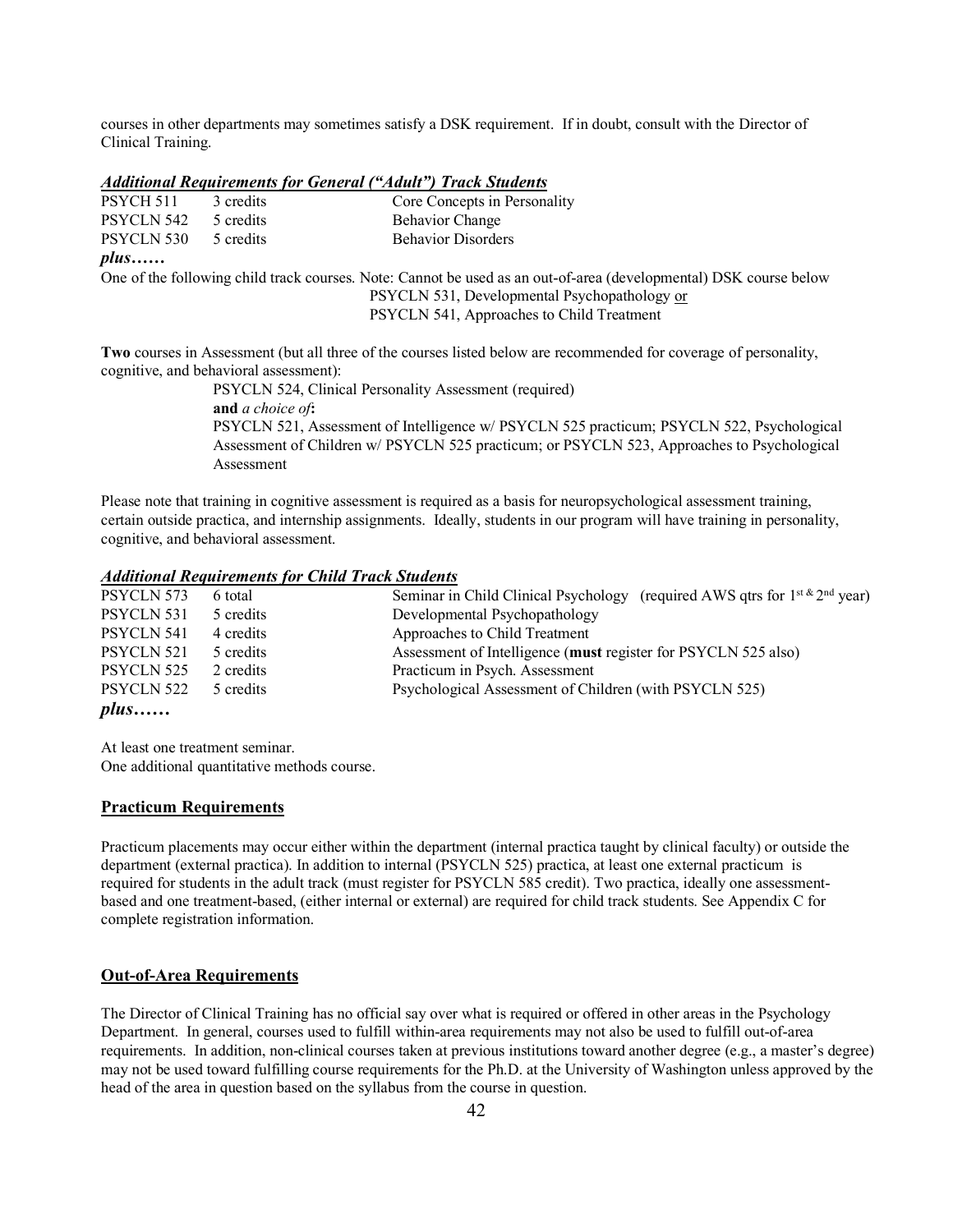courses in other departments may sometimes satisfy a DSK requirement. If in doubt, consult with the Director of Clinical Training.

### ***Additional Requirements for General ("Adult") Track Students***

| | | |
|---|---|---|
| PSYCH 511 | 3 credits | Core Concepts in Personality |
| PSYCLN 542 | 5 credits | Behavior Change |
| PSYCLN 530 | 5 credits | Behavior Disorders |

***plus……***

One of the following child track courses. Note: Cannot be used as an out-of-area (developmental) DSK course below

PSYCLN 531, Developmental Psychopathology or
PSYCLN 541, Approaches to Child Treatment

**Two** courses in Assessment (but all three of the courses listed below are recommended for coverage of personality, cognitive, and behavioral assessment):

PSYCLN 524, Clinical Personality Assessment (required)
**and** *a choice of***:**
PSYCLN 521, Assessment of Intelligence w/ PSYCLN 525 practicum; PSYCLN 522, Psychological Assessment of Children w/ PSYCLN 525 practicum; or PSYCLN 523, Approaches to Psychological Assessment

Please note that training in cognitive assessment is required as a basis for neuropsychological assessment training, certain outside practica, and internship assignments. Ideally, students in our program will have training in personality, cognitive, and behavioral assessment.

### ***Additional Requirements for Child Track Students***

| | | |
|---|---|---|
| PSYCLN 573 | 6 total | Seminar in Child Clinical Psychology (required AWS qtrs for 1st & 2nd year) |
| PSYCLN 531 | 5 credits | Developmental Psychopathology |
| PSYCLN 541 | 4 credits | Approaches to Child Treatment |
| PSYCLN 521 | 5 credits | Assessment of Intelligence (**must** register for PSYCLN 525 also) |
| PSYCLN 525 | 2 credits | Practicum in Psych. Assessment |
| PSYCLN 522 | 5 credits | Psychological Assessment of Children (with PSYCLN 525) |

***plus……***

At least one treatment seminar.
One additional quantitative methods course.

## Practicum Requirements

Practicum placements may occur either within the department (internal practica taught by clinical faculty) or outside the department (external practica). In addition to internal (PSYCLN 525) practica, at least one external practicum is required for students in the adult track (must register for PSYCLN 585 credit). Two practica, ideally one assessment-based and one treatment-based, (either internal or external) are required for child track students. See Appendix C for complete registration information.

## Out-of-Area Requirements

The Director of Clinical Training has no official say over what is required or offered in other areas in the Psychology Department. In general, courses used to fulfill within-area requirements may not also be used to fulfill out-of-area requirements. In addition, non-clinical courses taken at previous institutions toward another degree (e.g., a master's degree) may not be used toward fulfilling course requirements for the Ph.D. at the University of Washington unless approved by the head of the area in question based on the syllabus from the course in question.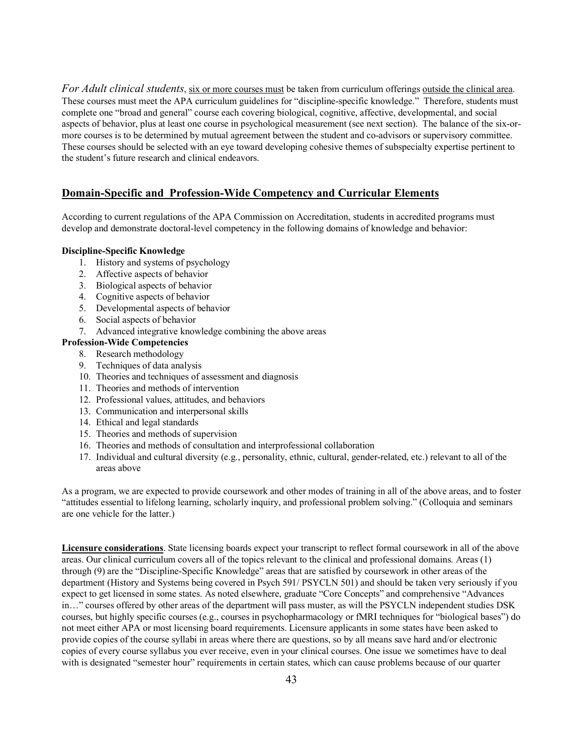*For Adult clinical students*, six or more courses must be taken from curriculum offerings outside the clinical area. These courses must meet the APA curriculum guidelines for "discipline-specific knowledge." Therefore, students must complete one "broad and general" course each covering biological, cognitive, affective, developmental, and social aspects of behavior, plus at least one course in psychological measurement (see next section). The balance of the six-or-more courses is to be determined by mutual agreement between the student and co-advisors or supervisory committee. These courses should be selected with an eye toward developing cohesive themes of subspecialty expertise pertinent to the student's future research and clinical endeavors.

## Domain-Specific and Profession-Wide Competency and Curricular Elements

According to current regulations of the APA Commission on Accreditation, students in accredited programs must develop and demonstrate doctoral-level competency in the following domains of knowledge and behavior:

**Discipline-Specific Knowledge**

1. History and systems of psychology
2. Affective aspects of behavior
3. Biological aspects of behavior
4. Cognitive aspects of behavior
5. Developmental aspects of behavior
6. Social aspects of behavior
7. Advanced integrative knowledge combining the above areas

**Profession-Wide Competencies**

8. Research methodology
9. Techniques of data analysis
10. Theories and techniques of assessment and diagnosis
11. Theories and methods of intervention
12. Professional values, attitudes, and behaviors
13. Communication and interpersonal skills
14. Ethical and legal standards
15. Theories and methods of supervision
16. Theories and methods of consultation and interprofessional collaboration
17. Individual and cultural diversity (e.g., personality, ethnic, cultural, gender-related, etc.) relevant to all of the areas above

As a program, we are expected to provide coursework and other modes of training in all of the above areas, and to foster "attitudes essential to lifelong learning, scholarly inquiry, and professional problem solving." (Colloquia and seminars are one vehicle for the latter.)

**Licensure considerations**. State licensing boards expect your transcript to reflect formal coursework in all of the above areas. Our clinical curriculum covers all of the topics relevant to the clinical and professional domains. Areas (1) through (9) are the "Discipline-Specific Knowledge" areas that are satisfied by coursework in other areas of the department (History and Systems being covered in Psych 591/ PSYCLN 501) and should be taken very seriously if you expect to get licensed in some states. As noted elsewhere, graduate "Core Concepts" and comprehensive "Advances in…" courses offered by other areas of the department will pass muster, as will the PSYCLN independent studies DSK courses, but highly specific courses (e.g., courses in psychopharmacology or fMRI techniques for "biological bases") do not meet either APA or most licensing board requirements. Licensure applicants in some states have been asked to provide copies of the course syllabi in areas where there are questions, so by all means save hard and/or electronic copies of every course syllabus you ever receive, even in your clinical courses. One issue we sometimes have to deal with is designated "semester hour" requirements in certain states, which can cause problems because of our quarter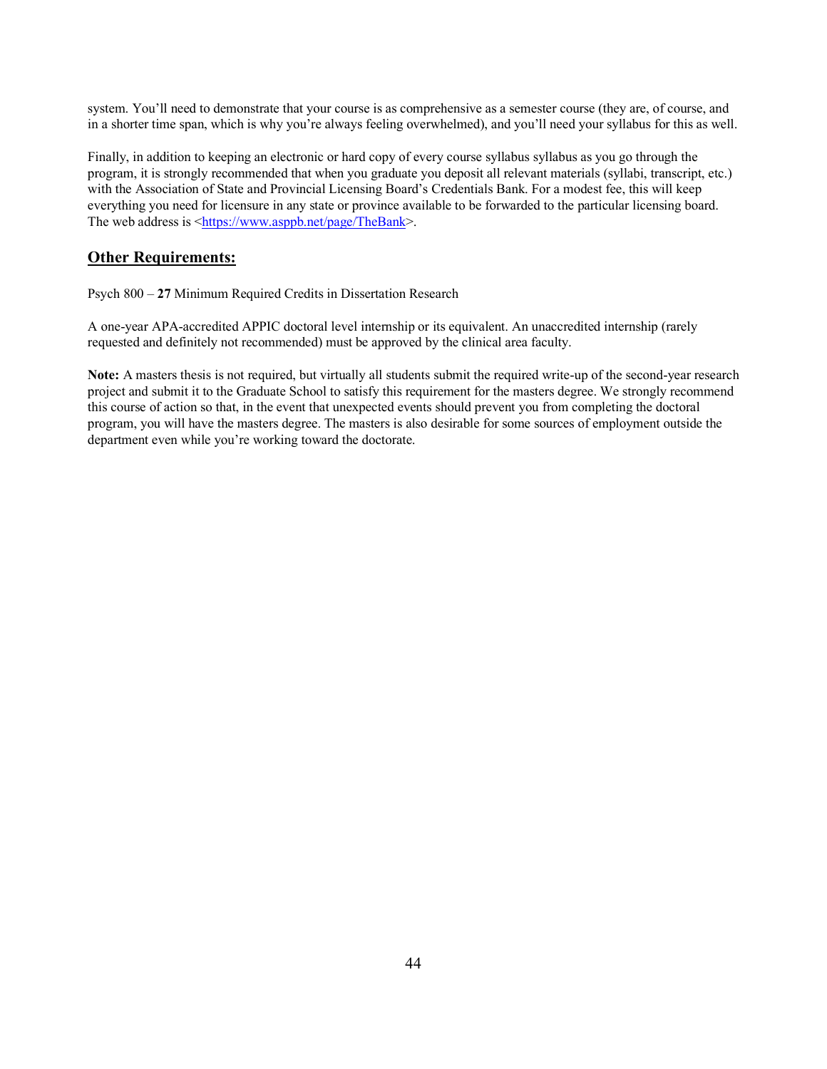system. You'll need to demonstrate that your course is as comprehensive as a semester course (they are, of course, and in a shorter time span, which is why you're always feeling overwhelmed), and you'll need your syllabus for this as well.

Finally, in addition to keeping an electronic or hard copy of every course syllabus syllabus as you go through the program, it is strongly recommended that when you graduate you deposit all relevant materials (syllabi, transcript, etc.) with the Association of State and Provincial Licensing Board's Credentials Bank. For a modest fee, this will keep everything you need for licensure in any state or province available to be forwarded to the particular licensing board. The web address is <https://www.asppb.net/page/TheBank>.

## Other Requirements:

Psych 800 – **27** Minimum Required Credits in Dissertation Research

A one-year APA-accredited APPIC doctoral level internship or its equivalent. An unaccredited internship (rarely requested and definitely not recommended) must be approved by the clinical area faculty.

**Note:** A masters thesis is not required, but virtually all students submit the required write-up of the second-year research project and submit it to the Graduate School to satisfy this requirement for the masters degree. We strongly recommend this course of action so that, in the event that unexpected events should prevent you from completing the doctoral program, you will have the masters degree. The masters is also desirable for some sources of employment outside the department even while you're working toward the doctorate.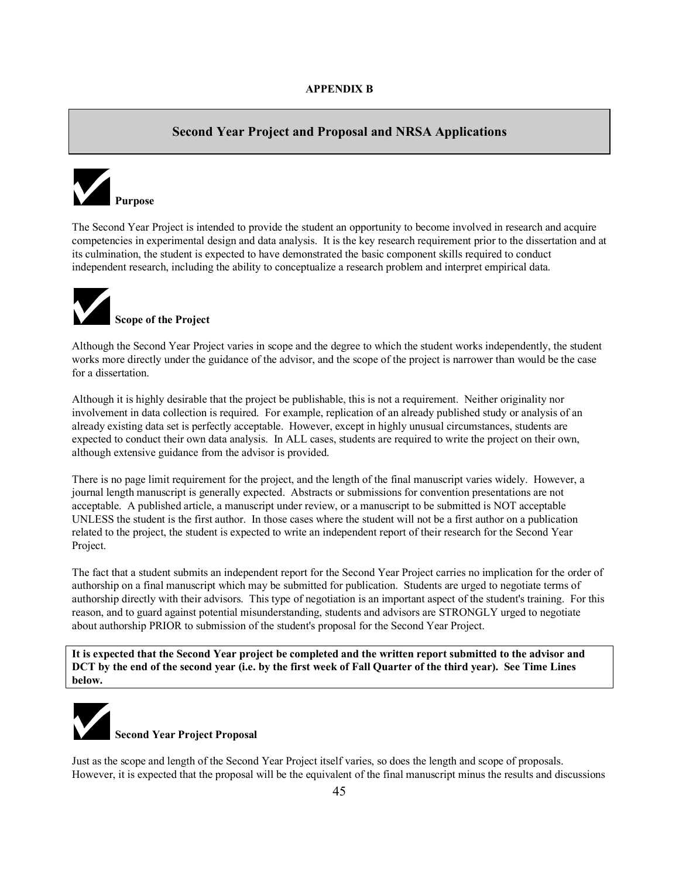**APPENDIX B**

# Second Year Project and Proposal and NRSA Applications

## Purpose

The Second Year Project is intended to provide the student an opportunity to become involved in research and acquire competencies in experimental design and data analysis. It is the key research requirement prior to the dissertation and at its culmination, the student is expected to have demonstrated the basic component skills required to conduct independent research, including the ability to conceptualize a research problem and interpret empirical data.

## Scope of the Project

Although the Second Year Project varies in scope and the degree to which the student works independently, the student works more directly under the guidance of the advisor, and the scope of the project is narrower than would be the case for a dissertation.

Although it is highly desirable that the project be publishable, this is not a requirement. Neither originality nor involvement in data collection is required. For example, replication of an already published study or analysis of an already existing data set is perfectly acceptable. However, except in highly unusual circumstances, students are expected to conduct their own data analysis. In ALL cases, students are required to write the project on their own, although extensive guidance from the advisor is provided.

There is no page limit requirement for the project, and the length of the final manuscript varies widely. However, a journal length manuscript is generally expected. Abstracts or submissions for convention presentations are not acceptable. A published article, a manuscript under review, or a manuscript to be submitted is NOT acceptable UNLESS the student is the first author. In those cases where the student will not be a first author on a publication related to the project, the student is expected to write an independent report of their research for the Second Year Project.

The fact that a student submits an independent report for the Second Year Project carries no implication for the order of authorship on a final manuscript which may be submitted for publication. Students are urged to negotiate terms of authorship directly with their advisors. This type of negotiation is an important aspect of the student's training. For this reason, and to guard against potential misunderstanding, students and advisors are STRONGLY urged to negotiate about authorship PRIOR to submission of the student's proposal for the Second Year Project.

**It is expected that the Second Year project be completed and the written report submitted to the advisor and DCT by the end of the second year (i.e. by the first week of Fall Quarter of the third year). See Time Lines below.**

## Second Year Project Proposal

Just as the scope and length of the Second Year Project itself varies, so does the length and scope of proposals. However, it is expected that the proposal will be the equivalent of the final manuscript minus the results and discussions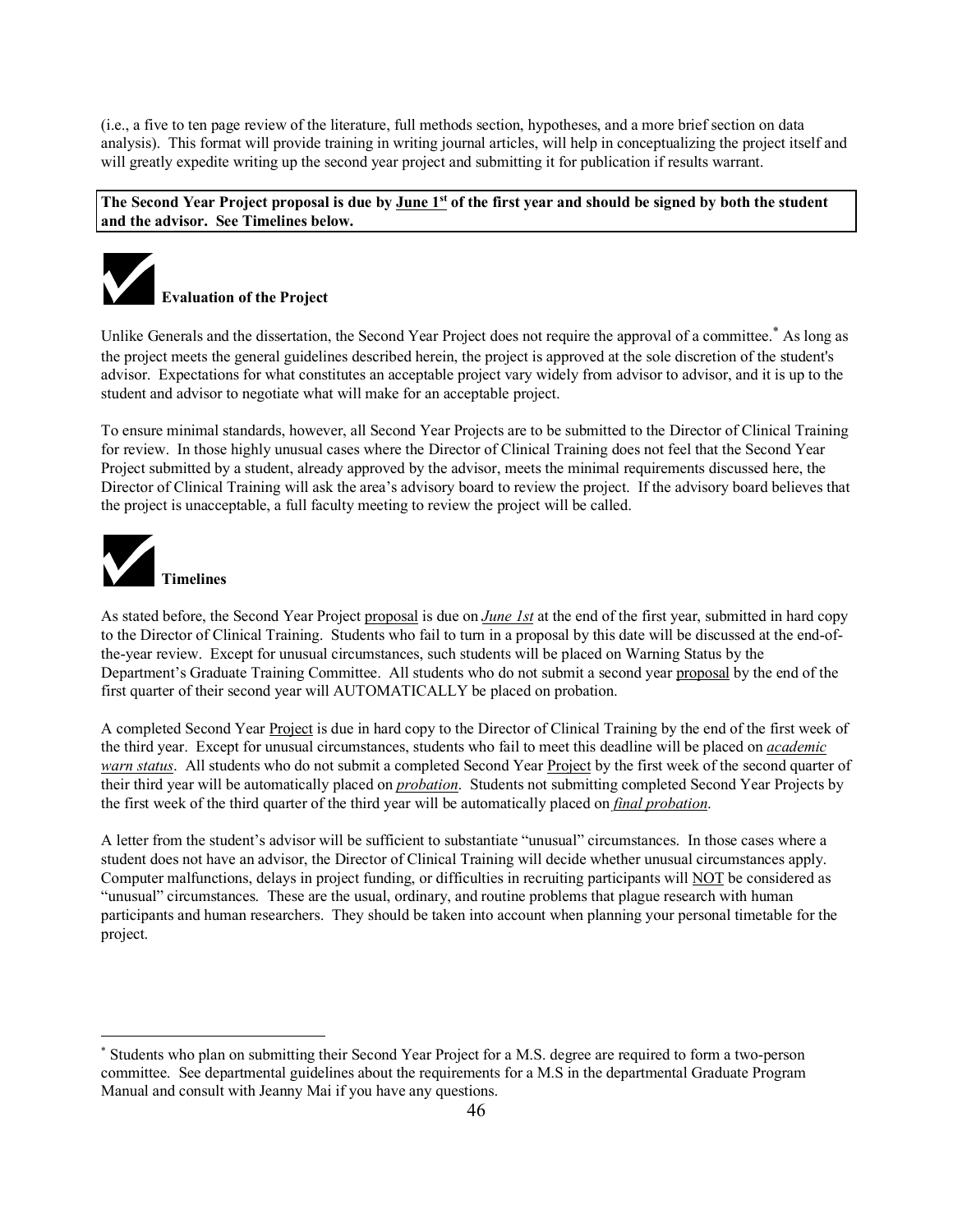(i.e., a five to ten page review of the literature, full methods section, hypotheses, and a more brief section on data analysis). This format will provide training in writing journal articles, will help in conceptualizing the project itself and will greatly expedite writing up the second year project and submitting it for publication if results warrant.

**The Second Year Project proposal is due by June 1st of the first year and should be signed by both the student and the advisor. See Timelines below.**

### Evaluation of the Project

Unlike Generals and the dissertation, the Second Year Project does not require the approval of a committee.[*] As long as the project meets the general guidelines described herein, the project is approved at the sole discretion of the student's advisor. Expectations for what constitutes an acceptable project vary widely from advisor to advisor, and it is up to the student and advisor to negotiate what will make for an acceptable project.

To ensure minimal standards, however, all Second Year Projects are to be submitted to the Director of Clinical Training for review. In those highly unusual cases where the Director of Clinical Training does not feel that the Second Year Project submitted by a student, already approved by the advisor, meets the minimal requirements discussed here, the Director of Clinical Training will ask the area's advisory board to review the project. If the advisory board believes that the project is unacceptable, a full faculty meeting to review the project will be called.

### Timelines

As stated before, the Second Year Project proposal is due on ***June 1st*** at the end of the first year, submitted in hard copy to the Director of Clinical Training. Students who fail to turn in a proposal by this date will be discussed at the end-of-the-year review. Except for unusual circumstances, such students will be placed on Warning Status by the Department's Graduate Training Committee. All students who do not submit a second year proposal by the end of the first quarter of their second year will AUTOMATICALLY be placed on probation.

A completed Second Year Project is due in hard copy to the Director of Clinical Training by the end of the first week of the third year. Except for unusual circumstances, students who fail to meet this deadline will be placed on *academic warn status*. All students who do not submit a completed Second Year Project by the first week of the second quarter of their third year will be automatically placed on *probation*. Students not submitting completed Second Year Projects by the first week of the third quarter of the third year will be automatically placed on *final probation*.

A letter from the student's advisor will be sufficient to substantiate "unusual" circumstances. In those cases where a student does not have an advisor, the Director of Clinical Training will decide whether unusual circumstances apply. Computer malfunctions, delays in project funding, or difficulties in recruiting participants will NOT be considered as "unusual" circumstances. These are the usual, ordinary, and routine problems that plague research with human participants and human researchers. They should be taken into account when planning your personal timetable for the project.

---

[*] Students who plan on submitting their Second Year Project for a M.S. degree are required to form a two-person committee. See departmental guidelines about the requirements for a M.S in the departmental Graduate Program Manual and consult with Jeanny Mai if you have any questions.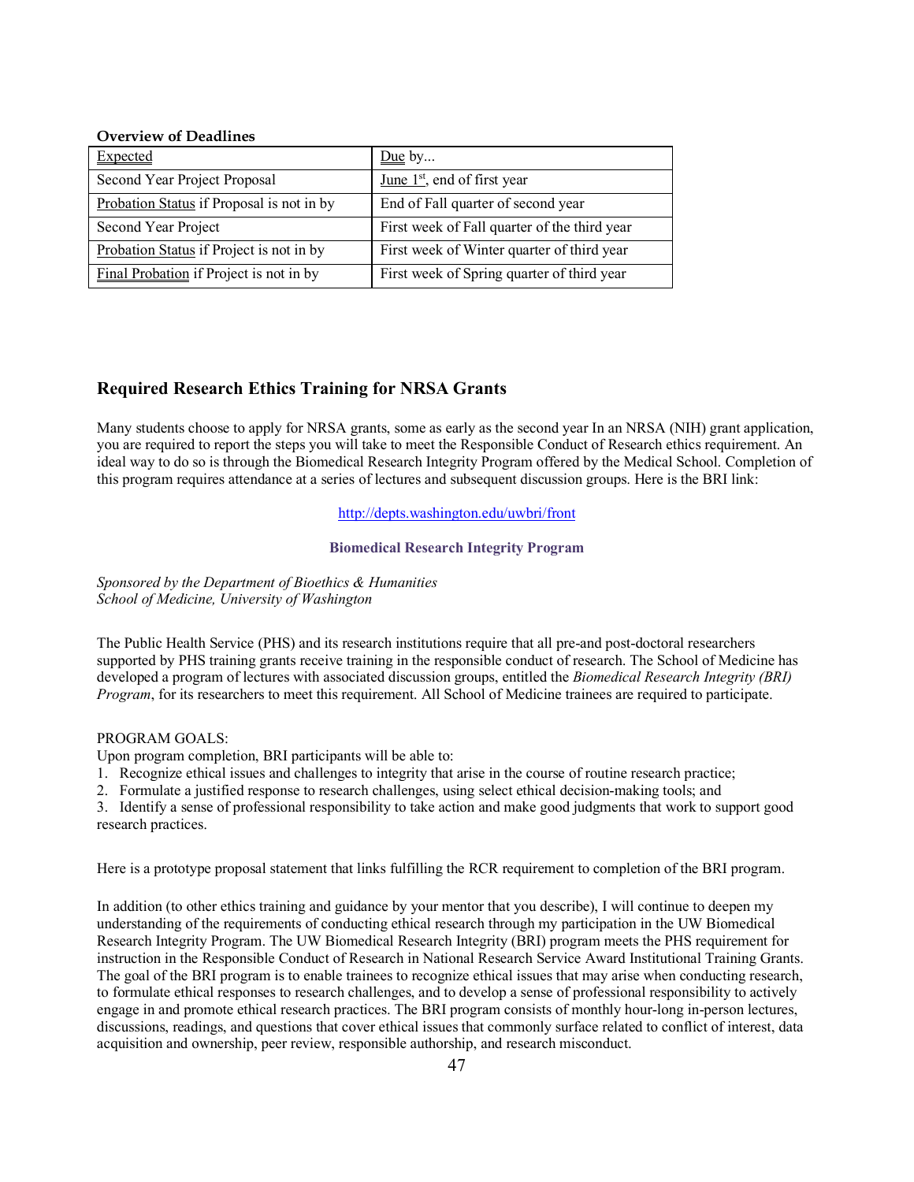**Overview of Deadlines**

| Expected | Due by... |
| --- | --- |
| Second Year Project Proposal | June 1st, end of first year |
| Probation Status if Proposal is not in by | End of Fall quarter of second year |
| Second Year Project | First week of Fall quarter of the third year |
| Probation Status if Project is not in by | First week of Winter quarter of third year |
| Final Probation if Project is not in by | First week of Spring quarter of third year |

## Required Research Ethics Training for NRSA Grants

Many students choose to apply for NRSA grants, some as early as the second year In an NRSA (NIH) grant application, you are required to report the steps you will take to meet the Responsible Conduct of Research ethics requirement. An ideal way to do so is through the Biomedical Research Integrity Program offered by the Medical School. Completion of this program requires attendance at a series of lectures and subsequent discussion groups. Here is the BRI link:

http://depts.washington.edu/uwbri/front

**Biomedical Research Integrity Program**

*Sponsored by the Department of Bioethics & Humanities*
*School of Medicine, University of Washington*

The Public Health Service (PHS) and its research institutions require that all pre-and post-doctoral researchers supported by PHS training grants receive training in the responsible conduct of research. The School of Medicine has developed a program of lectures with associated discussion groups, entitled the *Biomedical Research Integrity (BRI) Program*, for its researchers to meet this requirement. All School of Medicine trainees are required to participate.

PROGRAM GOALS:
Upon program completion, BRI participants will be able to:

1. Recognize ethical issues and challenges to integrity that arise in the course of routine research practice;
2. Formulate a justified response to research challenges, using select ethical decision-making tools; and
3. Identify a sense of professional responsibility to take action and make good judgments that work to support good research practices.

Here is a prototype proposal statement that links fulfilling the RCR requirement to completion of the BRI program.

In addition (to other ethics training and guidance by your mentor that you describe), I will continue to deepen my understanding of the requirements of conducting ethical research through my participation in the UW Biomedical Research Integrity Program. The UW Biomedical Research Integrity (BRI) program meets the PHS requirement for instruction in the Responsible Conduct of Research in National Research Service Award Institutional Training Grants. The goal of the BRI program is to enable trainees to recognize ethical issues that may arise when conducting research, to formulate ethical responses to research challenges, and to develop a sense of professional responsibility to actively engage in and promote ethical research practices. The BRI program consists of monthly hour-long in-person lectures, discussions, readings, and questions that cover ethical issues that commonly surface related to conflict of interest, data acquisition and ownership, peer review, responsible authorship, and research misconduct.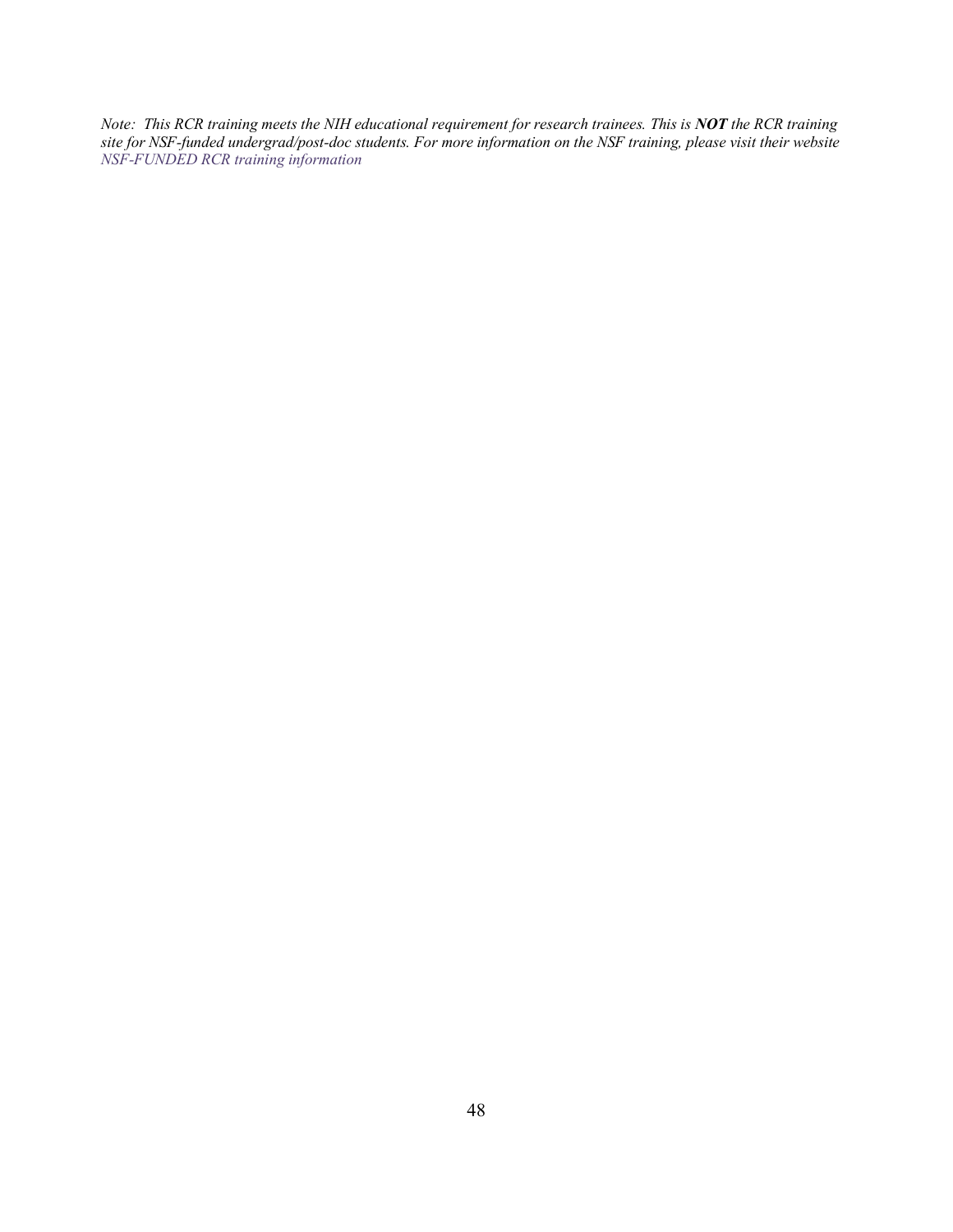*Note: This RCR training meets the NIH educational requirement for research trainees. This is **NOT** the RCR training site for NSF-funded undergrad/post-doc students. For more information on the NSF training, please visit their website NSF-FUNDED RCR training information*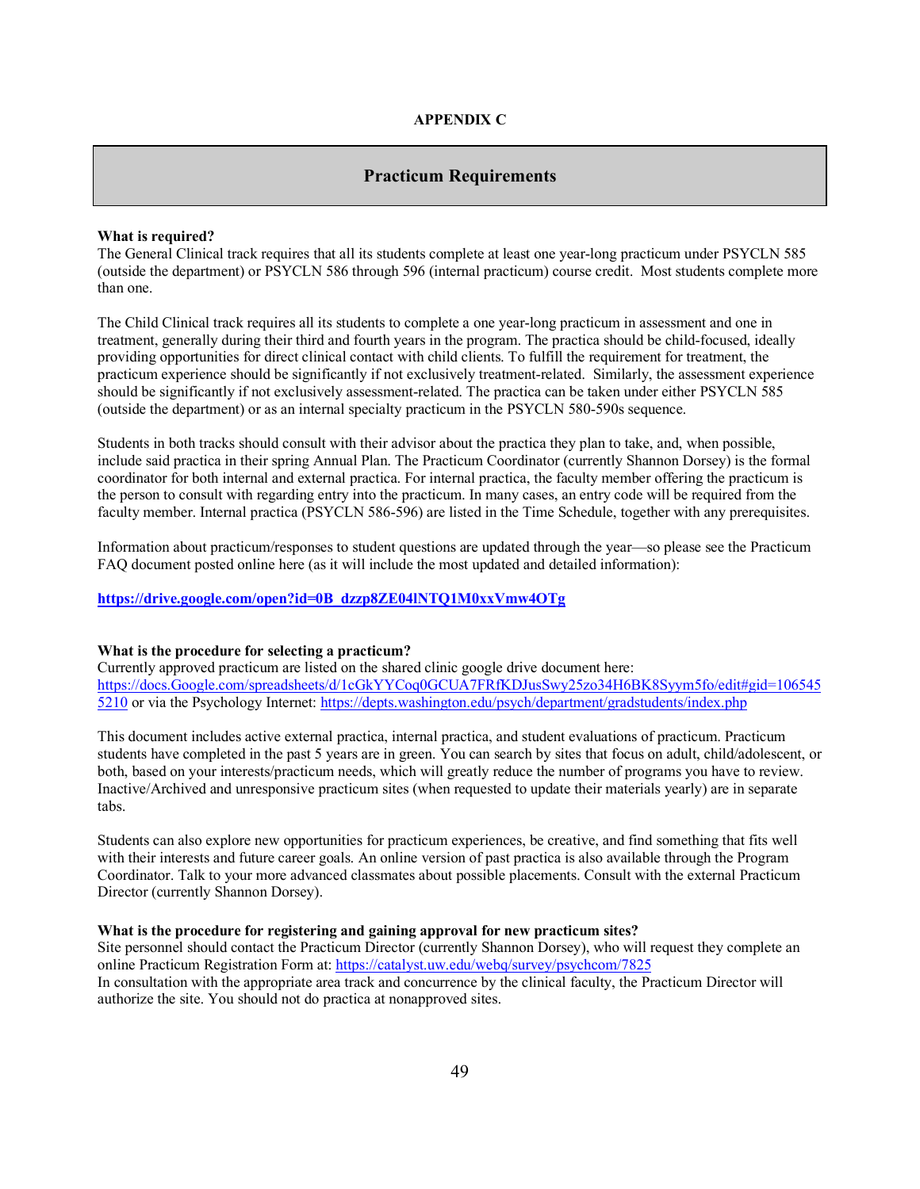**APPENDIX C**

## Practicum Requirements

**What is required?**

The General Clinical track requires that all its students complete at least one year-long practicum under PSYCLN 585 (outside the department) or PSYCLN 586 through 596 (internal practicum) course credit. Most students complete more than one.

The Child Clinical track requires all its students to complete a one year-long practicum in assessment and one in treatment, generally during their third and fourth years in the program. The practica should be child-focused, ideally providing opportunities for direct clinical contact with child clients. To fulfill the requirement for treatment, the practicum experience should be significantly if not exclusively treatment-related. Similarly, the assessment experience should be significantly if not exclusively assessment-related. The practica can be taken under either PSYCLN 585 (outside the department) or as an internal specialty practicum in the PSYCLN 580-590s sequence.

Students in both tracks should consult with their advisor about the practica they plan to take, and, when possible, include said practica in their spring Annual Plan. The Practicum Coordinator (currently Shannon Dorsey) is the formal coordinator for both internal and external practica. For internal practica, the faculty member offering the practicum is the person to consult with regarding entry into the practicum. In many cases, an entry code will be required from the faculty member. Internal practica (PSYCLN 586-596) are listed in the Time Schedule, together with any prerequisites.

Information about practicum/responses to student questions are updated through the year—so please see the Practicum FAQ document posted online here (as it will include the most updated and detailed information):

**https://drive.google.com/open?id=0B_dzzp8ZE04lNTQ1M0xxVmw4OTg**

**What is the procedure for selecting a practicum?**

Currently approved practicum are listed on the shared clinic google drive document here: https://docs.Google.com/spreadsheets/d/1cGkYYCoq0GCUA7FRfKDJusSwy25zo34H6BK8Syym5fo/edit#gid=1065455210 or via the Psychology Internet: https://depts.washington.edu/psych/department/gradstudents/index.php

This document includes active external practica, internal practica, and student evaluations of practicum. Practicum students have completed in the past 5 years are in green. You can search by sites that focus on adult, child/adolescent, or both, based on your interests/practicum needs, which will greatly reduce the number of programs you have to review. Inactive/Archived and unresponsive practicum sites (when requested to update their materials yearly) are in separate tabs.

Students can also explore new opportunities for practicum experiences, be creative, and find something that fits well with their interests and future career goals. An online version of past practica is also available through the Program Coordinator. Talk to your more advanced classmates about possible placements. Consult with the external Practicum Director (currently Shannon Dorsey).

**What is the procedure for registering and gaining approval for new practicum sites?**

Site personnel should contact the Practicum Director (currently Shannon Dorsey), who will request they complete an online Practicum Registration Form at: https://catalyst.uw.edu/webq/survey/psychcom/7825

In consultation with the appropriate area track and concurrence by the clinical faculty, the Practicum Director will authorize the site. You should not do practica at nonapproved sites.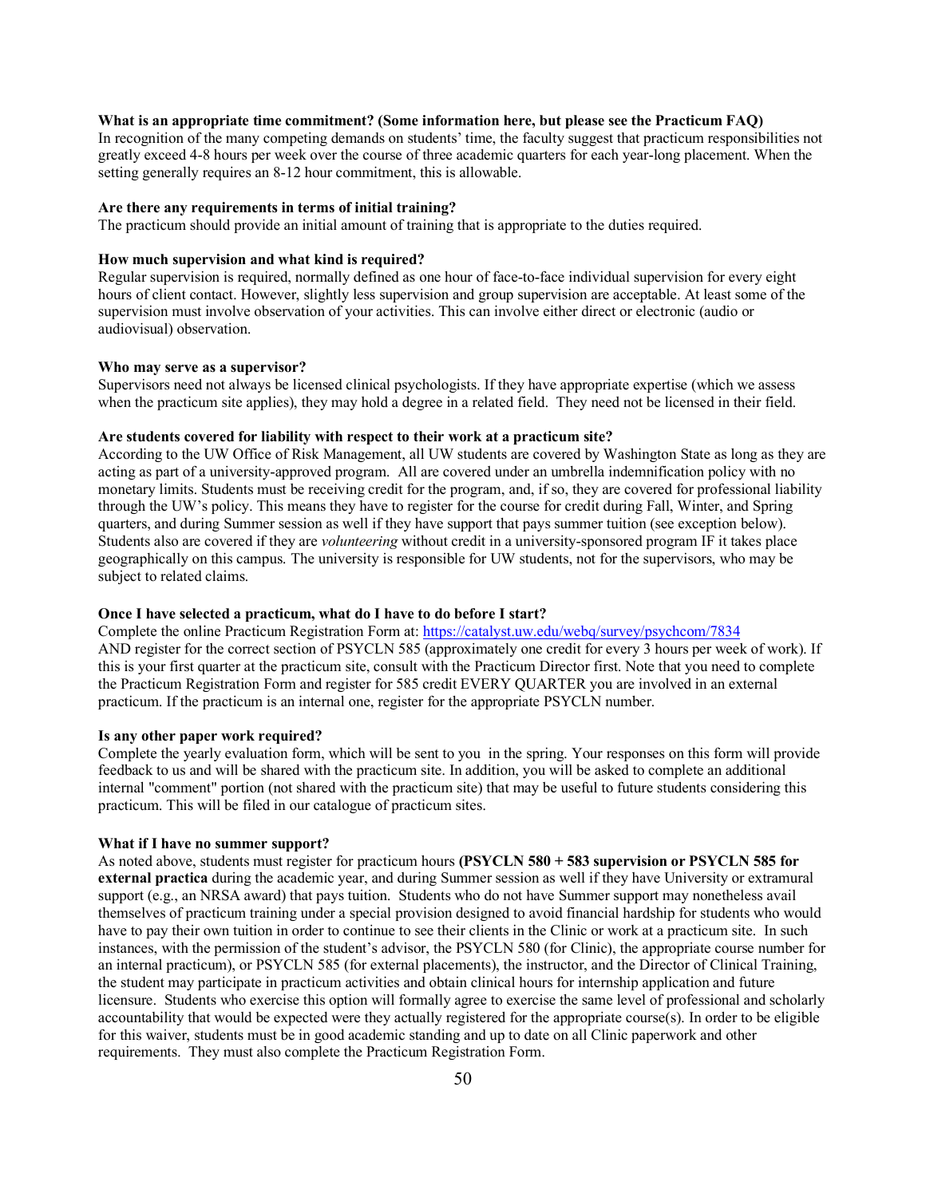**What is an appropriate time commitment? (Some information here, but please see the Practicum FAQ)**
In recognition of the many competing demands on students' time, the faculty suggest that practicum responsibilities not greatly exceed 4-8 hours per week over the course of three academic quarters for each year-long placement. When the setting generally requires an 8-12 hour commitment, this is allowable.

**Are there any requirements in terms of initial training?**
The practicum should provide an initial amount of training that is appropriate to the duties required.

**How much supervision and what kind is required?**
Regular supervision is required, normally defined as one hour of face-to-face individual supervision for every eight hours of client contact. However, slightly less supervision and group supervision are acceptable. At least some of the supervision must involve observation of your activities. This can involve either direct or electronic (audio or audiovisual) observation.

**Who may serve as a supervisor?**
Supervisors need not always be licensed clinical psychologists. If they have appropriate expertise (which we assess when the practicum site applies), they may hold a degree in a related field. They need not be licensed in their field.

**Are students covered for liability with respect to their work at a practicum site?**
According to the UW Office of Risk Management, all UW students are covered by Washington State as long as they are acting as part of a university-approved program. All are covered under an umbrella indemnification policy with no monetary limits. Students must be receiving credit for the program, and, if so, they are covered for professional liability through the UW's policy. This means they have to register for the course for credit during Fall, Winter, and Spring quarters, and during Summer session as well if they have support that pays summer tuition (see exception below). Students also are covered if they are *volunteering* without credit in a university-sponsored program IF it takes place geographically on this campus. The university is responsible for UW students, not for the supervisors, who may be subject to related claims.

**Once I have selected a practicum, what do I have to do before I start?**
Complete the online Practicum Registration Form at: https://catalyst.uw.edu/webq/survey/psychcom/7834
AND register for the correct section of PSYCLN 585 (approximately one credit for every 3 hours per week of work). If this is your first quarter at the practicum site, consult with the Practicum Director first. Note that you need to complete the Practicum Registration Form and register for 585 credit EVERY QUARTER you are involved in an external practicum. If the practicum is an internal one, register for the appropriate PSYCLN number.

**Is any other paper work required?**
Complete the yearly evaluation form, which will be sent to you in the spring. Your responses on this form will provide feedback to us and will be shared with the practicum site. In addition, you will be asked to complete an additional internal "comment" portion (not shared with the practicum site) that may be useful to future students considering this practicum. This will be filed in our catalogue of practicum sites.

**What if I have no summer support?**
As noted above, students must register for practicum hours **(PSYCLN 580 + 583 supervision or PSYCLN 585 for external practica** during the academic year, and during Summer session as well if they have University or extramural support (e.g., an NRSA award) that pays tuition. Students who do not have Summer support may nonetheless avail themselves of practicum training under a special provision designed to avoid financial hardship for students who would have to pay their own tuition in order to continue to see their clients in the Clinic or work at a practicum site. In such instances, with the permission of the student's advisor, the PSYCLN 580 (for Clinic), the appropriate course number for an internal practicum), or PSYCLN 585 (for external placements), the instructor, and the Director of Clinical Training, the student may participate in practicum activities and obtain clinical hours for internship application and future licensure. Students who exercise this option will formally agree to exercise the same level of professional and scholarly accountability that would be expected were they actually registered for the appropriate course(s). In order to be eligible for this waiver, students must be in good academic standing and up to date on all Clinic paperwork and other requirements. They must also complete the Practicum Registration Form.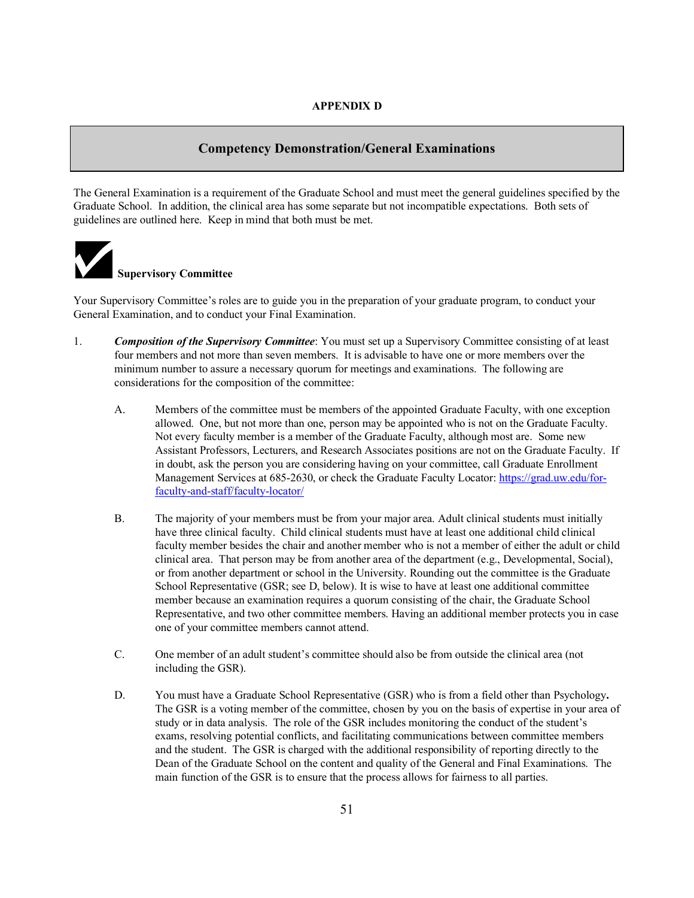**APPENDIX D**

## Competency Demonstration/General Examinations

The General Examination is a requirement of the Graduate School and must meet the general guidelines specified by the Graduate School. In addition, the clinical area has some separate but not incompatible expectations. Both sets of guidelines are outlined here. Keep in mind that both must be met.

### Supervisory Committee

Your Supervisory Committee's roles are to guide you in the preparation of your graduate program, to conduct your General Examination, and to conduct your Final Examination.

1. ***Composition of the Supervisory Committee***: You must set up a Supervisory Committee consisting of at least four members and not more than seven members. It is advisable to have one or more members over the minimum number to assure a necessary quorum for meetings and examinations. The following are considerations for the composition of the committee:

   A. Members of the committee must be members of the appointed Graduate Faculty, with one exception allowed. One, but not more than one, person may be appointed who is not on the Graduate Faculty. Not every faculty member is a member of the Graduate Faculty, although most are. Some new Assistant Professors, Lecturers, and Research Associates positions are not on the Graduate Faculty. If in doubt, ask the person you are considering having on your committee, call Graduate Enrollment Management Services at 685-2630, or check the Graduate Faculty Locator: [https://grad.uw.edu/for-faculty-and-staff/faculty-locator/](https://grad.uw.edu/for-faculty-and-staff/faculty-locator/)

   B. The majority of your members must be from your major area. Adult clinical students must initially have three clinical faculty. Child clinical students must have at least one additional child clinical faculty member besides the chair and another member who is not a member of either the adult or child clinical area. That person may be from another area of the department (e.g., Developmental, Social), or from another department or school in the University. Rounding out the committee is the Graduate School Representative (GSR; see D, below). It is wise to have at least one additional committee member because an examination requires a quorum consisting of the chair, the Graduate School Representative, and two other committee members. Having an additional member protects you in case one of your committee members cannot attend.

   C. One member of an adult student's committee should also be from outside the clinical area (not including the GSR).

   D. You must have a Graduate School Representative (GSR) who is from a field other than Psychology**.** The GSR is a voting member of the committee, chosen by you on the basis of expertise in your area of study or in data analysis. The role of the GSR includes monitoring the conduct of the student's exams, resolving potential conflicts, and facilitating communications between committee members and the student. The GSR is charged with the additional responsibility of reporting directly to the Dean of the Graduate School on the content and quality of the General and Final Examinations. The main function of the GSR is to ensure that the process allows for fairness to all parties.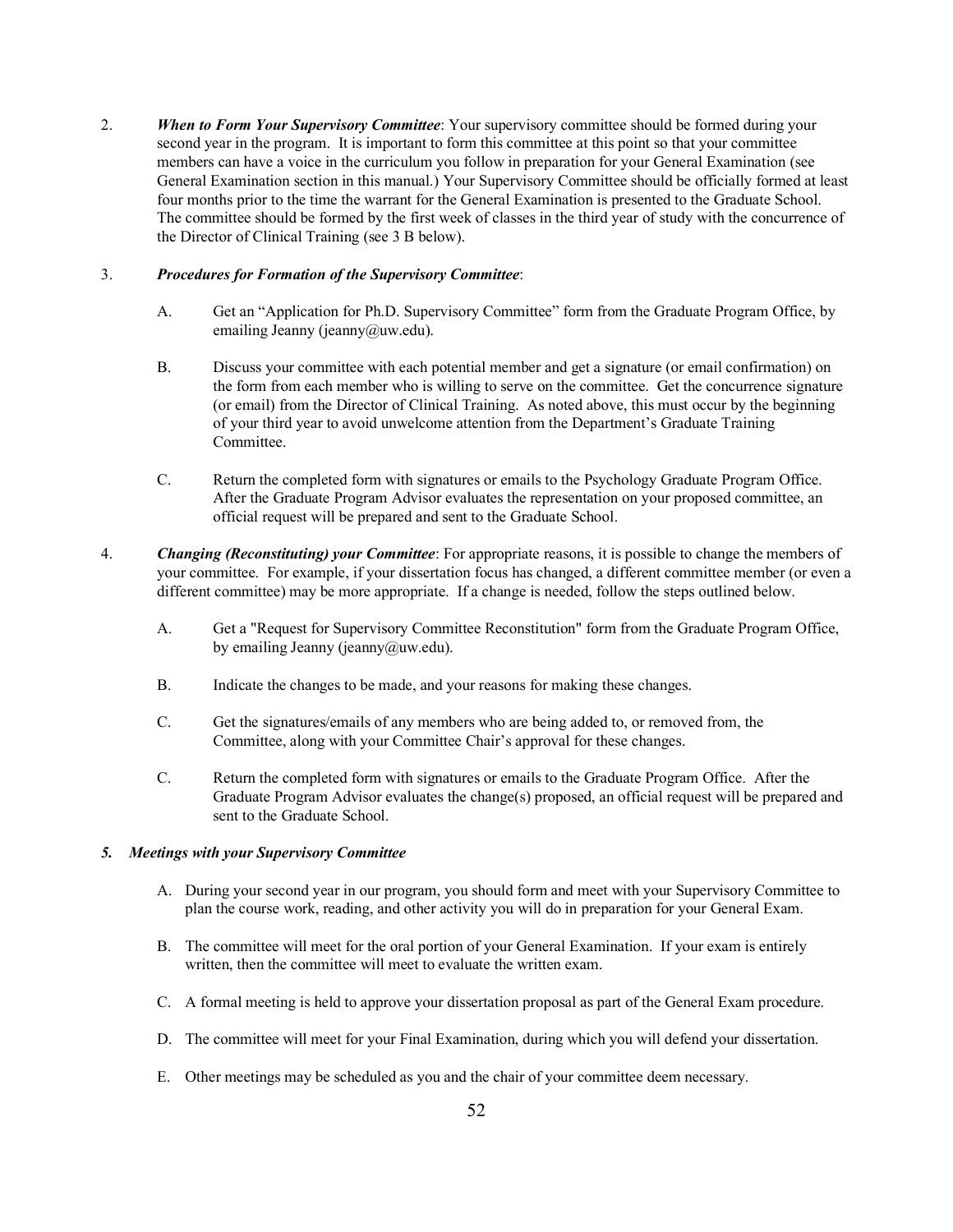2. ***When to Form Your Supervisory Committee***: Your supervisory committee should be formed during your second year in the program. It is important to form this committee at this point so that your committee members can have a voice in the curriculum you follow in preparation for your General Examination (see General Examination section in this manual.) Your Supervisory Committee should be officially formed at least four months prior to the time the warrant for the General Examination is presented to the Graduate School. The committee should be formed by the first week of classes in the third year of study with the concurrence of the Director of Clinical Training (see 3 B below).

3. ***Procedures for Formation of the Supervisory Committee***:

   A. Get an "Application for Ph.D. Supervisory Committee" form from the Graduate Program Office, by emailing Jeanny (jeanny@uw.edu).

   B. Discuss your committee with each potential member and get a signature (or email confirmation) on the form from each member who is willing to serve on the committee. Get the concurrence signature (or email) from the Director of Clinical Training. As noted above, this must occur by the beginning of your third year to avoid unwelcome attention from the Department's Graduate Training Committee.

   C. Return the completed form with signatures or emails to the Psychology Graduate Program Office. After the Graduate Program Advisor evaluates the representation on your proposed committee, an official request will be prepared and sent to the Graduate School.

4. ***Changing (Reconstituting) your Committee***: For appropriate reasons, it is possible to change the members of your committee. For example, if your dissertation focus has changed, a different committee member (or even a different committee) may be more appropriate. If a change is needed, follow the steps outlined below.

   A. Get a "Request for Supervisory Committee Reconstitution" form from the Graduate Program Office, by emailing Jeanny (jeanny@uw.edu).

   B. Indicate the changes to be made, and your reasons for making these changes.

   C. Get the signatures/emails of any members who are being added to, or removed from, the Committee, along with your Committee Chair's approval for these changes.

   C. Return the completed form with signatures or emails to the Graduate Program Office. After the Graduate Program Advisor evaluates the change(s) proposed, an official request will be prepared and sent to the Graduate School.

***5. Meetings with your Supervisory Committee***

   A. During your second year in our program, you should form and meet with your Supervisory Committee to plan the course work, reading, and other activity you will do in preparation for your General Exam.

   B. The committee will meet for the oral portion of your General Examination. If your exam is entirely written, then the committee will meet to evaluate the written exam.

   C. A formal meeting is held to approve your dissertation proposal as part of the General Exam procedure.

   D. The committee will meet for your Final Examination, during which you will defend your dissertation.

   E. Other meetings may be scheduled as you and the chair of your committee deem necessary.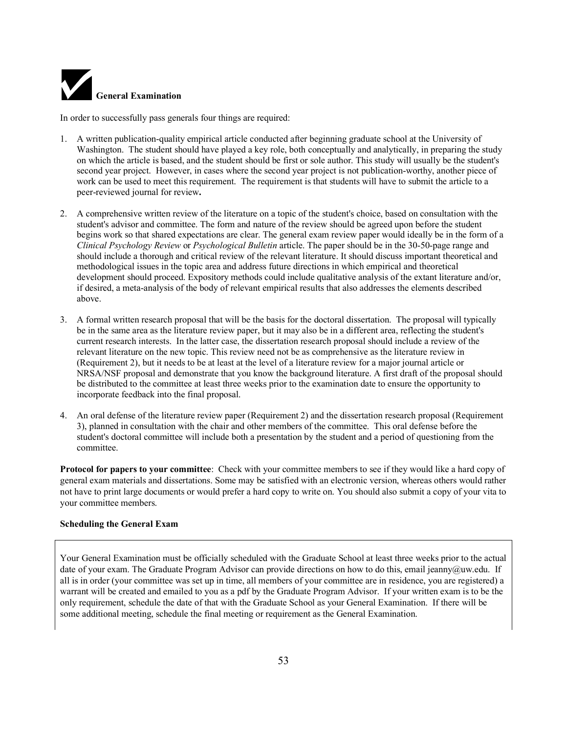## General Examination

In order to successfully pass generals four things are required:

1. A written publication-quality empirical article conducted after beginning graduate school at the University of Washington. The student should have played a key role, both conceptually and analytically, in preparing the study on which the article is based, and the student should be first or sole author. This study will usually be the student's second year project. However, in cases where the second year project is not publication-worthy, another piece of work can be used to meet this requirement. The requirement is that students will have to submit the article to a peer-reviewed journal for review**.**

2. A comprehensive written review of the literature on a topic of the student's choice, based on consultation with the student's advisor and committee. The form and nature of the review should be agreed upon before the student begins work so that shared expectations are clear. The general exam review paper would ideally be in the form of a *Clinical Psychology Review* or *Psychological Bulletin* article. The paper should be in the 30-50-page range and should include a thorough and critical review of the relevant literature. It should discuss important theoretical and methodological issues in the topic area and address future directions in which empirical and theoretical development should proceed. Expository methods could include qualitative analysis of the extant literature and/or, if desired, a meta-analysis of the body of relevant empirical results that also addresses the elements described above.

3. A formal written research proposal that will be the basis for the doctoral dissertation. The proposal will typically be in the same area as the literature review paper, but it may also be in a different area, reflecting the student's current research interests. In the latter case, the dissertation research proposal should include a review of the relevant literature on the new topic. This review need not be as comprehensive as the literature review in (Requirement 2), but it needs to be at least at the level of a literature review for a major journal article or NRSA/NSF proposal and demonstrate that you know the background literature. A first draft of the proposal should be distributed to the committee at least three weeks prior to the examination date to ensure the opportunity to incorporate feedback into the final proposal.

4. An oral defense of the literature review paper (Requirement 2) and the dissertation research proposal (Requirement 3), planned in consultation with the chair and other members of the committee. This oral defense before the student's doctoral committee will include both a presentation by the student and a period of questioning from the committee.

**Protocol for papers to your committee**: Check with your committee members to see if they would like a hard copy of general exam materials and dissertations. Some may be satisfied with an electronic version, whereas others would rather not have to print large documents or would prefer a hard copy to write on. You should also submit a copy of your vita to your committee members.

**Scheduling the General Exam**

Your General Examination must be officially scheduled with the Graduate School at least three weeks prior to the actual date of your exam. The Graduate Program Advisor can provide directions on how to do this, email jeanny@uw.edu. If all is in order (your committee was set up in time, all members of your committee are in residence, you are registered) a warrant will be created and emailed to you as a pdf by the Graduate Program Advisor. If your written exam is to be the only requirement, schedule the date of that with the Graduate School as your General Examination. If there will be some additional meeting, schedule the final meeting or requirement as the General Examination.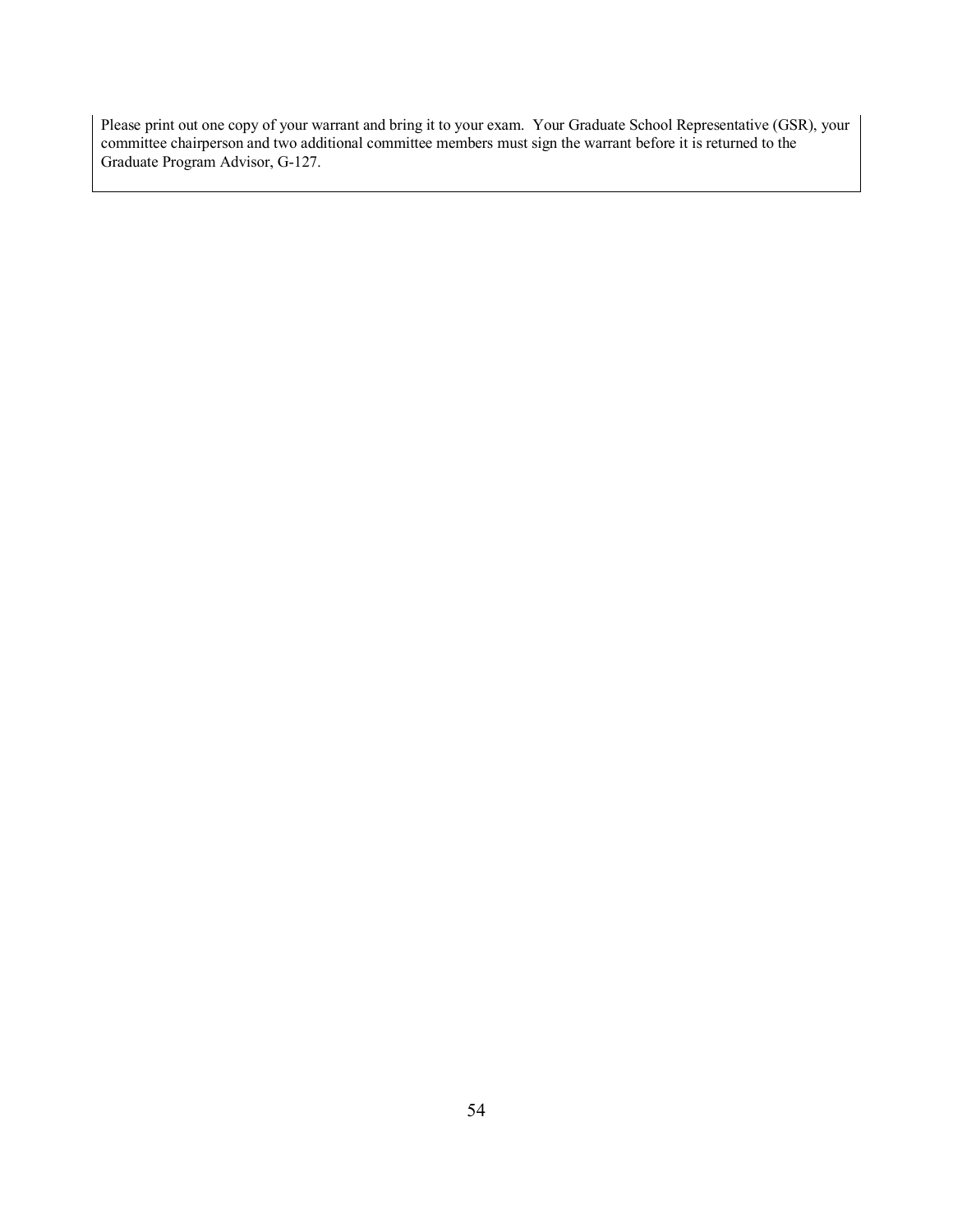Please print out one copy of your warrant and bring it to your exam. Your Graduate School Representative (GSR), your committee chairperson and two additional committee members must sign the warrant before it is returned to the Graduate Program Advisor, G-127.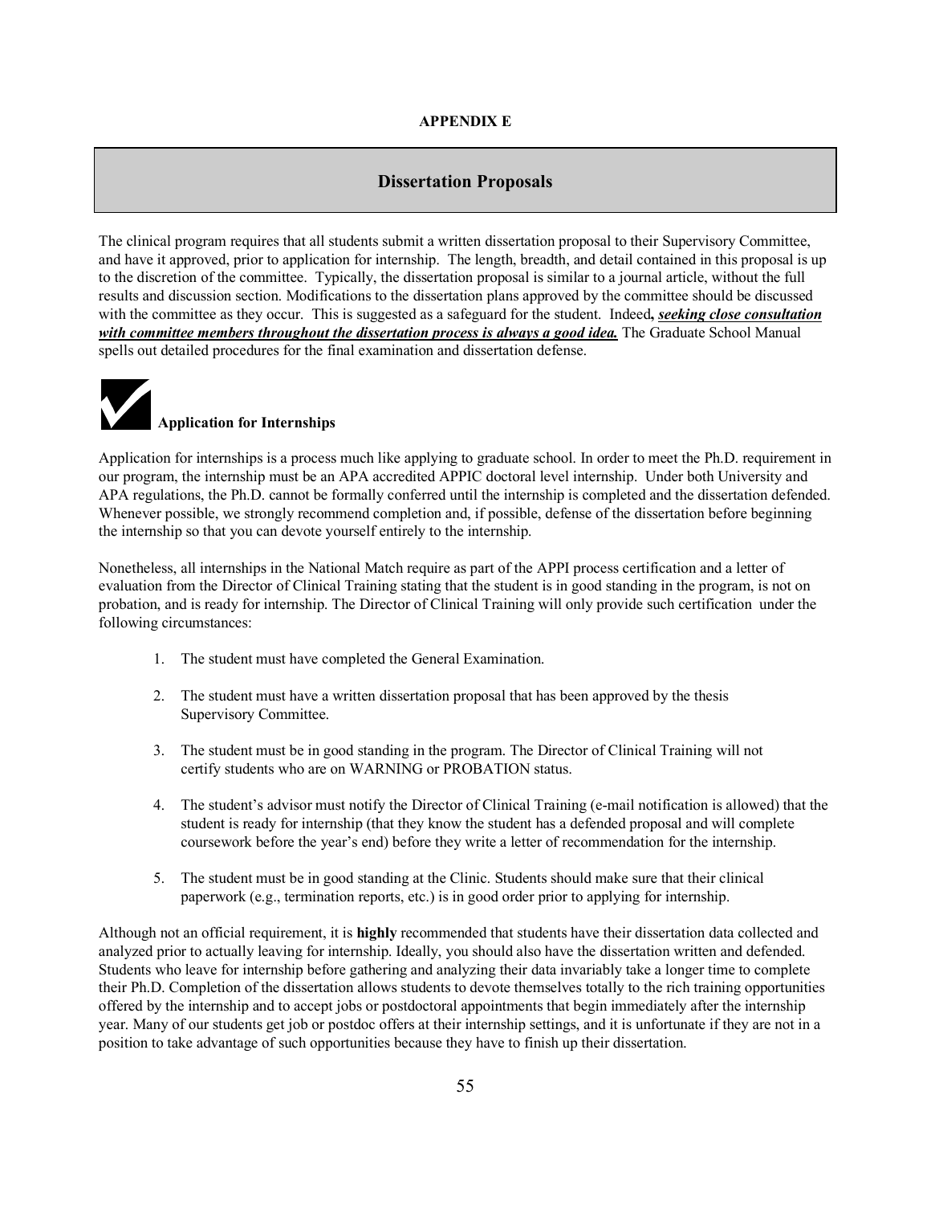**APPENDIX E**

## Dissertation Proposals

The clinical program requires that all students submit a written dissertation proposal to their Supervisory Committee, and have it approved, prior to application for internship. The length, breadth, and detail contained in this proposal is up to the discretion of the committee. Typically, the dissertation proposal is similar to a journal article, without the full results and discussion section. Modifications to the dissertation plans approved by the committee should be discussed with the committee as they occur. This is suggested as a safeguard for the student. Indeed**, *seeking close consultation with committee members throughout the dissertation process is always a good idea.*** The Graduate School Manual spells out detailed procedures for the final examination and dissertation defense.

### Application for Internships

Application for internships is a process much like applying to graduate school. In order to meet the Ph.D. requirement in our program, the internship must be an APA accredited APPIC doctoral level internship. Under both University and APA regulations, the Ph.D. cannot be formally conferred until the internship is completed and the dissertation defended. Whenever possible, we strongly recommend completion and, if possible, defense of the dissertation before beginning the internship so that you can devote yourself entirely to the internship.

Nonetheless, all internships in the National Match require as part of the APPI process certification and a letter of evaluation from the Director of Clinical Training stating that the student is in good standing in the program, is not on probation, and is ready for internship. The Director of Clinical Training will only provide such certification under the following circumstances:

1. The student must have completed the General Examination.

2. The student must have a written dissertation proposal that has been approved by the thesis Supervisory Committee.

3. The student must be in good standing in the program. The Director of Clinical Training will not certify students who are on WARNING or PROBATION status.

4. The student's advisor must notify the Director of Clinical Training (e-mail notification is allowed) that the student is ready for internship (that they know the student has a defended proposal and will complete coursework before the year's end) before they write a letter of recommendation for the internship.

5. The student must be in good standing at the Clinic. Students should make sure that their clinical paperwork (e.g., termination reports, etc.) is in good order prior to applying for internship.

Although not an official requirement, it is **highly** recommended that students have their dissertation data collected and analyzed prior to actually leaving for internship. Ideally, you should also have the dissertation written and defended. Students who leave for internship before gathering and analyzing their data invariably take a longer time to complete their Ph.D. Completion of the dissertation allows students to devote themselves totally to the rich training opportunities offered by the internship and to accept jobs or postdoctoral appointments that begin immediately after the internship year. Many of our students get job or postdoc offers at their internship settings, and it is unfortunate if they are not in a position to take advantage of such opportunities because they have to finish up their dissertation.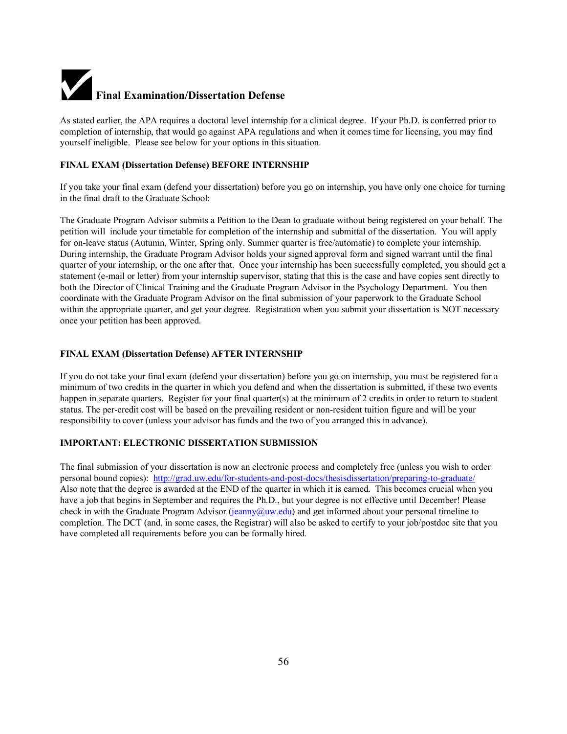## Final Examination/Dissertation Defense

As stated earlier, the APA requires a doctoral level internship for a clinical degree. If your Ph.D. is conferred prior to completion of internship, that would go against APA regulations and when it comes time for licensing, you may find yourself ineligible. Please see below for your options in this situation.

**FINAL EXAM (Dissertation Defense) BEFORE INTERNSHIP**

If you take your final exam (defend your dissertation) before you go on internship, you have only one choice for turning in the final draft to the Graduate School:

The Graduate Program Advisor submits a Petition to the Dean to graduate without being registered on your behalf. The petition will include your timetable for completion of the internship and submittal of the dissertation. You will apply for on-leave status (Autumn, Winter, Spring only. Summer quarter is free/automatic) to complete your internship. During internship, the Graduate Program Advisor holds your signed approval form and signed warrant until the final quarter of your internship, or the one after that. Once your internship has been successfully completed, you should get a statement (e-mail or letter) from your internship supervisor, stating that this is the case and have copies sent directly to both the Director of Clinical Training and the Graduate Program Advisor in the Psychology Department. You then coordinate with the Graduate Program Advisor on the final submission of your paperwork to the Graduate School within the appropriate quarter, and get your degree. Registration when you submit your dissertation is NOT necessary once your petition has been approved.

**FINAL EXAM (Dissertation Defense) AFTER INTERNSHIP**

If you do not take your final exam (defend your dissertation) before you go on internship, you must be registered for a minimum of two credits in the quarter in which you defend and when the dissertation is submitted, if these two events happen in separate quarters. Register for your final quarter(s) at the minimum of 2 credits in order to return to student status. The per-credit cost will be based on the prevailing resident or non-resident tuition figure and will be your responsibility to cover (unless your advisor has funds and the two of you arranged this in advance).

**IMPORTANT: ELECTRONIC DISSERTATION SUBMISSION**

The final submission of your dissertation is now an electronic process and completely free (unless you wish to order personal bound copies): [http://grad.uw.edu/for-students-and-post-docs/thesisdissertation/preparing-to-graduate/](http://grad.uw.edu/for-students-and-post-docs/thesisdissertation/preparing-to-graduate/) Also note that the degree is awarded at the END of the quarter in which it is earned. This becomes crucial when you have a job that begins in September and requires the Ph.D., but your degree is not effective until December! Please check in with the Graduate Program Advisor ([jeanny@uw.edu](mailto:jeanny@uw.edu)) and get informed about your personal timeline to completion. The DCT (and, in some cases, the Registrar) will also be asked to certify to your job/postdoc site that you have completed all requirements before you can be formally hired.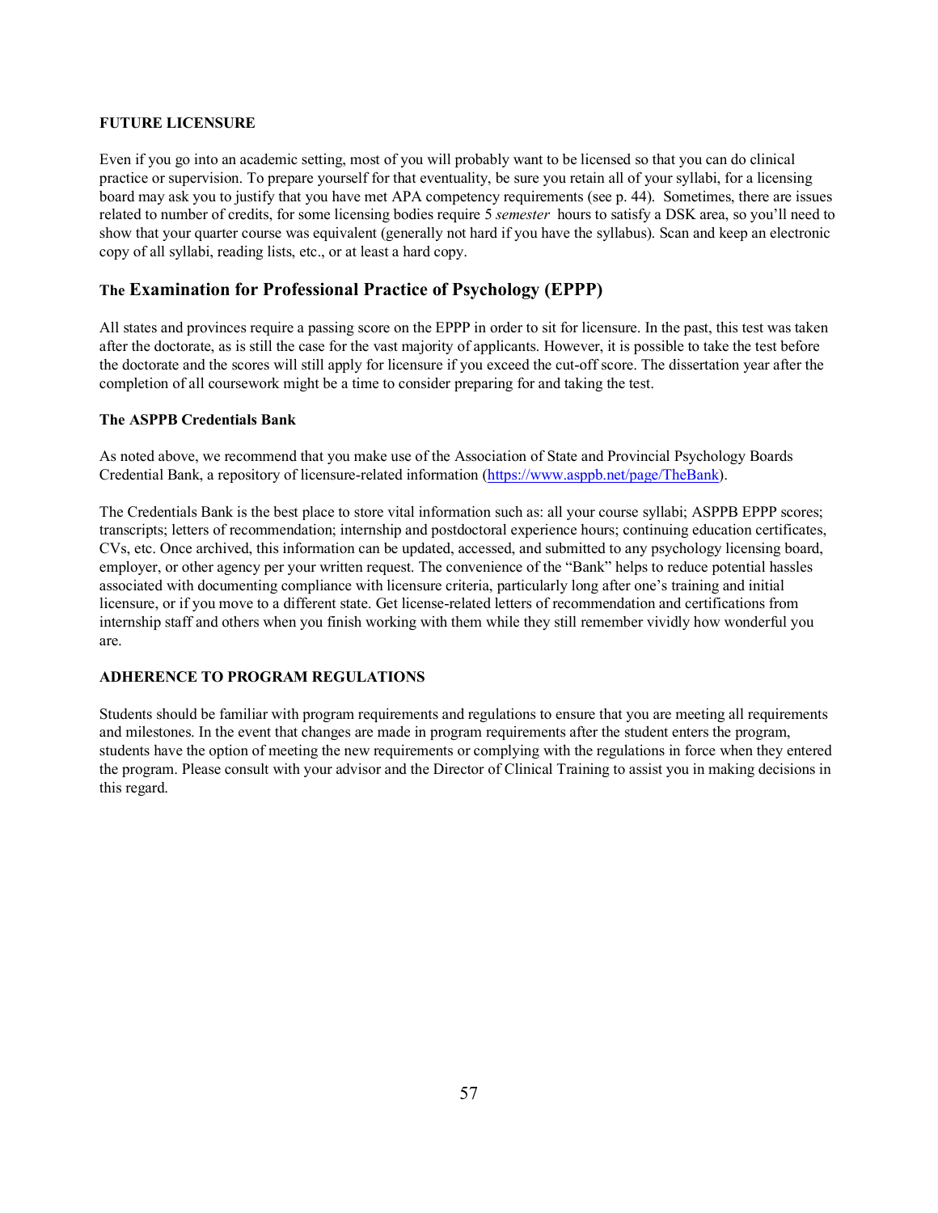**FUTURE LICENSURE**

Even if you go into an academic setting, most of you will probably want to be licensed so that you can do clinical practice or supervision. To prepare yourself for that eventuality, be sure you retain all of your syllabi, for a licensing board may ask you to justify that you have met APA competency requirements (see p. 44). Sometimes, there are issues related to number of credits, for some licensing bodies require 5 *semester* hours to satisfy a DSK area, so you'll need to show that your quarter course was equivalent (generally not hard if you have the syllabus). Scan and keep an electronic copy of all syllabi, reading lists, etc., or at least a hard copy.

## The Examination for Professional Practice of Psychology (EPPP)

All states and provinces require a passing score on the EPPP in order to sit for licensure. In the past, this test was taken after the doctorate, as is still the case for the vast majority of applicants. However, it is possible to take the test before the doctorate and the scores will still apply for licensure if you exceed the cut-off score. The dissertation year after the completion of all coursework might be a time to consider preparing for and taking the test.

**The ASPPB Credentials Bank**

As noted above, we recommend that you make use of the Association of State and Provincial Psychology Boards Credential Bank, a repository of licensure-related information (https://www.asppb.net/page/TheBank).

The Credentials Bank is the best place to store vital information such as: all your course syllabi; ASPPB EPPP scores; transcripts; letters of recommendation; internship and postdoctoral experience hours; continuing education certificates, CVs, etc. Once archived, this information can be updated, accessed, and submitted to any psychology licensing board, employer, or other agency per your written request. The convenience of the "Bank" helps to reduce potential hassles associated with documenting compliance with licensure criteria, particularly long after one's training and initial licensure, or if you move to a different state. Get license-related letters of recommendation and certifications from internship staff and others when you finish working with them while they still remember vividly how wonderful you are.

**ADHERENCE TO PROGRAM REGULATIONS**

Students should be familiar with program requirements and regulations to ensure that you are meeting all requirements and milestones. In the event that changes are made in program requirements after the student enters the program, students have the option of meeting the new requirements or complying with the regulations in force when they entered the program. Please consult with your advisor and the Director of Clinical Training to assist you in making decisions in this regard.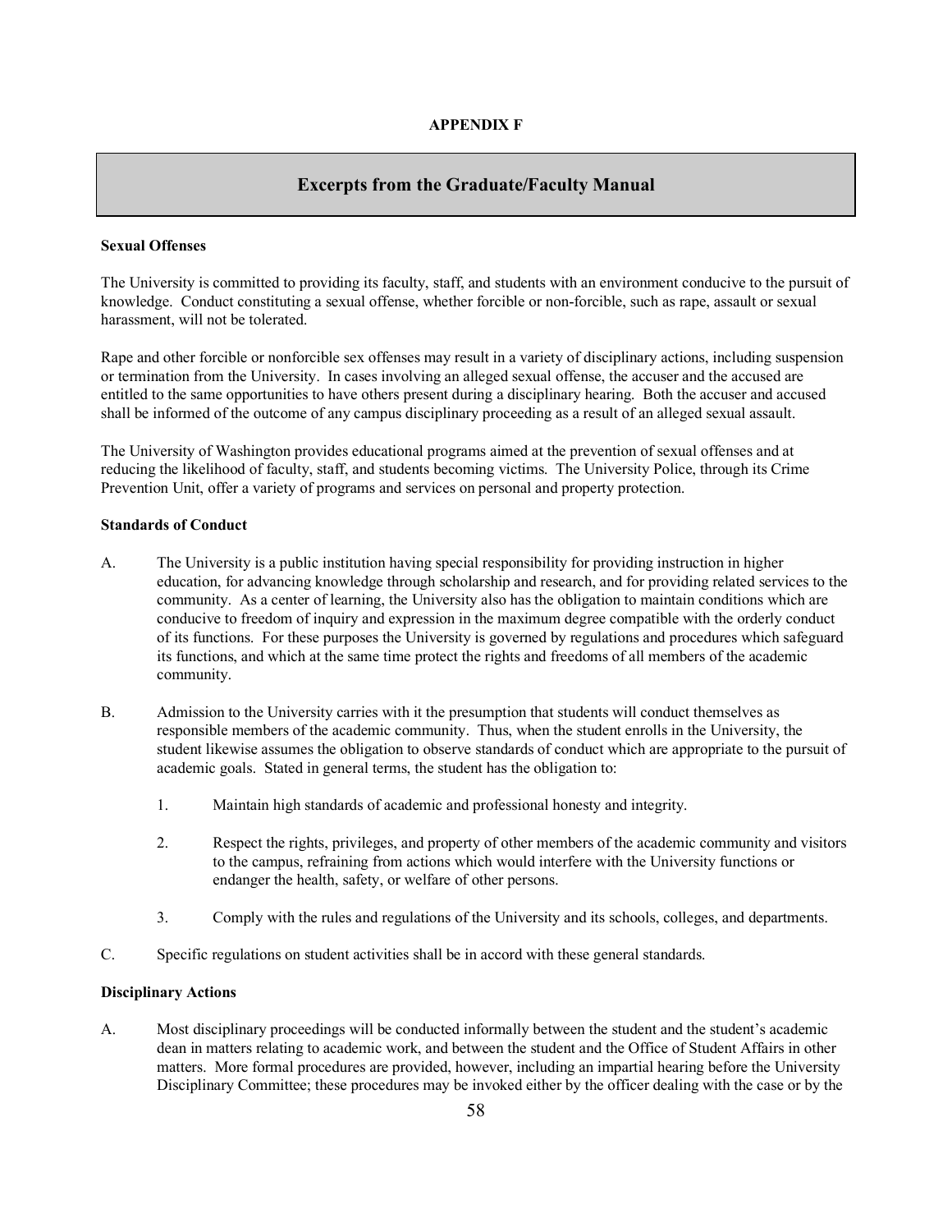**APPENDIX F**

## Excerpts from the Graduate/Faculty Manual

### Sexual Offenses

The University is committed to providing its faculty, staff, and students with an environment conducive to the pursuit of knowledge. Conduct constituting a sexual offense, whether forcible or non-forcible, such as rape, assault or sexual harassment, will not be tolerated.

Rape and other forcible or nonforcible sex offenses may result in a variety of disciplinary actions, including suspension or termination from the University. In cases involving an alleged sexual offense, the accuser and the accused are entitled to the same opportunities to have others present during a disciplinary hearing. Both the accuser and accused shall be informed of the outcome of any campus disciplinary proceeding as a result of an alleged sexual assault.

The University of Washington provides educational programs aimed at the prevention of sexual offenses and at reducing the likelihood of faculty, staff, and students becoming victims. The University Police, through its Crime Prevention Unit, offer a variety of programs and services on personal and property protection.

### Standards of Conduct

A. The University is a public institution having special responsibility for providing instruction in higher education, for advancing knowledge through scholarship and research, and for providing related services to the community. As a center of learning, the University also has the obligation to maintain conditions which are conducive to freedom of inquiry and expression in the maximum degree compatible with the orderly conduct of its functions. For these purposes the University is governed by regulations and procedures which safeguard its functions, and which at the same time protect the rights and freedoms of all members of the academic community.

B. Admission to the University carries with it the presumption that students will conduct themselves as responsible members of the academic community. Thus, when the student enrolls in the University, the student likewise assumes the obligation to observe standards of conduct which are appropriate to the pursuit of academic goals. Stated in general terms, the student has the obligation to:

1. Maintain high standards of academic and professional honesty and integrity.
2. Respect the rights, privileges, and property of other members of the academic community and visitors to the campus, refraining from actions which would interfere with the University functions or endanger the health, safety, or welfare of other persons.
3. Comply with the rules and regulations of the University and its schools, colleges, and departments.

C. Specific regulations on student activities shall be in accord with these general standards.

### Disciplinary Actions

A. Most disciplinary proceedings will be conducted informally between the student and the student's academic dean in matters relating to academic work, and between the student and the Office of Student Affairs in other matters. More formal procedures are provided, however, including an impartial hearing before the University Disciplinary Committee; these procedures may be invoked either by the officer dealing with the case or by the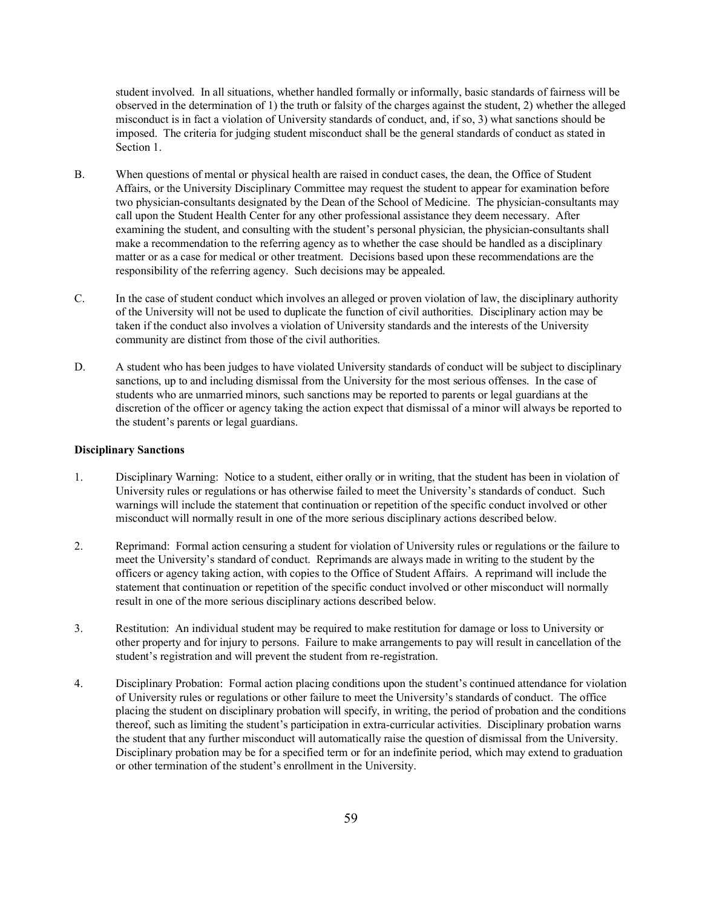student involved. In all situations, whether handled formally or informally, basic standards of fairness will be observed in the determination of 1) the truth or falsity of the charges against the student, 2) whether the alleged misconduct is in fact a violation of University standards of conduct, and, if so, 3) what sanctions should be imposed. The criteria for judging student misconduct shall be the general standards of conduct as stated in Section 1.

B. When questions of mental or physical health are raised in conduct cases, the dean, the Office of Student Affairs, or the University Disciplinary Committee may request the student to appear for examination before two physician-consultants designated by the Dean of the School of Medicine. The physician-consultants may call upon the Student Health Center for any other professional assistance they deem necessary. After examining the student, and consulting with the student's personal physician, the physician-consultants shall make a recommendation to the referring agency as to whether the case should be handled as a disciplinary matter or as a case for medical or other treatment. Decisions based upon these recommendations are the responsibility of the referring agency. Such decisions may be appealed.

C. In the case of student conduct which involves an alleged or proven violation of law, the disciplinary authority of the University will not be used to duplicate the function of civil authorities. Disciplinary action may be taken if the conduct also involves a violation of University standards and the interests of the University community are distinct from those of the civil authorities.

D. A student who has been judges to have violated University standards of conduct will be subject to disciplinary sanctions, up to and including dismissal from the University for the most serious offenses. In the case of students who are unmarried minors, such sanctions may be reported to parents or legal guardians at the discretion of the officer or agency taking the action expect that dismissal of a minor will always be reported to the student's parents or legal guardians.

**Disciplinary Sanctions**

1. Disciplinary Warning: Notice to a student, either orally or in writing, that the student has been in violation of University rules or regulations or has otherwise failed to meet the University's standards of conduct. Such warnings will include the statement that continuation or repetition of the specific conduct involved or other misconduct will normally result in one of the more serious disciplinary actions described below.

2. Reprimand: Formal action censuring a student for violation of University rules or regulations or the failure to meet the University's standard of conduct. Reprimands are always made in writing to the student by the officers or agency taking action, with copies to the Office of Student Affairs. A reprimand will include the statement that continuation or repetition of the specific conduct involved or other misconduct will normally result in one of the more serious disciplinary actions described below.

3. Restitution: An individual student may be required to make restitution for damage or loss to University or other property and for injury to persons. Failure to make arrangements to pay will result in cancellation of the student's registration and will prevent the student from re-registration.

4. Disciplinary Probation: Formal action placing conditions upon the student's continued attendance for violation of University rules or regulations or other failure to meet the University's standards of conduct. The office placing the student on disciplinary probation will specify, in writing, the period of probation and the conditions thereof, such as limiting the student's participation in extra-curricular activities. Disciplinary probation warns the student that any further misconduct will automatically raise the question of dismissal from the University. Disciplinary probation may be for a specified term or for an indefinite period, which may extend to graduation or other termination of the student's enrollment in the University.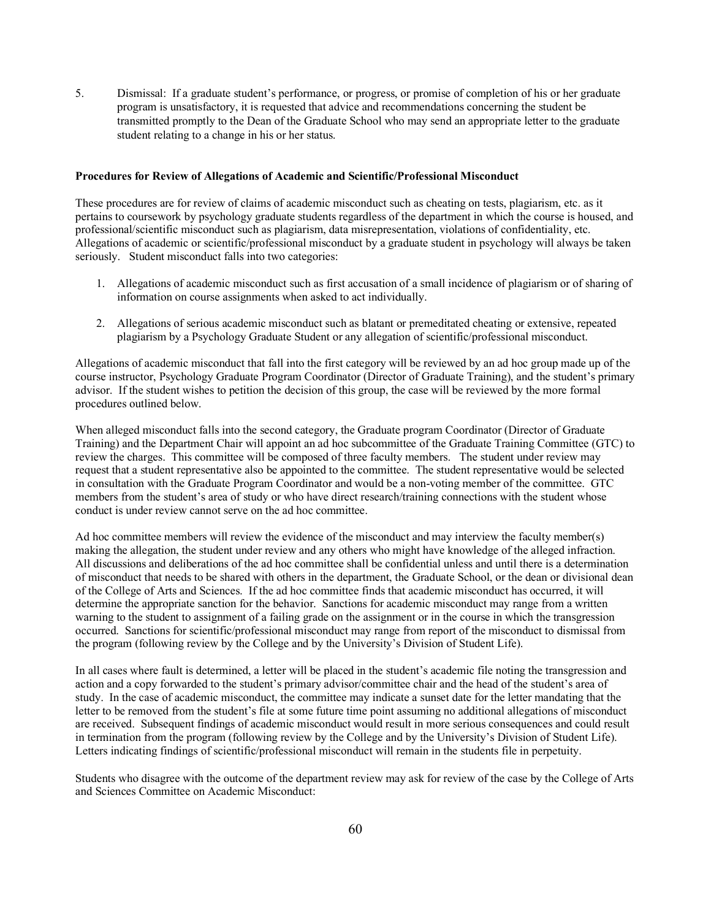5. Dismissal: If a graduate student's performance, or progress, or promise of completion of his or her graduate program is unsatisfactory, it is requested that advice and recommendations concerning the student be transmitted promptly to the Dean of the Graduate School who may send an appropriate letter to the graduate student relating to a change in his or her status.

**Procedures for Review of Allegations of Academic and Scientific/Professional Misconduct**

These procedures are for review of claims of academic misconduct such as cheating on tests, plagiarism, etc. as it pertains to coursework by psychology graduate students regardless of the department in which the course is housed, and professional/scientific misconduct such as plagiarism, data misrepresentation, violations of confidentiality, etc. Allegations of academic or scientific/professional misconduct by a graduate student in psychology will always be taken seriously. Student misconduct falls into two categories:

1. Allegations of academic misconduct such as first accusation of a small incidence of plagiarism or of sharing of information on course assignments when asked to act individually.
2. Allegations of serious academic misconduct such as blatant or premeditated cheating or extensive, repeated plagiarism by a Psychology Graduate Student or any allegation of scientific/professional misconduct.

Allegations of academic misconduct that fall into the first category will be reviewed by an ad hoc group made up of the course instructor, Psychology Graduate Program Coordinator (Director of Graduate Training), and the student's primary advisor. If the student wishes to petition the decision of this group, the case will be reviewed by the more formal procedures outlined below.

When alleged misconduct falls into the second category, the Graduate program Coordinator (Director of Graduate Training) and the Department Chair will appoint an ad hoc subcommittee of the Graduate Training Committee (GTC) to review the charges. This committee will be composed of three faculty members. The student under review may request that a student representative also be appointed to the committee. The student representative would be selected in consultation with the Graduate Program Coordinator and would be a non-voting member of the committee. GTC members from the student's area of study or who have direct research/training connections with the student whose conduct is under review cannot serve on the ad hoc committee.

Ad hoc committee members will review the evidence of the misconduct and may interview the faculty member(s) making the allegation, the student under review and any others who might have knowledge of the alleged infraction. All discussions and deliberations of the ad hoc committee shall be confidential unless and until there is a determination of misconduct that needs to be shared with others in the department, the Graduate School, or the dean or divisional dean of the College of Arts and Sciences. If the ad hoc committee finds that academic misconduct has occurred, it will determine the appropriate sanction for the behavior. Sanctions for academic misconduct may range from a written warning to the student to assignment of a failing grade on the assignment or in the course in which the transgression occurred. Sanctions for scientific/professional misconduct may range from report of the misconduct to dismissal from the program (following review by the College and by the University's Division of Student Life).

In all cases where fault is determined, a letter will be placed in the student's academic file noting the transgression and action and a copy forwarded to the student's primary advisor/committee chair and the head of the student's area of study. In the case of academic misconduct, the committee may indicate a sunset date for the letter mandating that the letter to be removed from the student's file at some future time point assuming no additional allegations of misconduct are received. Subsequent findings of academic misconduct would result in more serious consequences and could result in termination from the program (following review by the College and by the University's Division of Student Life). Letters indicating findings of scientific/professional misconduct will remain in the students file in perpetuity.

Students who disagree with the outcome of the department review may ask for review of the case by the College of Arts and Sciences Committee on Academic Misconduct: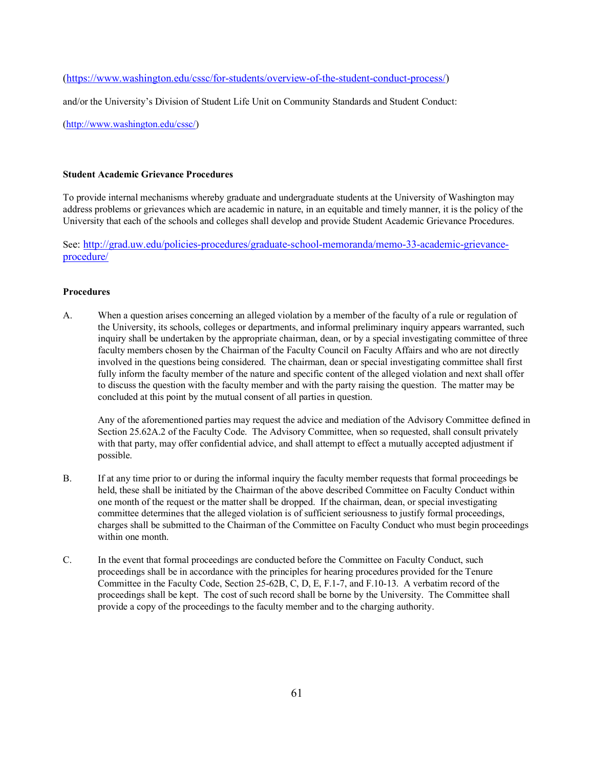(https://www.washington.edu/cssc/for-students/overview-of-the-student-conduct-process/)

and/or the University's Division of Student Life Unit on Community Standards and Student Conduct:

(http://www.washington.edu/cssc/)

**Student Academic Grievance Procedures**

To provide internal mechanisms whereby graduate and undergraduate students at the University of Washington may address problems or grievances which are academic in nature, in an equitable and timely manner, it is the policy of the University that each of the schools and colleges shall develop and provide Student Academic Grievance Procedures.

See: http://grad.uw.edu/policies-procedures/graduate-school-memoranda/memo-33-academic-grievance-procedure/

**Procedures**

A. When a question arises concerning an alleged violation by a member of the faculty of a rule or regulation of the University, its schools, colleges or departments, and informal preliminary inquiry appears warranted, such inquiry shall be undertaken by the appropriate chairman, dean, or by a special investigating committee of three faculty members chosen by the Chairman of the Faculty Council on Faculty Affairs and who are not directly involved in the questions being considered. The chairman, dean or special investigating committee shall first fully inform the faculty member of the nature and specific content of the alleged violation and next shall offer to discuss the question with the faculty member and with the party raising the question. The matter may be concluded at this point by the mutual consent of all parties in question.

   Any of the aforementioned parties may request the advice and mediation of the Advisory Committee defined in Section 25.62A.2 of the Faculty Code. The Advisory Committee, when so requested, shall consult privately with that party, may offer confidential advice, and shall attempt to effect a mutually accepted adjustment if possible.

B. If at any time prior to or during the informal inquiry the faculty member requests that formal proceedings be held, these shall be initiated by the Chairman of the above described Committee on Faculty Conduct within one month of the request or the matter shall be dropped. If the chairman, dean, or special investigating committee determines that the alleged violation is of sufficient seriousness to justify formal proceedings, charges shall be submitted to the Chairman of the Committee on Faculty Conduct who must begin proceedings within one month.

C. In the event that formal proceedings are conducted before the Committee on Faculty Conduct, such proceedings shall be in accordance with the principles for hearing procedures provided for the Tenure Committee in the Faculty Code, Section 25-62B, C, D, E, F.1-7, and F.10-13. A verbatim record of the proceedings shall be kept. The cost of such record shall be borne by the University. The Committee shall provide a copy of the proceedings to the faculty member and to the charging authority.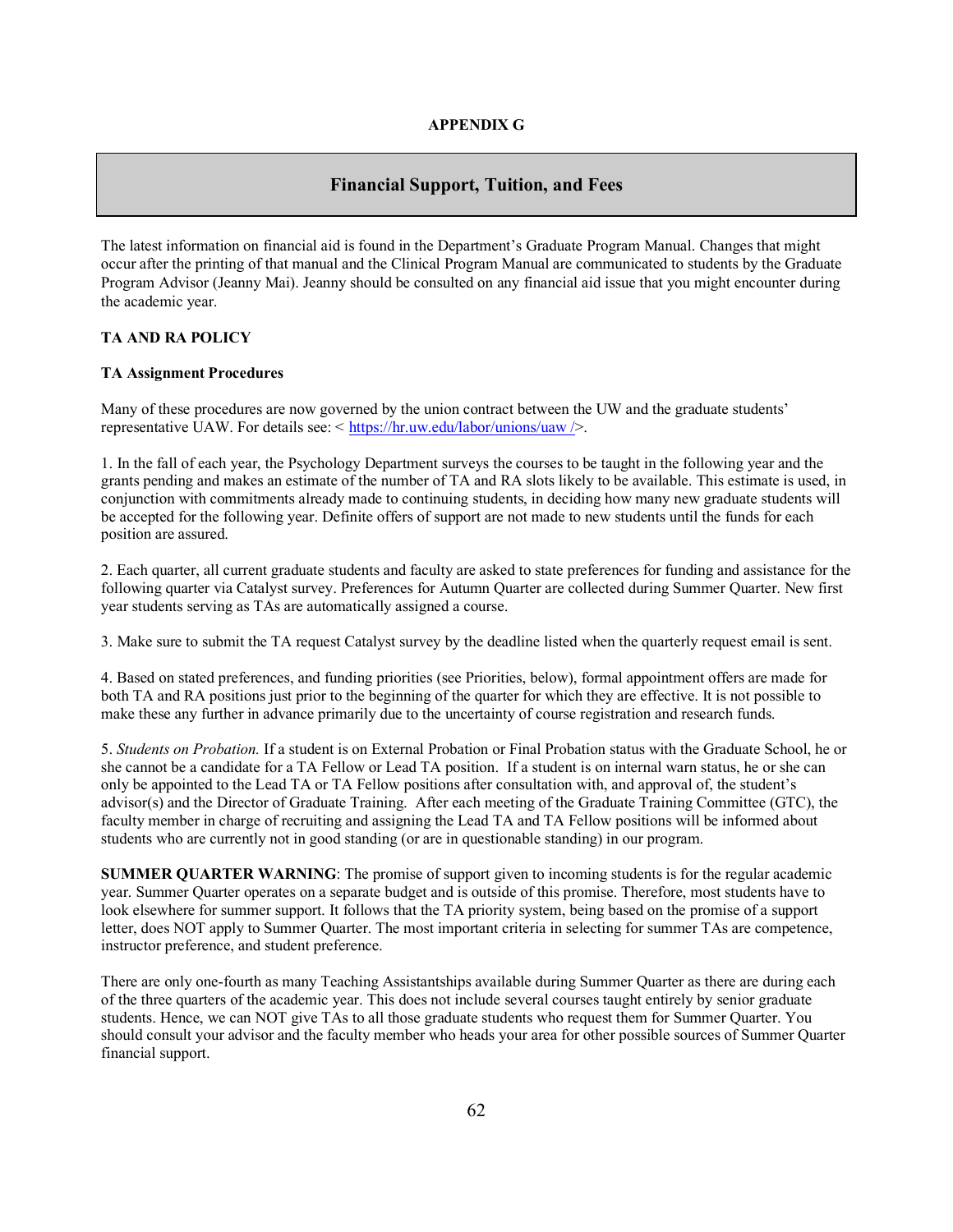**APPENDIX G**

## Financial Support, Tuition, and Fees

The latest information on financial aid is found in the Department's Graduate Program Manual. Changes that might occur after the printing of that manual and the Clinical Program Manual are communicated to students by the Graduate Program Advisor (Jeanny Mai). Jeanny should be consulted on any financial aid issue that you might encounter during the academic year.

**TA AND RA POLICY**

**TA Assignment Procedures**

Many of these procedures are now governed by the union contract between the UW and the graduate students' representative UAW. For details see: < https://hr.uw.edu/labor/unions/uaw />.

1. In the fall of each year, the Psychology Department surveys the courses to be taught in the following year and the grants pending and makes an estimate of the number of TA and RA slots likely to be available. This estimate is used, in conjunction with commitments already made to continuing students, in deciding how many new graduate students will be accepted for the following year. Definite offers of support are not made to new students until the funds for each position are assured.

2. Each quarter, all current graduate students and faculty are asked to state preferences for funding and assistance for the following quarter via Catalyst survey. Preferences for Autumn Quarter are collected during Summer Quarter. New first year students serving as TAs are automatically assigned a course.

3. Make sure to submit the TA request Catalyst survey by the deadline listed when the quarterly request email is sent.

4. Based on stated preferences, and funding priorities (see Priorities, below), formal appointment offers are made for both TA and RA positions just prior to the beginning of the quarter for which they are effective. It is not possible to make these any further in advance primarily due to the uncertainty of course registration and research funds.

5. *Students on Probation.* If a student is on External Probation or Final Probation status with the Graduate School, he or she cannot be a candidate for a TA Fellow or Lead TA position. If a student is on internal warn status, he or she can only be appointed to the Lead TA or TA Fellow positions after consultation with, and approval of, the student's advisor(s) and the Director of Graduate Training. After each meeting of the Graduate Training Committee (GTC), the faculty member in charge of recruiting and assigning the Lead TA and TA Fellow positions will be informed about students who are currently not in good standing (or are in questionable standing) in our program.

**SUMMER QUARTER WARNING**: The promise of support given to incoming students is for the regular academic year. Summer Quarter operates on a separate budget and is outside of this promise. Therefore, most students have to look elsewhere for summer support. It follows that the TA priority system, being based on the promise of a support letter, does NOT apply to Summer Quarter. The most important criteria in selecting for summer TAs are competence, instructor preference, and student preference.

There are only one-fourth as many Teaching Assistantships available during Summer Quarter as there are during each of the three quarters of the academic year. This does not include several courses taught entirely by senior graduate students. Hence, we can NOT give TAs to all those graduate students who request them for Summer Quarter. You should consult your advisor and the faculty member who heads your area for other possible sources of Summer Quarter financial support.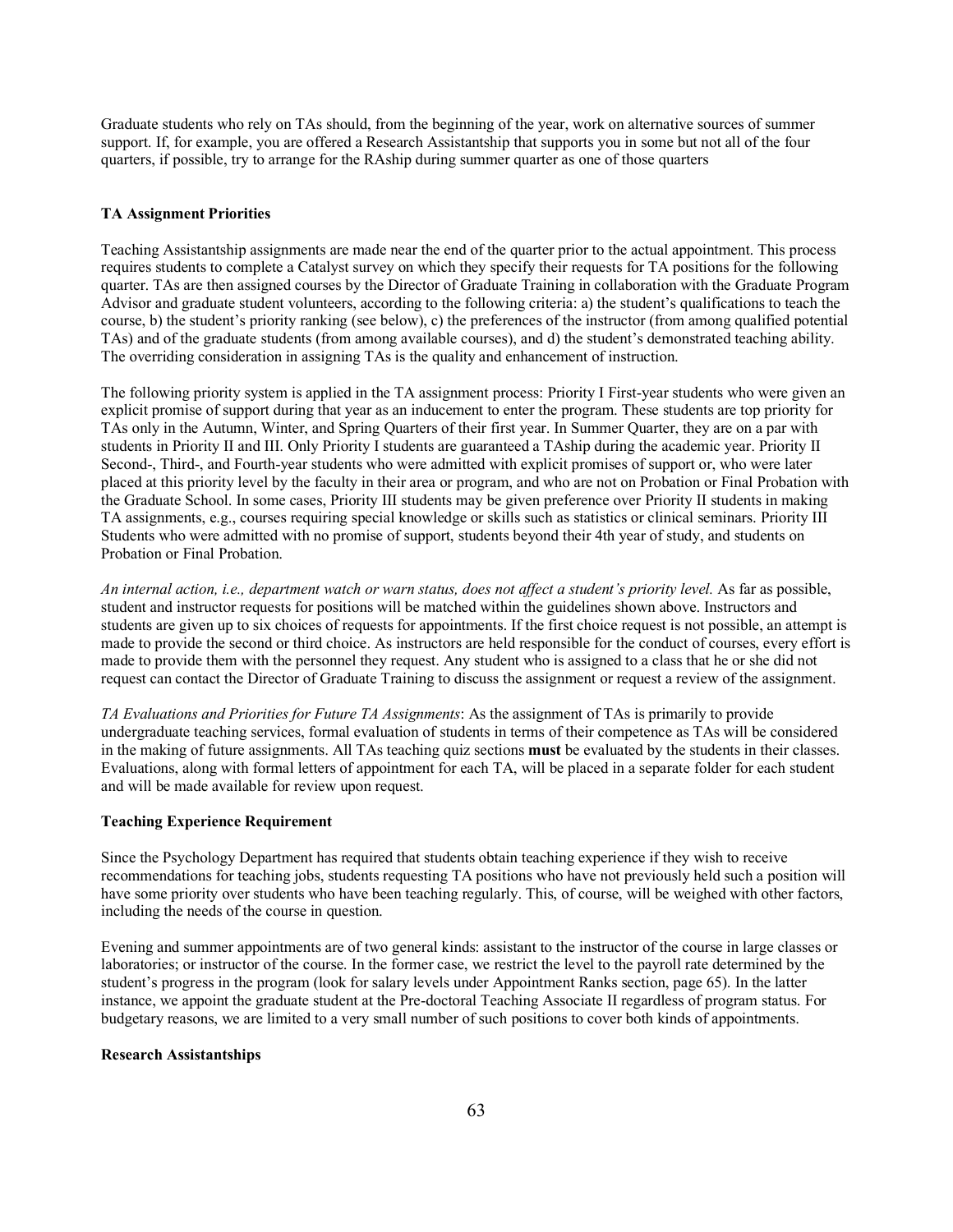Graduate students who rely on TAs should, from the beginning of the year, work on alternative sources of summer support. If, for example, you are offered a Research Assistantship that supports you in some but not all of the four quarters, if possible, try to arrange for the RAship during summer quarter as one of those quarters

**TA Assignment Priorities**

Teaching Assistantship assignments are made near the end of the quarter prior to the actual appointment. This process requires students to complete a Catalyst survey on which they specify their requests for TA positions for the following quarter. TAs are then assigned courses by the Director of Graduate Training in collaboration with the Graduate Program Advisor and graduate student volunteers, according to the following criteria: a) the student's qualifications to teach the course, b) the student's priority ranking (see below), c) the preferences of the instructor (from among qualified potential TAs) and of the graduate students (from among available courses), and d) the student's demonstrated teaching ability. The overriding consideration in assigning TAs is the quality and enhancement of instruction.

The following priority system is applied in the TA assignment process: Priority I First-year students who were given an explicit promise of support during that year as an inducement to enter the program. These students are top priority for TAs only in the Autumn, Winter, and Spring Quarters of their first year. In Summer Quarter, they are on a par with students in Priority II and III. Only Priority I students are guaranteed a TAship during the academic year. Priority II Second-, Third-, and Fourth-year students who were admitted with explicit promises of support or, who were later placed at this priority level by the faculty in their area or program, and who are not on Probation or Final Probation with the Graduate School. In some cases, Priority III students may be given preference over Priority II students in making TA assignments, e.g., courses requiring special knowledge or skills such as statistics or clinical seminars. Priority III Students who were admitted with no promise of support, students beyond their 4th year of study, and students on Probation or Final Probation.

*An internal action, i.e., department watch or warn status, does not affect a student's priority level.* As far as possible, student and instructor requests for positions will be matched within the guidelines shown above. Instructors and students are given up to six choices of requests for appointments. If the first choice request is not possible, an attempt is made to provide the second or third choice. As instructors are held responsible for the conduct of courses, every effort is made to provide them with the personnel they request. Any student who is assigned to a class that he or she did not request can contact the Director of Graduate Training to discuss the assignment or request a review of the assignment.

*TA Evaluations and Priorities for Future TA Assignments*: As the assignment of TAs is primarily to provide undergraduate teaching services, formal evaluation of students in terms of their competence as TAs will be considered in the making of future assignments. All TAs teaching quiz sections **must** be evaluated by the students in their classes. Evaluations, along with formal letters of appointment for each TA, will be placed in a separate folder for each student and will be made available for review upon request.

**Teaching Experience Requirement**

Since the Psychology Department has required that students obtain teaching experience if they wish to receive recommendations for teaching jobs, students requesting TA positions who have not previously held such a position will have some priority over students who have been teaching regularly. This, of course, will be weighed with other factors, including the needs of the course in question.

Evening and summer appointments are of two general kinds: assistant to the instructor of the course in large classes or laboratories; or instructor of the course. In the former case, we restrict the level to the payroll rate determined by the student's progress in the program (look for salary levels under Appointment Ranks section, page 65). In the latter instance, we appoint the graduate student at the Pre-doctoral Teaching Associate II regardless of program status. For budgetary reasons, we are limited to a very small number of such positions to cover both kinds of appointments.

**Research Assistantships**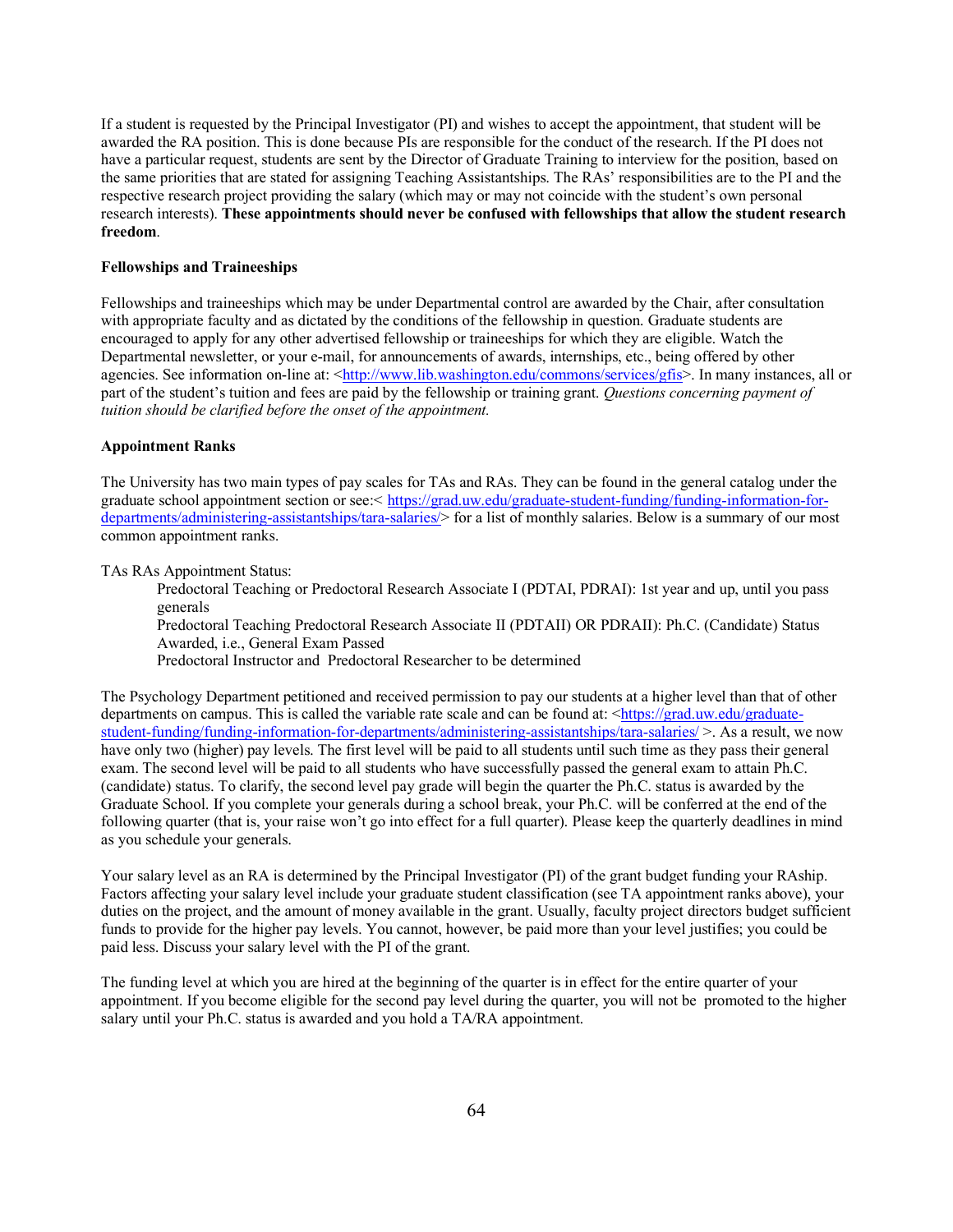If a student is requested by the Principal Investigator (PI) and wishes to accept the appointment, that student will be awarded the RA position. This is done because PIs are responsible for the conduct of the research. If the PI does not have a particular request, students are sent by the Director of Graduate Training to interview for the position, based on the same priorities that are stated for assigning Teaching Assistantships. The RAs' responsibilities are to the PI and the respective research project providing the salary (which may or may not coincide with the student's own personal research interests). **These appointments should never be confused with fellowships that allow the student research freedom**.

**Fellowships and Traineeships**

Fellowships and traineeships which may be under Departmental control are awarded by the Chair, after consultation with appropriate faculty and as dictated by the conditions of the fellowship in question. Graduate students are encouraged to apply for any other advertised fellowship or traineeships for which they are eligible. Watch the Departmental newsletter, or your e-mail, for announcements of awards, internships, etc., being offered by other agencies. See information on-line at: <http://www.lib.washington.edu/commons/services/gfis>. In many instances, all or part of the student's tuition and fees are paid by the fellowship or training grant. *Questions concerning payment of tuition should be clarified before the onset of the appointment.*

**Appointment Ranks**

The University has two main types of pay scales for TAs and RAs. They can be found in the general catalog under the graduate school appointment section or see:< https://grad.uw.edu/graduate-student-funding/funding-information-for-departments/administering-assistantships/tara-salaries/> for a list of monthly salaries. Below is a summary of our most common appointment ranks.

TAs RAs Appointment Status:

> Predoctoral Teaching or Predoctoral Research Associate I (PDTAI, PDRAI): 1st year and up, until you pass generals
> Predoctoral Teaching Predoctoral Research Associate II (PDTAII) OR PDRAII): Ph.C. (Candidate) Status Awarded, i.e., General Exam Passed
> Predoctoral Instructor and Predoctoral Researcher to be determined

The Psychology Department petitioned and received permission to pay our students at a higher level than that of other departments on campus. This is called the variable rate scale and can be found at: <https://grad.uw.edu/graduate-student-funding/funding-information-for-departments/administering-assistantships/tara-salaries/ >. As a result, we now have only two (higher) pay levels. The first level will be paid to all students until such time as they pass their general exam. The second level will be paid to all students who have successfully passed the general exam to attain Ph.C. (candidate) status. To clarify, the second level pay grade will begin the quarter the Ph.C. status is awarded by the Graduate School. If you complete your generals during a school break, your Ph.C. will be conferred at the end of the following quarter (that is, your raise won't go into effect for a full quarter). Please keep the quarterly deadlines in mind as you schedule your generals.

Your salary level as an RA is determined by the Principal Investigator (PI) of the grant budget funding your RAship. Factors affecting your salary level include your graduate student classification (see TA appointment ranks above), your duties on the project, and the amount of money available in the grant. Usually, faculty project directors budget sufficient funds to provide for the higher pay levels. You cannot, however, be paid more than your level justifies; you could be paid less. Discuss your salary level with the PI of the grant.

The funding level at which you are hired at the beginning of the quarter is in effect for the entire quarter of your appointment. If you become eligible for the second pay level during the quarter, you will not be promoted to the higher salary until your Ph.C. status is awarded and you hold a TA/RA appointment.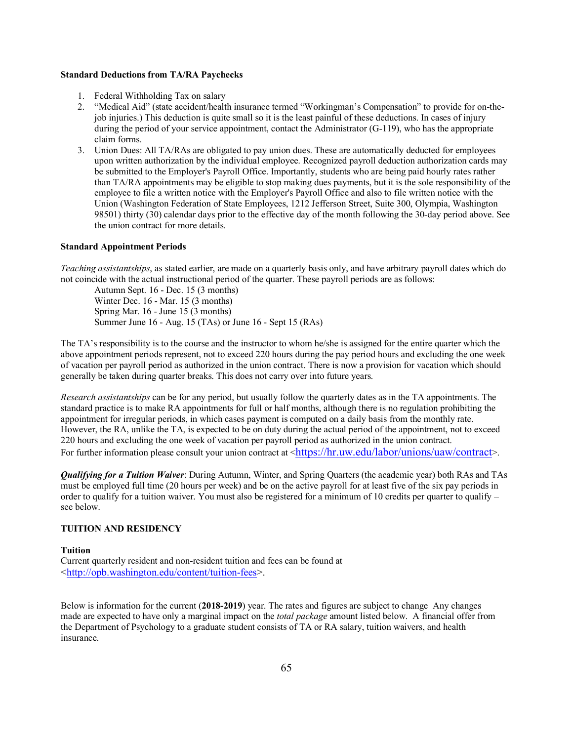**Standard Deductions from TA/RA Paychecks**

1. Federal Withholding Tax on salary
2. "Medical Aid" (state accident/health insurance termed "Workingman's Compensation" to provide for on-the-job injuries.) This deduction is quite small so it is the least painful of these deductions. In cases of injury during the period of your service appointment, contact the Administrator (G-119), who has the appropriate claim forms.
3. Union Dues: All TA/RAs are obligated to pay union dues. These are automatically deducted for employees upon written authorization by the individual employee. Recognized payroll deduction authorization cards may be submitted to the Employer's Payroll Office. Importantly, students who are being paid hourly rates rather than TA/RA appointments may be eligible to stop making dues payments, but it is the sole responsibility of the employee to file a written notice with the Employer's Payroll Office and also to file written notice with the Union (Washington Federation of State Employees, 1212 Jefferson Street, Suite 300, Olympia, Washington 98501) thirty (30) calendar days prior to the effective day of the month following the 30-day period above. See the union contract for more details.

**Standard Appointment Periods**

*Teaching assistantships*, as stated earlier, are made on a quarterly basis only, and have arbitrary payroll dates which do not coincide with the actual instructional period of the quarter. These payroll periods are as follows:

Autumn Sept. 16 - Dec. 15 (3 months)
Winter Dec. 16 - Mar. 15 (3 months)
Spring Mar. 16 - June 15 (3 months)
Summer June 16 - Aug. 15 (TAs) or June 16 - Sept 15 (RAs)

The TA's responsibility is to the course and the instructor to whom he/she is assigned for the entire quarter which the above appointment periods represent, not to exceed 220 hours during the pay period hours and excluding the one week of vacation per payroll period as authorized in the union contract. There is now a provision for vacation which should generally be taken during quarter breaks. This does not carry over into future years.

*Research assistantships* can be for any period, but usually follow the quarterly dates as in the TA appointments. The standard practice is to make RA appointments for full or half months, although there is no regulation prohibiting the appointment for irregular periods, in which cases payment is computed on a daily basis from the monthly rate. However, the RA, unlike the TA, is expected to be on duty during the actual period of the appointment, not to exceed 220 hours and excluding the one week of vacation per payroll period as authorized in the union contract. For further information please consult your union contract at <https://hr.uw.edu/labor/unions/uaw/contract>.

***Qualifying for a Tuition Waiver***: During Autumn, Winter, and Spring Quarters (the academic year) both RAs and TAs must be employed full time (20 hours per week) and be on the active payroll for at least five of the six pay periods in order to qualify for a tuition waiver. You must also be registered for a minimum of 10 credits per quarter to qualify – see below.

**TUITION AND RESIDENCY**

**Tuition**

Current quarterly resident and non-resident tuition and fees can be found at <http://opb.washington.edu/content/tuition-fees>.

Below is information for the current (**2018-2019**) year. The rates and figures are subject to change Any changes made are expected to have only a marginal impact on the *total package* amount listed below. A financial offer from the Department of Psychology to a graduate student consists of TA or RA salary, tuition waivers, and health insurance.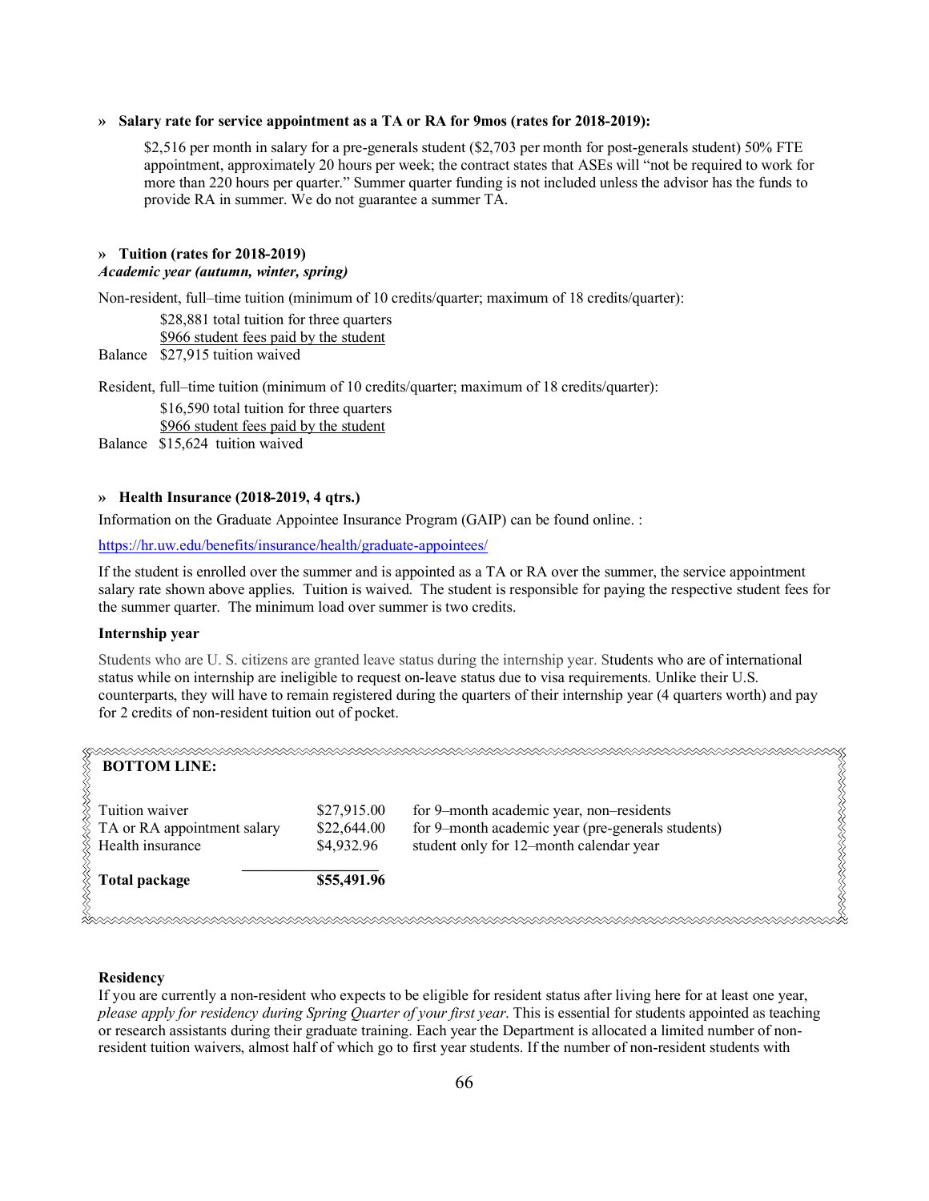**» Salary rate for service appointment as a TA or RA for 9mos (rates for 2018-2019):**

> $2,516 per month in salary for a pre-generals student ($2,703 per month for post-generals student) 50% FTE appointment, approximately 20 hours per week; the contract states that ASEs will "not be required to work for more than 220 hours per quarter." Summer quarter funding is not included unless the advisor has the funds to provide RA in summer. We do not guarantee a summer TA.

**» Tuition (rates for 2018-2019)**

***Academic year (autumn, winter, spring)***

Non-resident, full–time tuition (minimum of 10 credits/quarter; maximum of 18 credits/quarter):

| | |
|---|---|
| | $28,881 total tuition for three quarters |
| | <u>$966 student fees paid by the student</u> |
| Balance | $27,915 tuition waived |

Resident, full–time tuition (minimum of 10 credits/quarter; maximum of 18 credits/quarter):

| | |
|---|---|
| | $16,590 total tuition for three quarters |
| | <u>$966 student fees paid by the student</u> |
| Balance | $15,624 tuition waived |

**» Health Insurance (2018-2019, 4 qtrs.)**

Information on the Graduate Appointee Insurance Program (GAIP) can be found online. :

https://hr.uw.edu/benefits/insurance/health/graduate-appointees/

If the student is enrolled over the summer and is appointed as a TA or RA over the summer, the service appointment salary rate shown above applies. Tuition is waived. The student is responsible for paying the respective student fees for the summer quarter. The minimum load over summer is two credits.

**Internship year**

Students who are U. S. citizens are granted leave status during the internship year. Students who are of international status while on internship are ineligible to request on-leave status due to visa requirements. Unlike their U.S. counterparts, they will have to remain registered during the quarters of their internship year (4 quarters worth) and pay for 2 credits of non-resident tuition out of pocket.

**BOTTOM LINE:**

| | | |
|---|---|---|
| Tuition waiver | $27,915.00 | for 9–month academic year, non–residents |
| TA or RA appointment salary | $22,644.00 | for 9–month academic year (pre-generals students) |
| Health insurance | $4,932.96 | student only for 12–month calendar year |
| **Total package** | **$55,491.96** | |

**Residency**

If you are currently a non-resident who expects to be eligible for resident status after living here for at least one year, *please apply for residency during Spring Quarter of your first year*. This is essential for students appointed as teaching or research assistants during their graduate training. Each year the Department is allocated a limited number of non-resident tuition waivers, almost half of which go to first year students. If the number of non-resident students with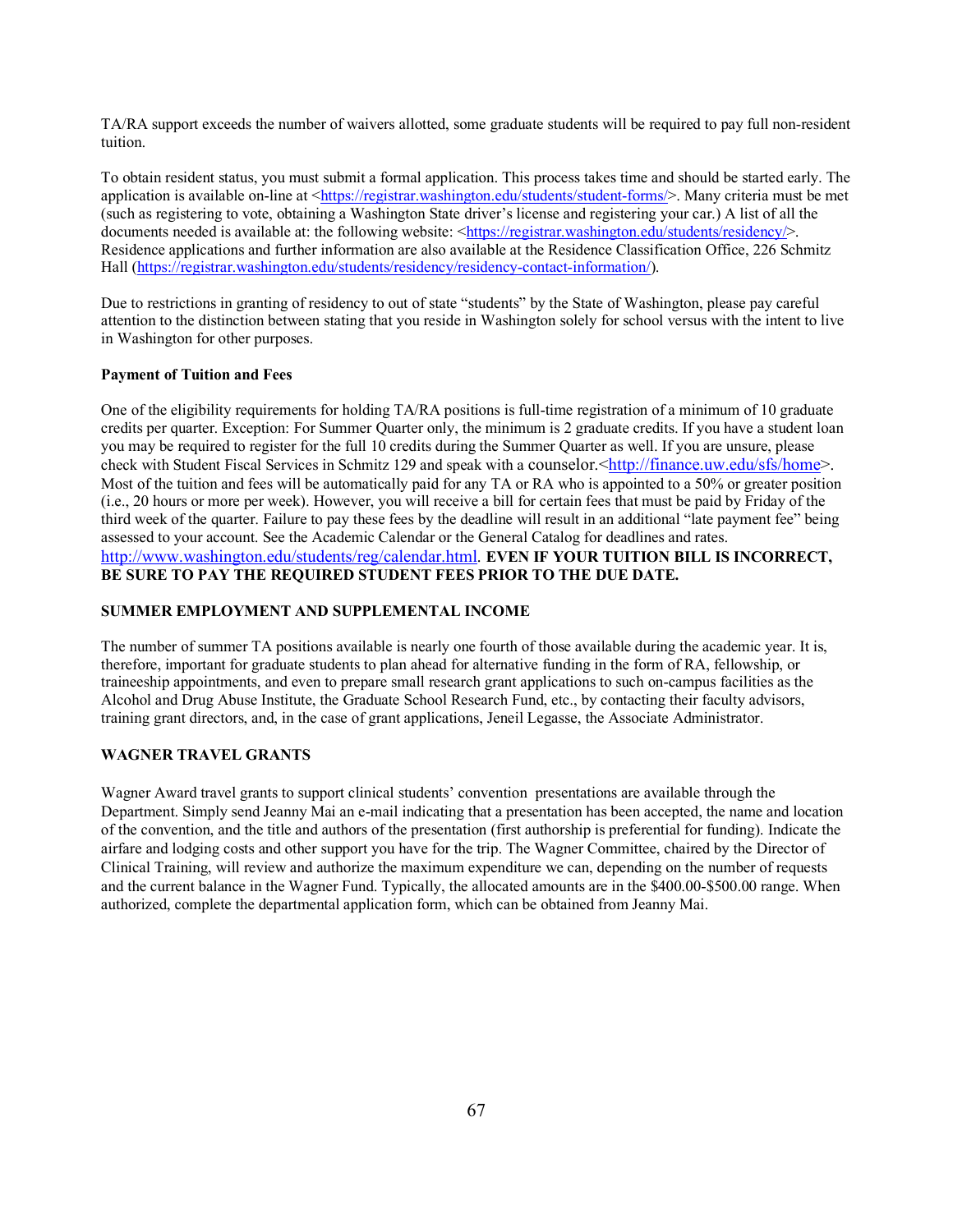TA/RA support exceeds the number of waivers allotted, some graduate students will be required to pay full non-resident tuition.

To obtain resident status, you must submit a formal application. This process takes time and should be started early. The application is available on-line at <https://registrar.washington.edu/students/student-forms/>. Many criteria must be met (such as registering to vote, obtaining a Washington State driver's license and registering your car.) A list of all the documents needed is available at: the following website: <https://registrar.washington.edu/students/residency/>. Residence applications and further information are also available at the Residence Classification Office, 226 Schmitz Hall (https://registrar.washington.edu/students/residency/residency-contact-information/).

Due to restrictions in granting of residency to out of state "students" by the State of Washington, please pay careful attention to the distinction between stating that you reside in Washington solely for school versus with the intent to live in Washington for other purposes.

**Payment of Tuition and Fees**

One of the eligibility requirements for holding TA/RA positions is full-time registration of a minimum of 10 graduate credits per quarter. Exception: For Summer Quarter only, the minimum is 2 graduate credits. If you have a student loan you may be required to register for the full 10 credits during the Summer Quarter as well. If you are unsure, please check with Student Fiscal Services in Schmitz 129 and speak with a counselor.<http://finance.uw.edu/sfs/home>. Most of the tuition and fees will be automatically paid for any TA or RA who is appointed to a 50% or greater position (i.e., 20 hours or more per week). However, you will receive a bill for certain fees that must be paid by Friday of the third week of the quarter. Failure to pay these fees by the deadline will result in an additional "late payment fee" being assessed to your account. See the Academic Calendar or the General Catalog for deadlines and rates. http://www.washington.edu/students/reg/calendar.html. **EVEN IF YOUR TUITION BILL IS INCORRECT, BE SURE TO PAY THE REQUIRED STUDENT FEES PRIOR TO THE DUE DATE.**

## SUMMER EMPLOYMENT AND SUPPLEMENTAL INCOME

The number of summer TA positions available is nearly one fourth of those available during the academic year. It is, therefore, important for graduate students to plan ahead for alternative funding in the form of RA, fellowship, or traineeship appointments, and even to prepare small research grant applications to such on-campus facilities as the Alcohol and Drug Abuse Institute, the Graduate School Research Fund, etc., by contacting their faculty advisors, training grant directors, and, in the case of grant applications, Jeneil Legasse, the Associate Administrator.

## WAGNER TRAVEL GRANTS

Wagner Award travel grants to support clinical students' convention presentations are available through the Department. Simply send Jeanny Mai an e-mail indicating that a presentation has been accepted, the name and location of the convention, and the title and authors of the presentation (first authorship is preferential for funding). Indicate the airfare and lodging costs and other support you have for the trip. The Wagner Committee, chaired by the Director of Clinical Training, will review and authorize the maximum expenditure we can, depending on the number of requests and the current balance in the Wagner Fund. Typically, the allocated amounts are in the $400.00-$500.00 range. When authorized, complete the departmental application form, which can be obtained from Jeanny Mai.